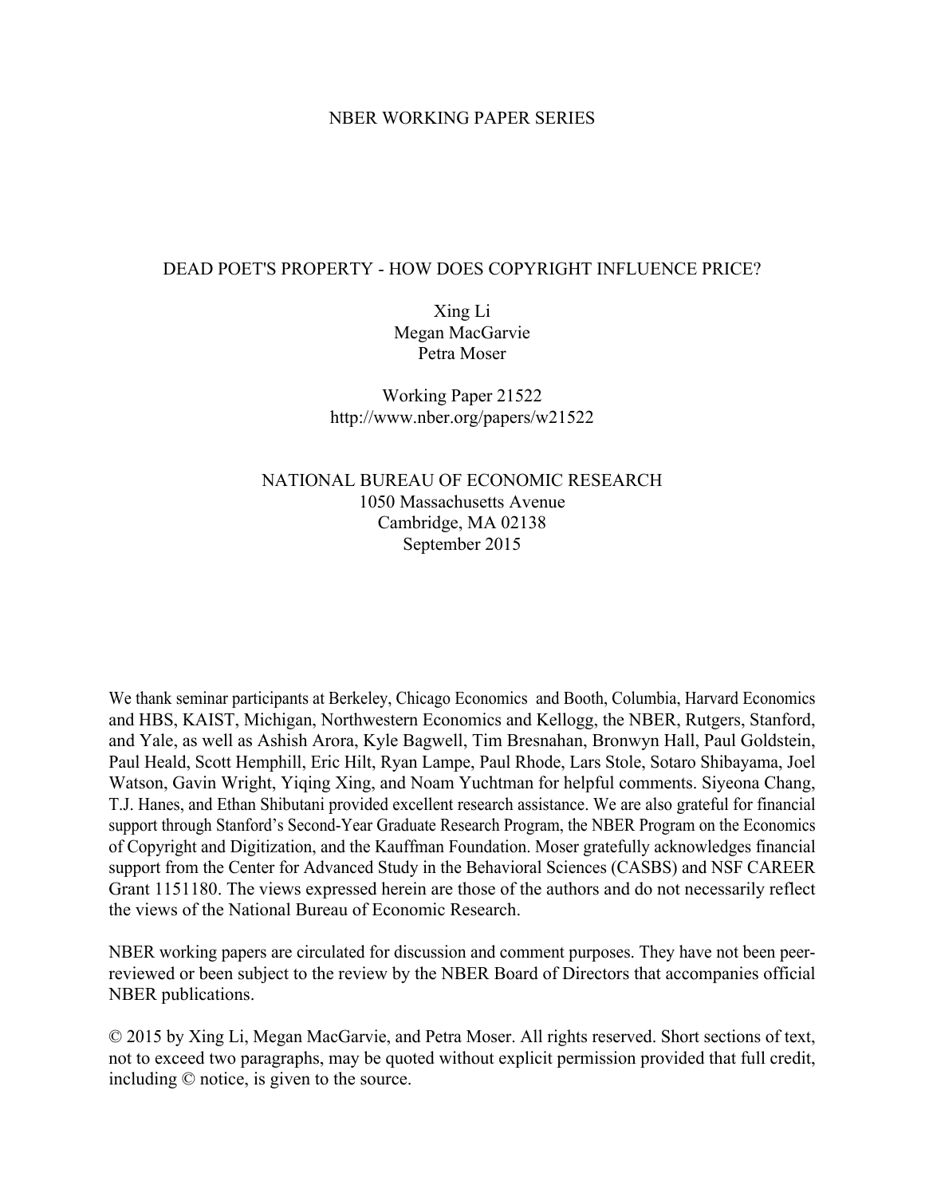NBER WORKING PAPER SERIES

# DEAD POET'S PROPERTY - HOW DOES COPYRIGHT INFLUENCE PRICE?

Xing Li
Megan MacGarvie
Petra Moser

Working Paper 21522
http://www.nber.org/papers/w21522

NATIONAL BUREAU OF ECONOMIC RESEARCH
1050 Massachusetts Avenue
Cambridge, MA 02138
September 2015

We thank seminar participants at Berkeley, Chicago Economics and Booth, Columbia, Harvard Economics and HBS, KAIST, Michigan, Northwestern Economics and Kellogg, the NBER, Rutgers, Stanford, and Yale, as well as Ashish Arora, Kyle Bagwell, Tim Bresnahan, Bronwyn Hall, Paul Goldstein, Paul Heald, Scott Hemphill, Eric Hilt, Ryan Lampe, Paul Rhode, Lars Stole, Sotaro Shibayama, Joel Watson, Gavin Wright, Yiqing Xing, and Noam Yuchtman for helpful comments. Siyeona Chang, T.J. Hanes, and Ethan Shibutani provided excellent research assistance. We are also grateful for financial support through Stanford's Second-Year Graduate Research Program, the NBER Program on the Economics of Copyright and Digitization, and the Kauffman Foundation. Moser gratefully acknowledges financial support from the Center for Advanced Study in the Behavioral Sciences (CASBS) and NSF CAREER Grant 1151180. The views expressed herein are those of the authors and do not necessarily reflect the views of the National Bureau of Economic Research.

NBER working papers are circulated for discussion and comment purposes. They have not been peer-reviewed or been subject to the review by the NBER Board of Directors that accompanies official NBER publications.

© 2015 by Xing Li, Megan MacGarvie, and Petra Moser. All rights reserved. Short sections of text, not to exceed two paragraphs, may be quoted without explicit permission provided that full credit, including © notice, is given to the source.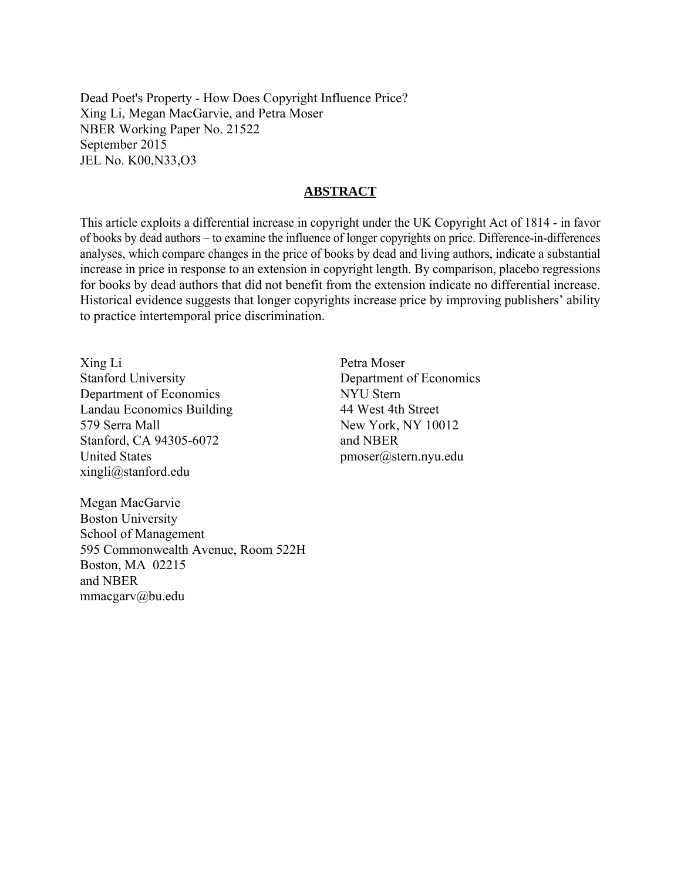Dead Poet's Property - How Does Copyright Influence Price?
Xing Li, Megan MacGarvie, and Petra Moser
NBER Working Paper No. 21522
September 2015
JEL No. K00,N33,O3

## ABSTRACT

This article exploits a differential increase in copyright under the UK Copyright Act of 1814 - in favor of books by dead authors – to examine the influence of longer copyrights on price. Difference-in-differences analyses, which compare changes in the price of books by dead and living authors, indicate a substantial increase in price in response to an extension in copyright length. By comparison, placebo regressions for books by dead authors that did not benefit from the extension indicate no differential increase. Historical evidence suggests that longer copyrights increase price by improving publishers' ability to practice intertemporal price discrimination.

Xing Li
Stanford University
Department of Economics
Landau Economics Building
579 Serra Mall
Stanford, CA 94305-6072
United States
xingli@stanford.edu

Megan MacGarvie
Boston University
School of Management
595 Commonwealth Avenue, Room 522H
Boston, MA 02215
and NBER
mmacgarv@bu.edu

Petra Moser
Department of Economics
NYU Stern
44 West 4th Street
New York, NY 10012
and NBER
pmoser@stern.nyu.edu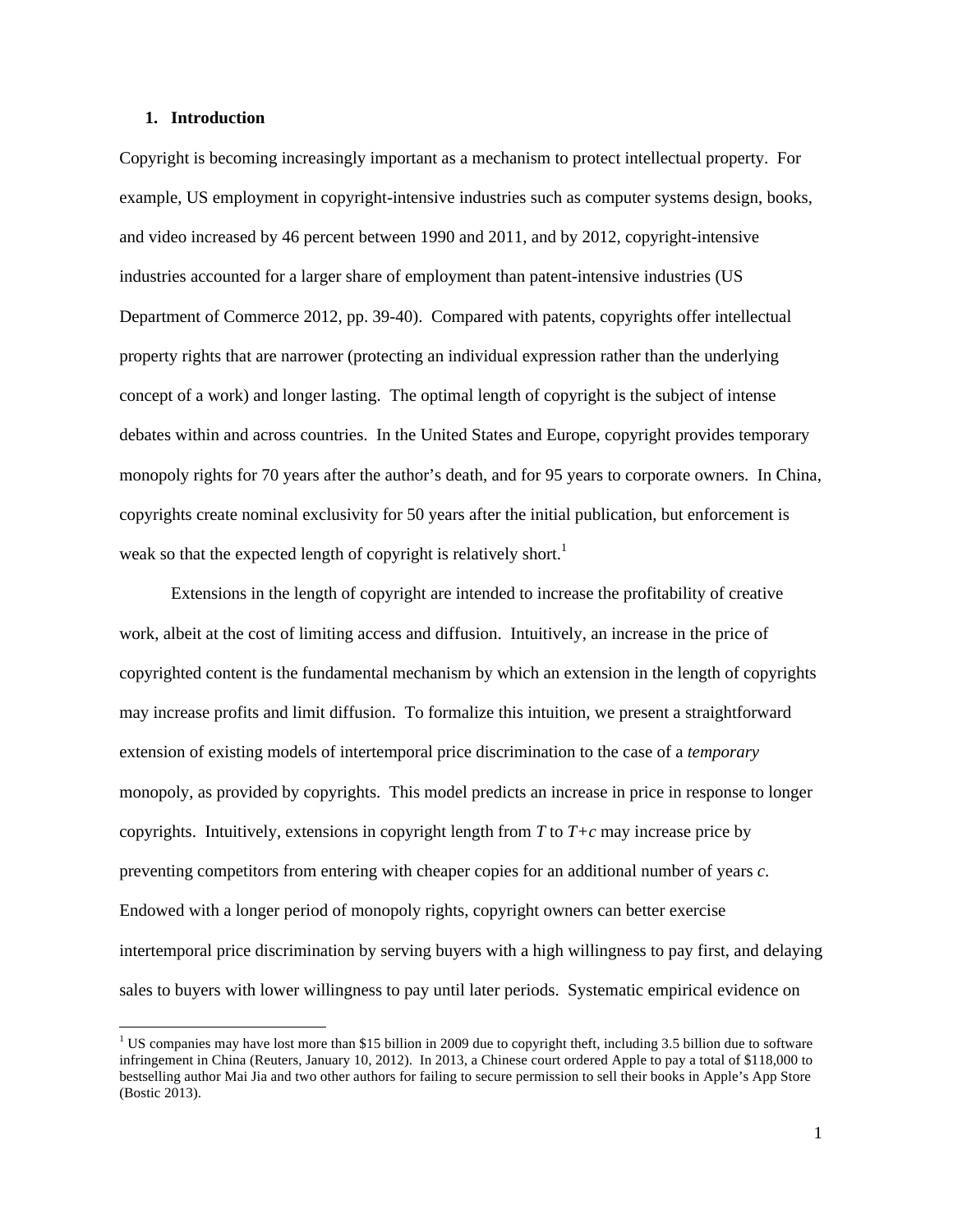## 1. Introduction

Copyright is becoming increasingly important as a mechanism to protect intellectual property. For example, US employment in copyright-intensive industries such as computer systems design, books, and video increased by 46 percent between 1990 and 2011, and by 2012, copyright-intensive industries accounted for a larger share of employment than patent-intensive industries (US Department of Commerce 2012, pp. 39-40). Compared with patents, copyrights offer intellectual property rights that are narrower (protecting an individual expression rather than the underlying concept of a work) and longer lasting. The optimal length of copyright is the subject of intense debates within and across countries. In the United States and Europe, copyright provides temporary monopoly rights for 70 years after the author's death, and for 95 years to corporate owners. In China, copyrights create nominal exclusivity for 50 years after the initial publication, but enforcement is weak so that the expected length of copyright is relatively short.[1]

Extensions in the length of copyright are intended to increase the profitability of creative work, albeit at the cost of limiting access and diffusion. Intuitively, an increase in the price of copyrighted content is the fundamental mechanism by which an extension in the length of copyrights may increase profits and limit diffusion. To formalize this intuition, we present a straightforward extension of existing models of intertemporal price discrimination to the case of a *temporary* monopoly, as provided by copyrights. This model predicts an increase in price in response to longer copyrights. Intuitively, extensions in copyright length from $T$ to $T+c$ may increase price by preventing competitors from entering with cheaper copies for an additional number of years $c$. Endowed with a longer period of monopoly rights, copyright owners can better exercise intertemporal price discrimination by serving buyers with a high willingness to pay first, and delaying sales to buyers with lower willingness to pay until later periods. Systematic empirical evidence on

[1] US companies may have lost more than $15 billion in 2009 due to copyright theft, including 3.5 billion due to software infringement in China (Reuters, January 10, 2012). In 2013, a Chinese court ordered Apple to pay a total of $118,000 to bestselling author Mai Jia and two other authors for failing to secure permission to sell their books in Apple's App Store (Bostic 2013).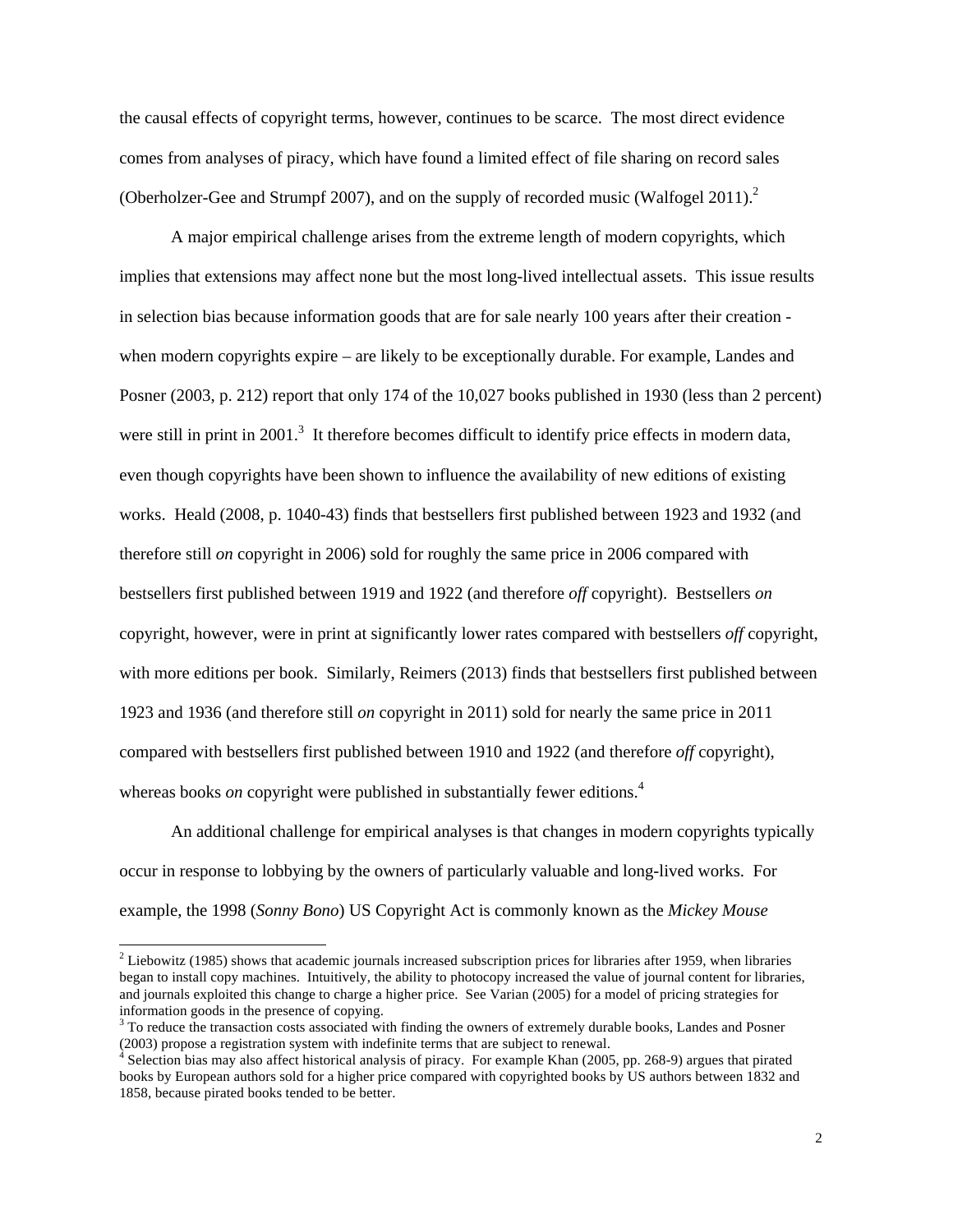the causal effects of copyright terms, however, continues to be scarce. The most direct evidence comes from analyses of piracy, which have found a limited effect of file sharing on record sales (Oberholzer-Gee and Strumpf 2007), and on the supply of recorded music (Walfogel 2011).[2]

A major empirical challenge arises from the extreme length of modern copyrights, which implies that extensions may affect none but the most long-lived intellectual assets. This issue results in selection bias because information goods that are for sale nearly 100 years after their creation - when modern copyrights expire – are likely to be exceptionally durable. For example, Landes and Posner (2003, p. 212) report that only 174 of the 10,027 books published in 1930 (less than 2 percent) were still in print in 2001.[3] It therefore becomes difficult to identify price effects in modern data, even though copyrights have been shown to influence the availability of new editions of existing works. Heald (2008, p. 1040-43) finds that bestsellers first published between 1923 and 1932 (and therefore still *on* copyright in 2006) sold for roughly the same price in 2006 compared with bestsellers first published between 1919 and 1922 (and therefore *off* copyright). Bestsellers *on* copyright, however, were in print at significantly lower rates compared with bestsellers *off* copyright, with more editions per book. Similarly, Reimers (2013) finds that bestsellers first published between 1923 and 1936 (and therefore still *on* copyright in 2011) sold for nearly the same price in 2011 compared with bestsellers first published between 1910 and 1922 (and therefore *off* copyright), whereas books *on* copyright were published in substantially fewer editions.[4]

An additional challenge for empirical analyses is that changes in modern copyrights typically occur in response to lobbying by the owners of particularly valuable and long-lived works. For example, the 1998 (*Sonny Bono*) US Copyright Act is commonly known as the *Mickey Mouse*

---

[2] Liebowitz (1985) shows that academic journals increased subscription prices for libraries after 1959, when libraries began to install copy machines. Intuitively, the ability to photocopy increased the value of journal content for libraries, and journals exploited this change to charge a higher price. See Varian (2005) for a model of pricing strategies for information goods in the presence of copying.

[3] To reduce the transaction costs associated with finding the owners of extremely durable books, Landes and Posner (2003) propose a registration system with indefinite terms that are subject to renewal.

[4] Selection bias may also affect historical analysis of piracy. For example Khan (2005, pp. 268-9) argues that pirated books by European authors sold for a higher price compared with copyrighted books by US authors between 1832 and 1858, because pirated books tended to be better.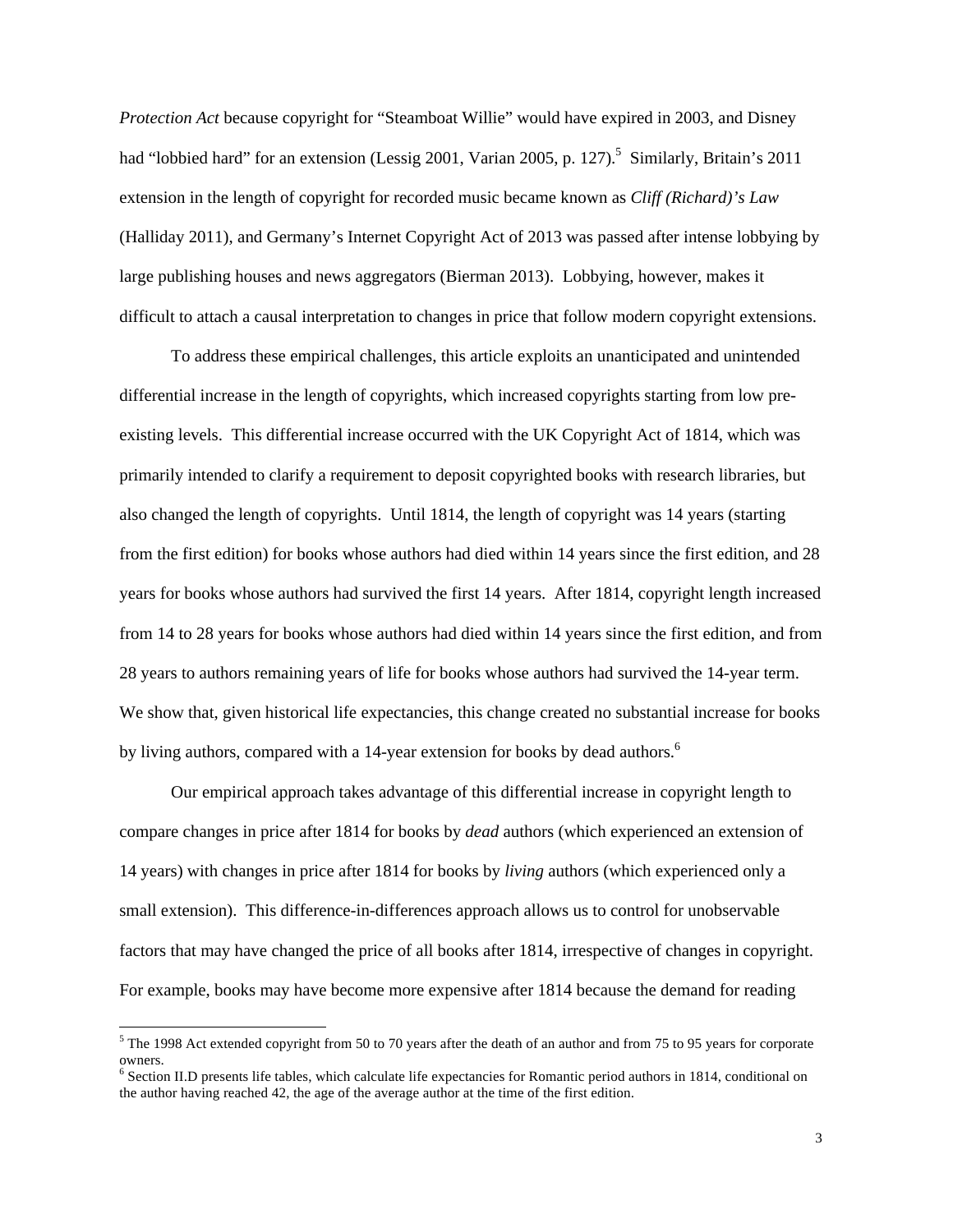*Protection Act* because copyright for "Steamboat Willie" would have expired in 2003, and Disney had "lobbied hard" for an extension (Lessig 2001, Varian 2005, p. 127).[5] Similarly, Britain's 2011 extension in the length of copyright for recorded music became known as *Cliff (Richard)'s Law* (Halliday 2011), and Germany's Internet Copyright Act of 2013 was passed after intense lobbying by large publishing houses and news aggregators (Bierman 2013). Lobbying, however, makes it difficult to attach a causal interpretation to changes in price that follow modern copyright extensions.

To address these empirical challenges, this article exploits an unanticipated and unintended differential increase in the length of copyrights, which increased copyrights starting from low pre-existing levels. This differential increase occurred with the UK Copyright Act of 1814, which was primarily intended to clarify a requirement to deposit copyrighted books with research libraries, but also changed the length of copyrights. Until 1814, the length of copyright was 14 years (starting from the first edition) for books whose authors had died within 14 years since the first edition, and 28 years for books whose authors had survived the first 14 years. After 1814, copyright length increased from 14 to 28 years for books whose authors had died within 14 years since the first edition, and from 28 years to authors remaining years of life for books whose authors had survived the 14-year term. We show that, given historical life expectancies, this change created no substantial increase for books by living authors, compared with a 14-year extension for books by dead authors.[6]

Our empirical approach takes advantage of this differential increase in copyright length to compare changes in price after 1814 for books by *dead* authors (which experienced an extension of 14 years) with changes in price after 1814 for books by *living* authors (which experienced only a small extension). This difference-in-differences approach allows us to control for unobservable factors that may have changed the price of all books after 1814, irrespective of changes in copyright. For example, books may have become more expensive after 1814 because the demand for reading

[5] The 1998 Act extended copyright from 50 to 70 years after the death of an author and from 75 to 95 years for corporate owners.

[6] Section II.D presents life tables, which calculate life expectancies for Romantic period authors in 1814, conditional on the author having reached 42, the age of the average author at the time of the first edition.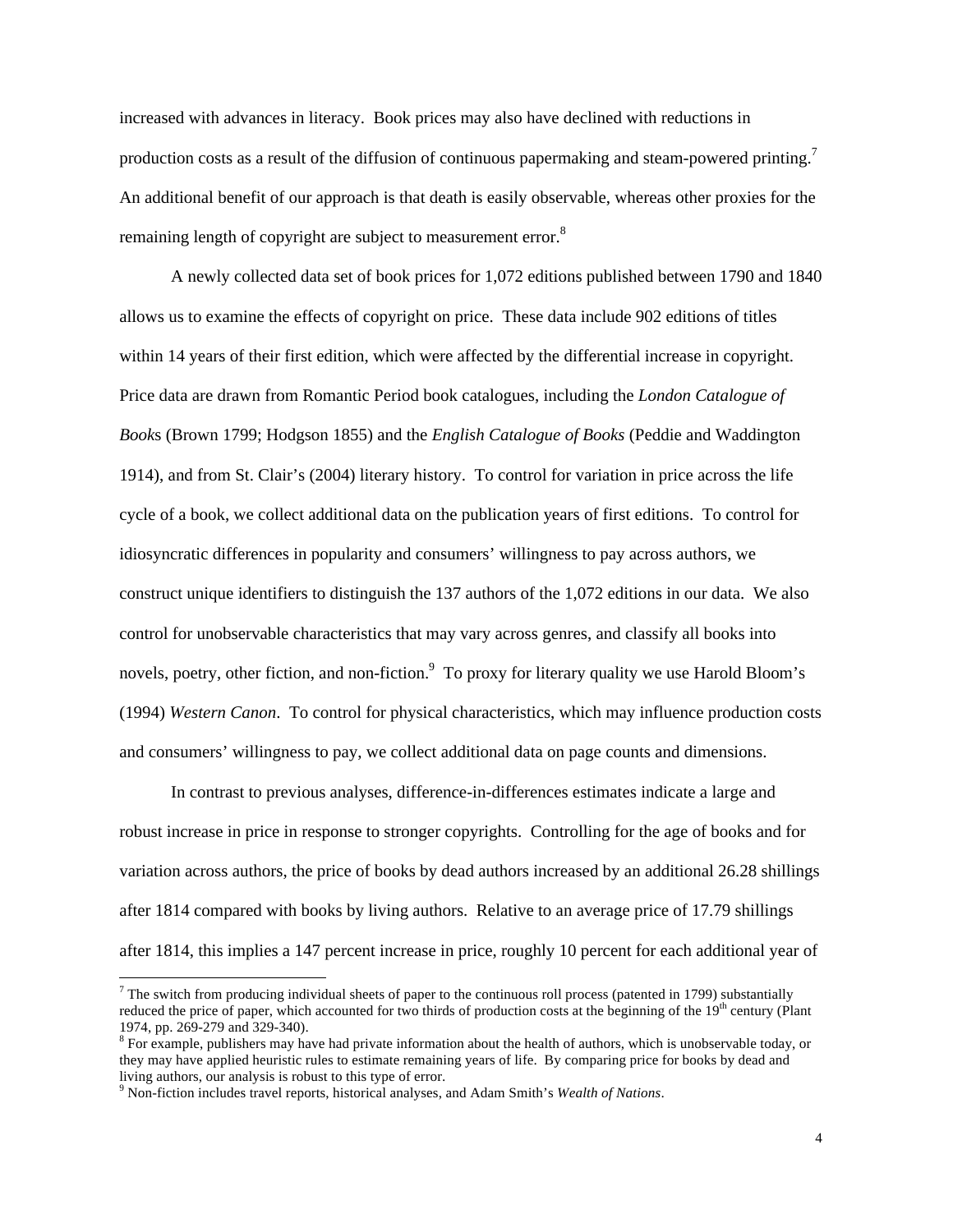increased with advances in literacy. Book prices may also have declined with reductions in production costs as a result of the diffusion of continuous papermaking and steam-powered printing.[7] An additional benefit of our approach is that death is easily observable, whereas other proxies for the remaining length of copyright are subject to measurement error.[8]

A newly collected data set of book prices for 1,072 editions published between 1790 and 1840 allows us to examine the effects of copyright on price. These data include 902 editions of titles within 14 years of their first edition, which were affected by the differential increase in copyright. Price data are drawn from Romantic Period book catalogues, including the *London Catalogue of Book*s (Brown 1799; Hodgson 1855) and the *English Catalogue of Books* (Peddie and Waddington 1914), and from St. Clair's (2004) literary history. To control for variation in price across the life cycle of a book, we collect additional data on the publication years of first editions. To control for idiosyncratic differences in popularity and consumers' willingness to pay across authors, we construct unique identifiers to distinguish the 137 authors of the 1,072 editions in our data. We also control for unobservable characteristics that may vary across genres, and classify all books into novels, poetry, other fiction, and non-fiction.[9] To proxy for literary quality we use Harold Bloom's (1994) *Western Canon*. To control for physical characteristics, which may influence production costs and consumers' willingness to pay, we collect additional data on page counts and dimensions.

In contrast to previous analyses, difference-in-differences estimates indicate a large and robust increase in price in response to stronger copyrights. Controlling for the age of books and for variation across authors, the price of books by dead authors increased by an additional 26.28 shillings after 1814 compared with books by living authors. Relative to an average price of 17.79 shillings after 1814, this implies a 147 percent increase in price, roughly 10 percent for each additional year of

[7] The switch from producing individual sheets of paper to the continuous roll process (patented in 1799) substantially reduced the price of paper, which accounted for two thirds of production costs at the beginning of the 19th century (Plant 1974, pp. 269-279 and 329-340).

[8] For example, publishers may have had private information about the health of authors, which is unobservable today, or they may have applied heuristic rules to estimate remaining years of life. By comparing price for books by dead and living authors, our analysis is robust to this type of error.

[9] Non-fiction includes travel reports, historical analyses, and Adam Smith's *Wealth of Nations*.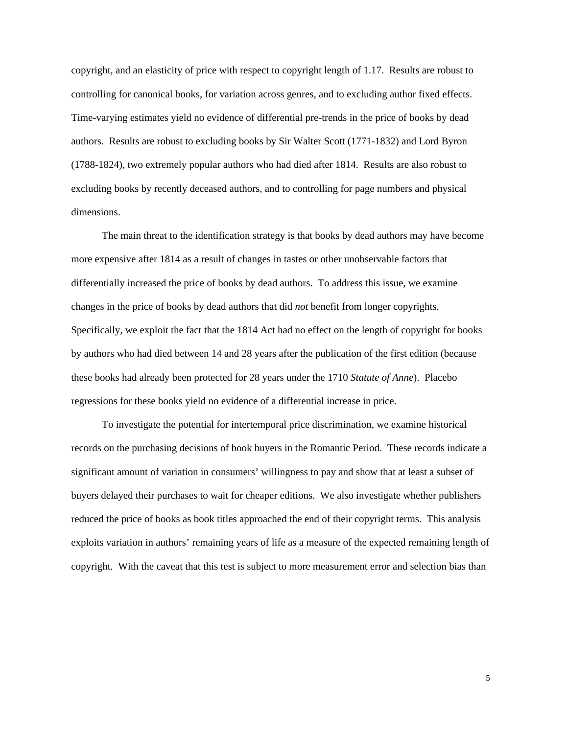copyright, and an elasticity of price with respect to copyright length of 1.17. Results are robust to controlling for canonical books, for variation across genres, and to excluding author fixed effects. Time-varying estimates yield no evidence of differential pre-trends in the price of books by dead authors. Results are robust to excluding books by Sir Walter Scott (1771-1832) and Lord Byron (1788-1824), two extremely popular authors who had died after 1814. Results are also robust to excluding books by recently deceased authors, and to controlling for page numbers and physical dimensions.

The main threat to the identification strategy is that books by dead authors may have become more expensive after 1814 as a result of changes in tastes or other unobservable factors that differentially increased the price of books by dead authors. To address this issue, we examine changes in the price of books by dead authors that did *not* benefit from longer copyrights. Specifically, we exploit the fact that the 1814 Act had no effect on the length of copyright for books by authors who had died between 14 and 28 years after the publication of the first edition (because these books had already been protected for 28 years under the 1710 *Statute of Anne*). Placebo regressions for these books yield no evidence of a differential increase in price.

To investigate the potential for intertemporal price discrimination, we examine historical records on the purchasing decisions of book buyers in the Romantic Period. These records indicate a significant amount of variation in consumers' willingness to pay and show that at least a subset of buyers delayed their purchases to wait for cheaper editions. We also investigate whether publishers reduced the price of books as book titles approached the end of their copyright terms. This analysis exploits variation in authors' remaining years of life as a measure of the expected remaining length of copyright. With the caveat that this test is subject to more measurement error and selection bias than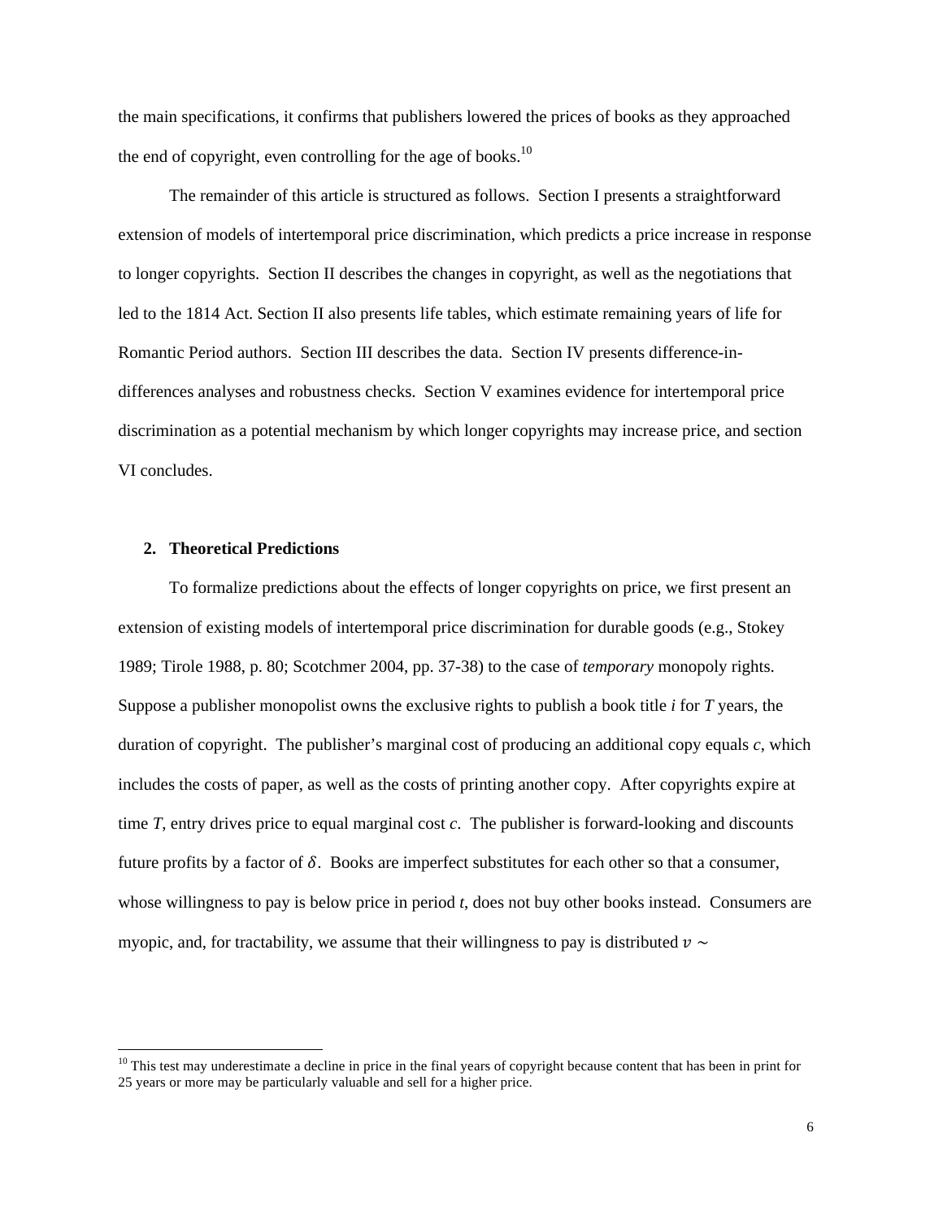the main specifications, it confirms that publishers lowered the prices of books as they approached the end of copyright, even controlling for the age of books.[10]

The remainder of this article is structured as follows. Section I presents a straightforward extension of models of intertemporal price discrimination, which predicts a price increase in response to longer copyrights. Section II describes the changes in copyright, as well as the negotiations that led to the 1814 Act. Section II also presents life tables, which estimate remaining years of life for Romantic Period authors. Section III describes the data. Section IV presents difference-in-differences analyses and robustness checks. Section V examines evidence for intertemporal price discrimination as a potential mechanism by which longer copyrights may increase price, and section VI concludes.

## 2. Theoretical Predictions

To formalize predictions about the effects of longer copyrights on price, we first present an extension of existing models of intertemporal price discrimination for durable goods (e.g., Stokey 1989; Tirole 1988, p. 80; Scotchmer 2004, pp. 37-38) to the case of *temporary* monopoly rights. Suppose a publisher monopolist owns the exclusive rights to publish a book title $i$ for $T$ years, the duration of copyright. The publisher's marginal cost of producing an additional copy equals $c$, which includes the costs of paper, as well as the costs of printing another copy. After copyrights expire at time $T$, entry drives price to equal marginal cost $c$. The publisher is forward-looking and discounts future profits by a factor of $\delta$. Books are imperfect substitutes for each other so that a consumer, whose willingness to pay is below price in period $t$, does not buy other books instead. Consumers are myopic, and, for tractability, we assume that their willingness to pay is distributed $v \sim$

[10] This test may underestimate a decline in price in the final years of copyright because content that has been in print for 25 years or more may be particularly valuable and sell for a higher price.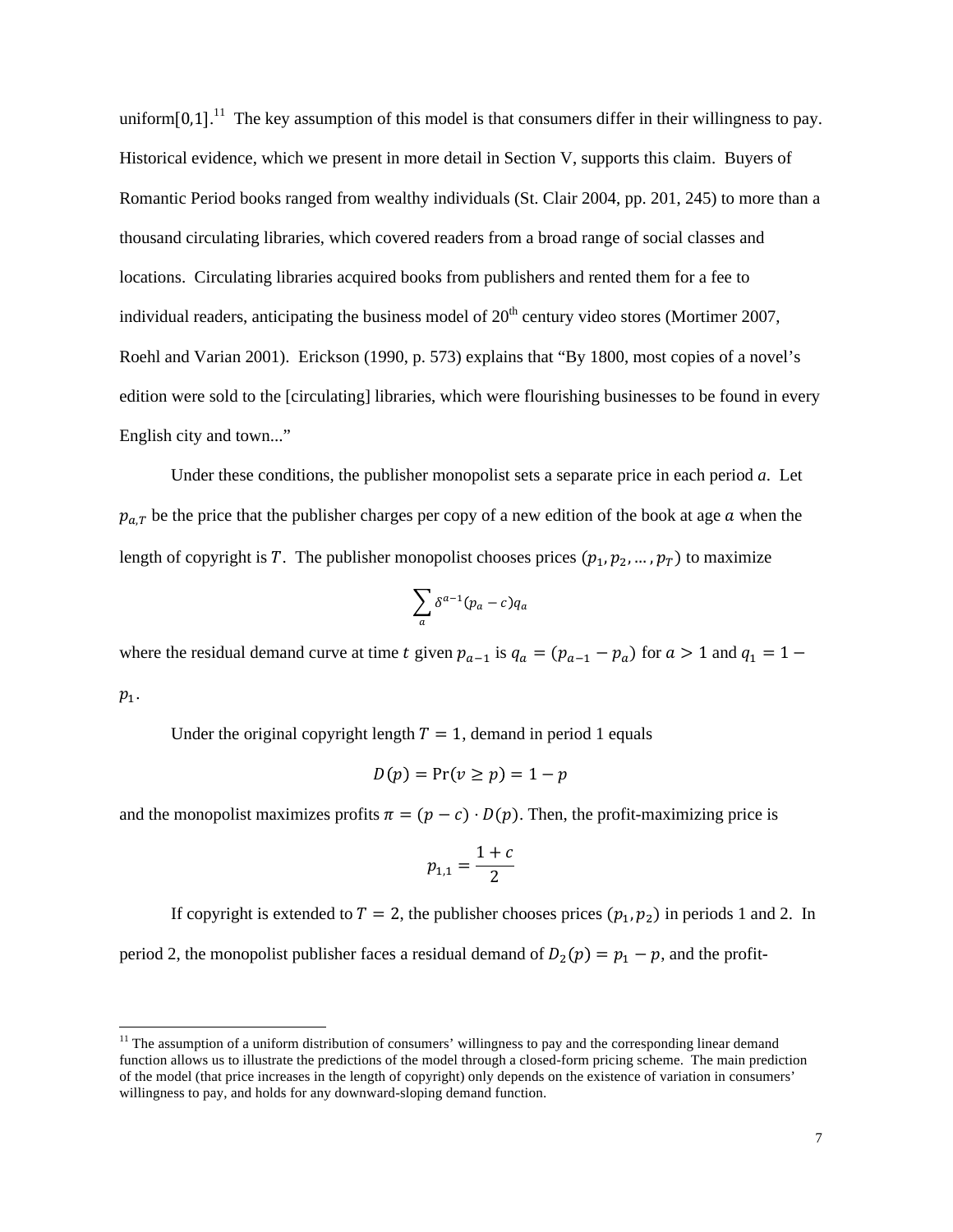uniform[0,1].[11] The key assumption of this model is that consumers differ in their willingness to pay. Historical evidence, which we present in more detail in Section V, supports this claim. Buyers of Romantic Period books ranged from wealthy individuals (St. Clair 2004, pp. 201, 245) to more than a thousand circulating libraries, which covered readers from a broad range of social classes and locations. Circulating libraries acquired books from publishers and rented them for a fee to individual readers, anticipating the business model of 20th century video stores (Mortimer 2007, Roehl and Varian 2001). Erickson (1990, p. 573) explains that "By 1800, most copies of a novel's edition were sold to the [circulating] libraries, which were flourishing businesses to be found in every English city and town..."

Under these conditions, the publisher monopolist sets a separate price in each period $a$. Let $p_{a,T}$ be the price that the publisher charges per copy of a new edition of the book at age $a$ when the length of copyright is $T$. The publisher monopolist chooses prices $(p_1, p_2, \ldots, p_T)$ to maximize

$$\sum_a \delta^{a-1}(p_a - c)q_a$$

where the residual demand curve at time $t$ given $p_{a-1}$ is $q_a = (p_{a-1} - p_a)$ for $a > 1$ and $q_1 = 1 - p_1$.

Under the original copyright length $T = 1$, demand in period 1 equals

$$D(p) = \Pr(v \geq p) = 1 - p$$

and the monopolist maximizes profits $\pi = (p - c) \cdot D(p)$. Then, the profit-maximizing price is

$$p_{1,1} = \frac{1 + c}{2}$$

If copyright is extended to $T = 2$, the publisher chooses prices $(p_1, p_2)$ in periods 1 and 2. In period 2, the monopolist publisher faces a residual demand of $D_2(p) = p_1 - p$, and the profit-

[11] The assumption of a uniform distribution of consumers' willingness to pay and the corresponding linear demand function allows us to illustrate the predictions of the model through a closed-form pricing scheme. The main prediction of the model (that price increases in the length of copyright) only depends on the existence of variation in consumers' willingness to pay, and holds for any downward-sloping demand function.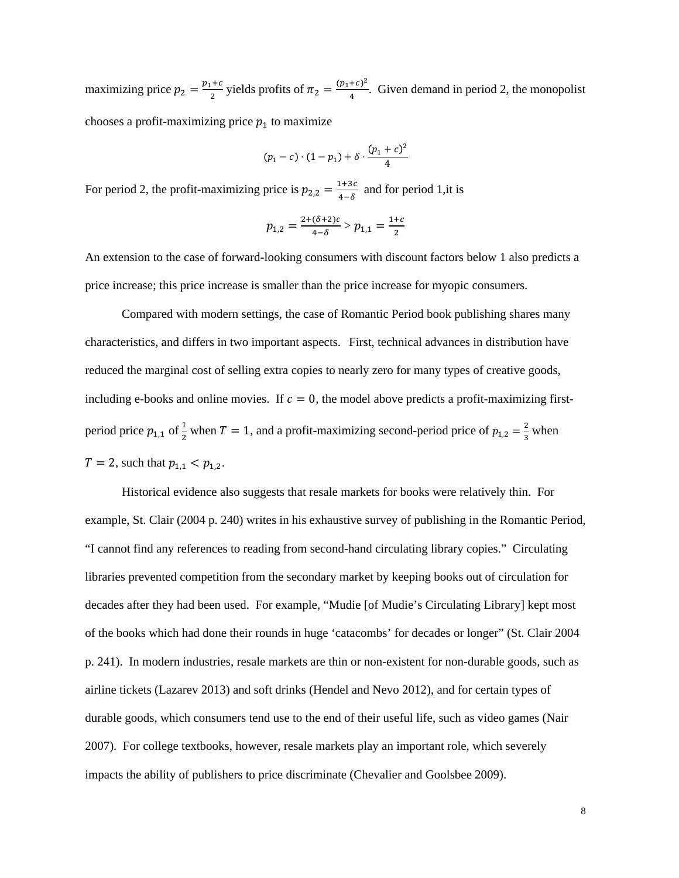maximizing price $p_2 = \frac{p_1+c}{2}$ yields profits of $\pi_2 = \frac{(p_1+c)^2}{4}$. Given demand in period 2, the monopolist chooses a profit-maximizing price $p_1$ to maximize

$$(p_1 - c) \cdot (1 - p_1) + \delta \cdot \frac{(p_1 + c)^2}{4}$$

For period 2, the profit-maximizing price is $p_{2,2} = \frac{1+3c}{4-\delta}$ and for period 1,it is

$$p_{1,2} = \frac{2+(\delta+2)c}{4-\delta} > p_{1,1} = \frac{1+c}{2}$$

An extension to the case of forward-looking consumers with discount factors below 1 also predicts a price increase; this price increase is smaller than the price increase for myopic consumers.

Compared with modern settings, the case of Romantic Period book publishing shares many characteristics, and differs in two important aspects. First, technical advances in distribution have reduced the marginal cost of selling extra copies to nearly zero for many types of creative goods, including e-books and online movies. If $c = 0$, the model above predicts a profit-maximizing first-period price $p_{1,1}$ of $\frac{1}{2}$ when $T = 1$, and a profit-maximizing second-period price of $p_{1,2} = \frac{2}{3}$ when $T = 2$, such that $p_{1,1} < p_{1,2}$.

Historical evidence also suggests that resale markets for books were relatively thin. For example, St. Clair (2004 p. 240) writes in his exhaustive survey of publishing in the Romantic Period, "I cannot find any references to reading from second-hand circulating library copies." Circulating libraries prevented competition from the secondary market by keeping books out of circulation for decades after they had been used. For example, "Mudie [of Mudie's Circulating Library] kept most of the books which had done their rounds in huge 'catacombs' for decades or longer" (St. Clair 2004 p. 241). In modern industries, resale markets are thin or non-existent for non-durable goods, such as airline tickets (Lazarev 2013) and soft drinks (Hendel and Nevo 2012), and for certain types of durable goods, which consumers tend use to the end of their useful life, such as video games (Nair 2007). For college textbooks, however, resale markets play an important role, which severely impacts the ability of publishers to price discriminate (Chevalier and Goolsbee 2009).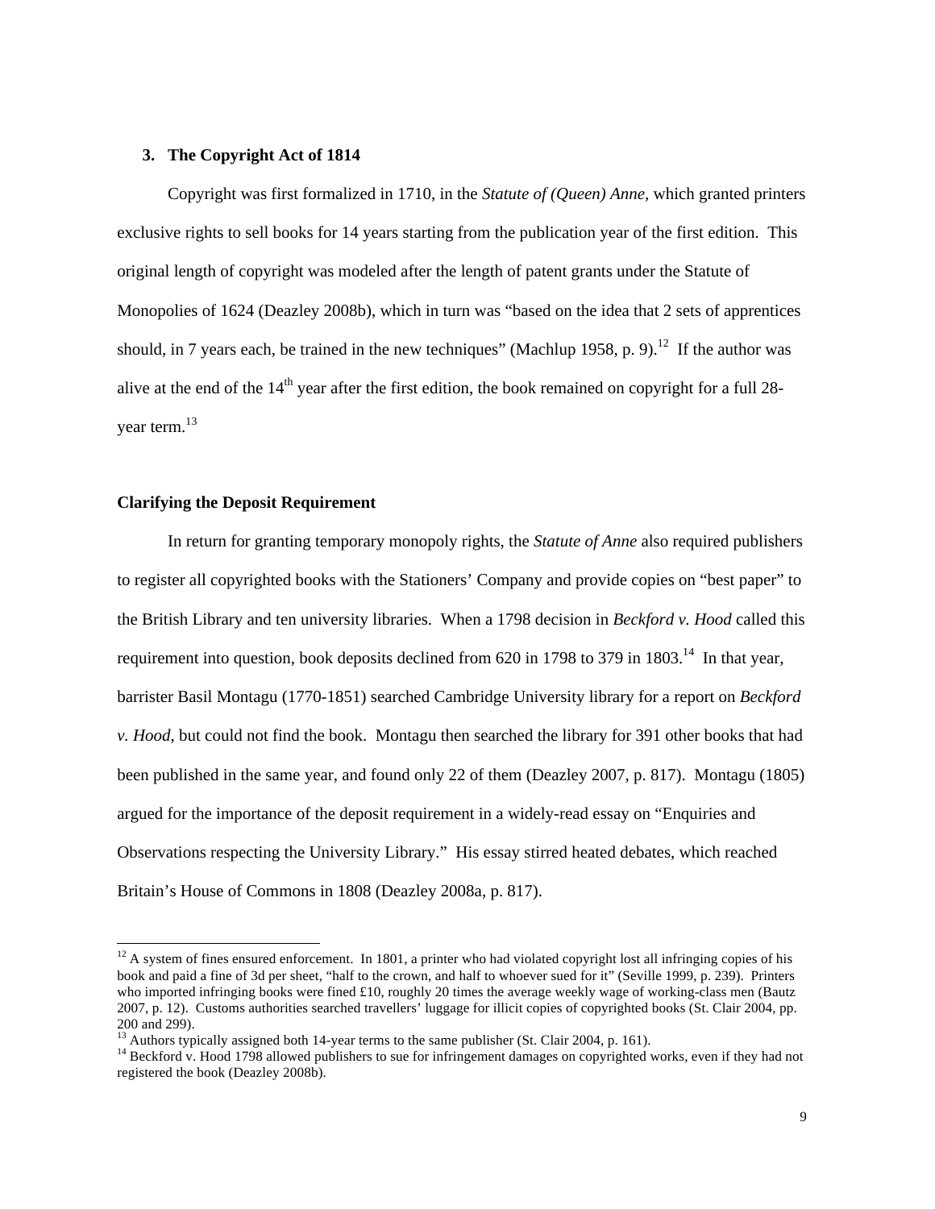## 3. The Copyright Act of 1814

Copyright was first formalized in 1710, in the *Statute of (Queen) Anne*, which granted printers exclusive rights to sell books for 14 years starting from the publication year of the first edition. This original length of copyright was modeled after the length of patent grants under the Statute of Monopolies of 1624 (Deazley 2008b), which in turn was "based on the idea that 2 sets of apprentices should, in 7 years each, be trained in the new techniques" (Machlup 1958, p. 9).[12] If the author was alive at the end of the 14th year after the first edition, the book remained on copyright for a full 28-year term.[13]

### Clarifying the Deposit Requirement

In return for granting temporary monopoly rights, the *Statute of Anne* also required publishers to register all copyrighted books with the Stationers' Company and provide copies on "best paper" to the British Library and ten university libraries. When a 1798 decision in *Beckford v. Hood* called this requirement into question, book deposits declined from 620 in 1798 to 379 in 1803.[14] In that year, barrister Basil Montagu (1770-1851) searched Cambridge University library for a report on *Beckford v. Hood*, but could not find the book. Montagu then searched the library for 391 other books that had been published in the same year, and found only 22 of them (Deazley 2007, p. 817). Montagu (1805) argued for the importance of the deposit requirement in a widely-read essay on "Enquiries and Observations respecting the University Library." His essay stirred heated debates, which reached Britain's House of Commons in 1808 (Deazley 2008a, p. 817).

---

[12] A system of fines ensured enforcement. In 1801, a printer who had violated copyright lost all infringing copies of his book and paid a fine of 3d per sheet, "half to the crown, and half to whoever sued for it" (Seville 1999, p. 239). Printers who imported infringing books were fined £10, roughly 20 times the average weekly wage of working-class men (Bautz 2007, p. 12). Customs authorities searched travellers' luggage for illicit copies of copyrighted books (St. Clair 2004, pp. 200 and 299).

[13] Authors typically assigned both 14-year terms to the same publisher (St. Clair 2004, p. 161).

[14] Beckford v. Hood 1798 allowed publishers to sue for infringement damages on copyrighted works, even if they had not registered the book (Deazley 2008b).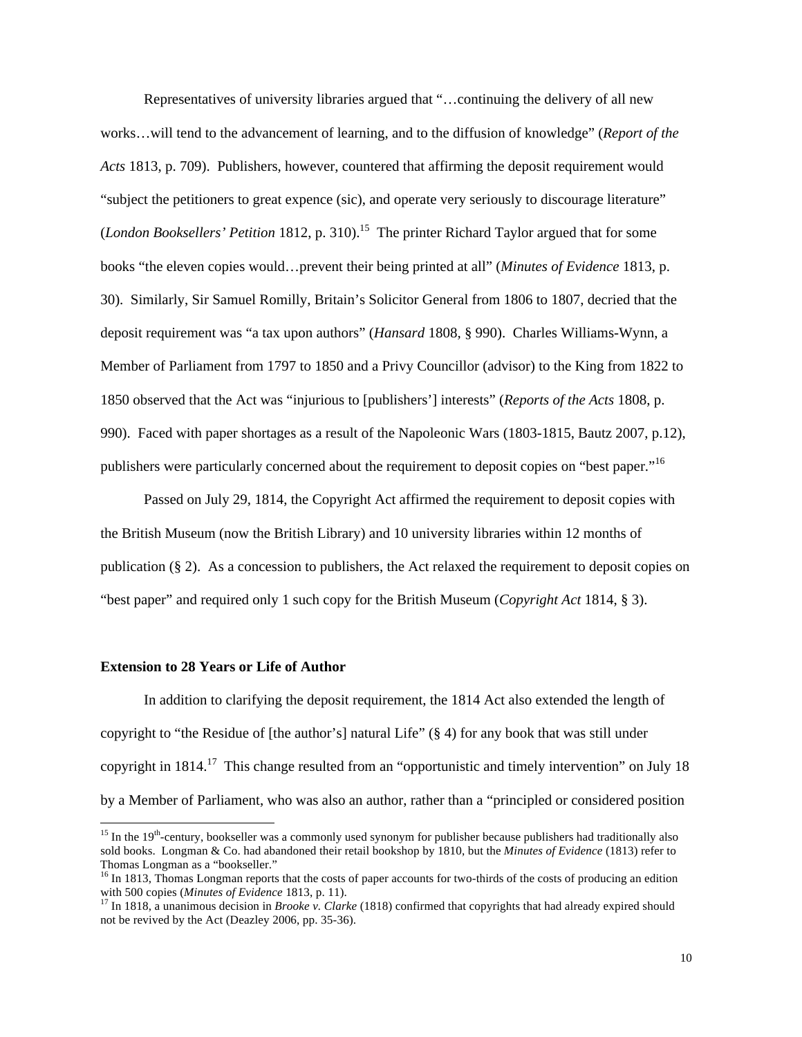Representatives of university libraries argued that "…continuing the delivery of all new works…will tend to the advancement of learning, and to the diffusion of knowledge" (*Report of the Acts* 1813, p. 709). Publishers, however, countered that affirming the deposit requirement would "subject the petitioners to great expence (sic), and operate very seriously to discourage literature" (*London Booksellers' Petition* 1812, p. 310).[15] The printer Richard Taylor argued that for some books "the eleven copies would…prevent their being printed at all" (*Minutes of Evidence* 1813, p. 30). Similarly, Sir Samuel Romilly, Britain's Solicitor General from 1806 to 1807, decried that the deposit requirement was "a tax upon authors" (*Hansard* 1808, § 990). Charles Williams-Wynn, a Member of Parliament from 1797 to 1850 and a Privy Councillor (advisor) to the King from 1822 to 1850 observed that the Act was "injurious to [publishers'] interests" (*Reports of the Acts* 1808, p. 990). Faced with paper shortages as a result of the Napoleonic Wars (1803-1815, Bautz 2007, p.12), publishers were particularly concerned about the requirement to deposit copies on "best paper."[16]

Passed on July 29, 1814, the Copyright Act affirmed the requirement to deposit copies with the British Museum (now the British Library) and 10 university libraries within 12 months of publication (§ 2). As a concession to publishers, the Act relaxed the requirement to deposit copies on "best paper" and required only 1 such copy for the British Museum (*Copyright Act* 1814, § 3).

**Extension to 28 Years or Life of Author**

In addition to clarifying the deposit requirement, the 1814 Act also extended the length of copyright to "the Residue of [the author's] natural Life" (§ 4) for any book that was still under copyright in 1814.[17] This change resulted from an "opportunistic and timely intervention" on July 18 by a Member of Parliament, who was also an author, rather than a "principled or considered position

[15] In the 19th-century, bookseller was a commonly used synonym for publisher because publishers had traditionally also sold books. Longman & Co. had abandoned their retail bookshop by 1810, but the *Minutes of Evidence* (1813) refer to Thomas Longman as a "bookseller."

[16] In 1813, Thomas Longman reports that the costs of paper accounts for two-thirds of the costs of producing an edition with 500 copies (*Minutes of Evidence* 1813, p. 11).

[17] In 1818, a unanimous decision in *Brooke v. Clarke* (1818) confirmed that copyrights that had already expired should not be revived by the Act (Deazley 2006, pp. 35-36).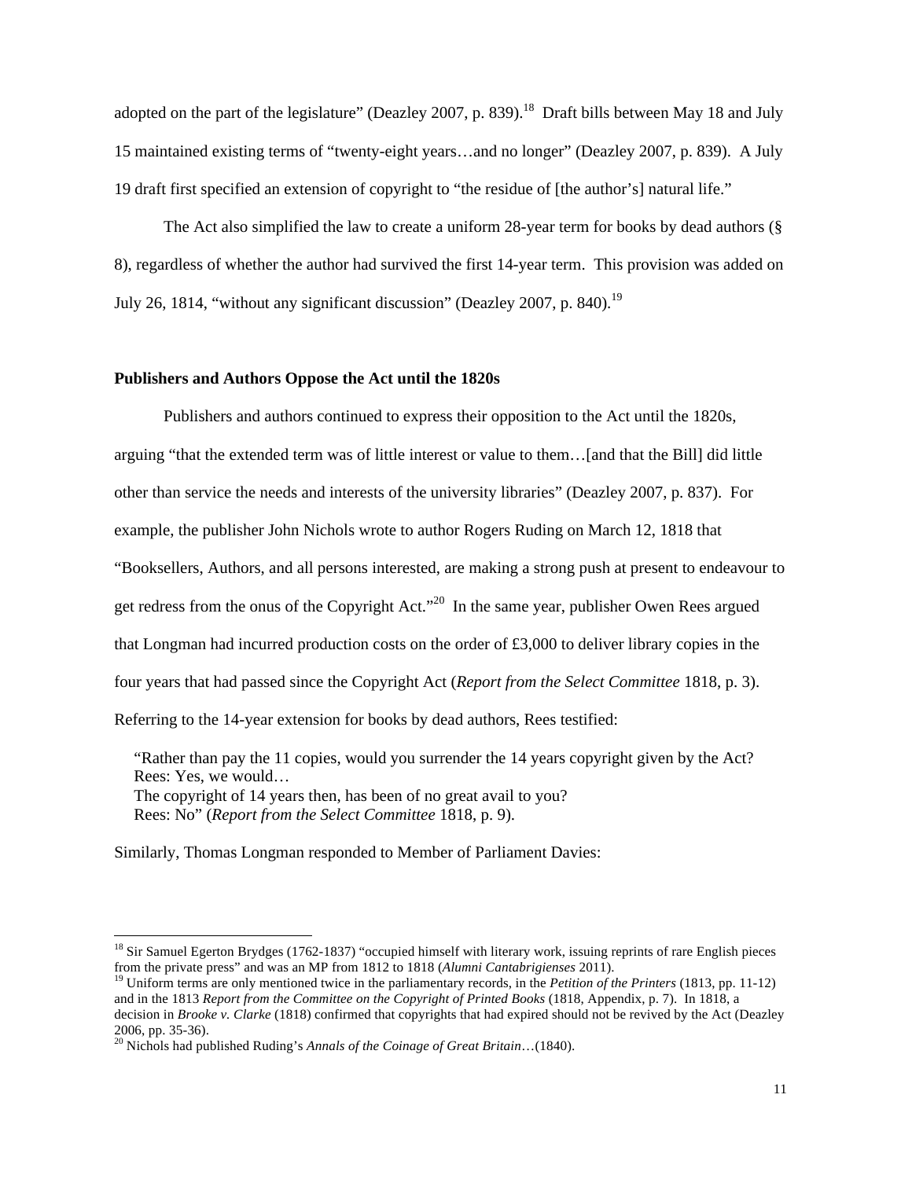adopted on the part of the legislature" (Deazley 2007, p. 839).[18] Draft bills between May 18 and July 15 maintained existing terms of "twenty-eight years…and no longer" (Deazley 2007, p. 839). A July 19 draft first specified an extension of copyright to "the residue of [the author's] natural life."

The Act also simplified the law to create a uniform 28-year term for books by dead authors (§ 8), regardless of whether the author had survived the first 14-year term. This provision was added on July 26, 1814, "without any significant discussion" (Deazley 2007, p. 840).[19]

### Publishers and Authors Oppose the Act until the 1820s

Publishers and authors continued to express their opposition to the Act until the 1820s, arguing "that the extended term was of little interest or value to them…[and that the Bill] did little other than service the needs and interests of the university libraries" (Deazley 2007, p. 837). For example, the publisher John Nichols wrote to author Rogers Ruding on March 12, 1818 that "Booksellers, Authors, and all persons interested, are making a strong push at present to endeavour to get redress from the onus of the Copyright Act."[20] In the same year, publisher Owen Rees argued that Longman had incurred production costs on the order of £3,000 to deliver library copies in the four years that had passed since the Copyright Act (*Report from the Select Committee* 1818, p. 3). Referring to the 14-year extension for books by dead authors, Rees testified:

> "Rather than pay the 11 copies, would you surrender the 14 years copyright given by the Act?
> Rees: Yes, we would…
> The copyright of 14 years then, has been of no great avail to you?
> Rees: No" (*Report from the Select Committee* 1818, p. 9).

Similarly, Thomas Longman responded to Member of Parliament Davies:

---

[18] Sir Samuel Egerton Brydges (1762-1837) "occupied himself with literary work, issuing reprints of rare English pieces from the private press" and was an MP from 1812 to 1818 (*Alumni Cantabrigienses* 2011).

[19] Uniform terms are only mentioned twice in the parliamentary records, in the *Petition of the Printers* (1813, pp. 11-12) and in the 1813 *Report from the Committee on the Copyright of Printed Books* (1818, Appendix, p. 7). In 1818, a decision in *Brooke v. Clarke* (1818) confirmed that copyrights that had expired should not be revived by the Act (Deazley 2006, pp. 35-36).

[20] Nichols had published Ruding's *Annals of the Coinage of Great Britain*…(1840).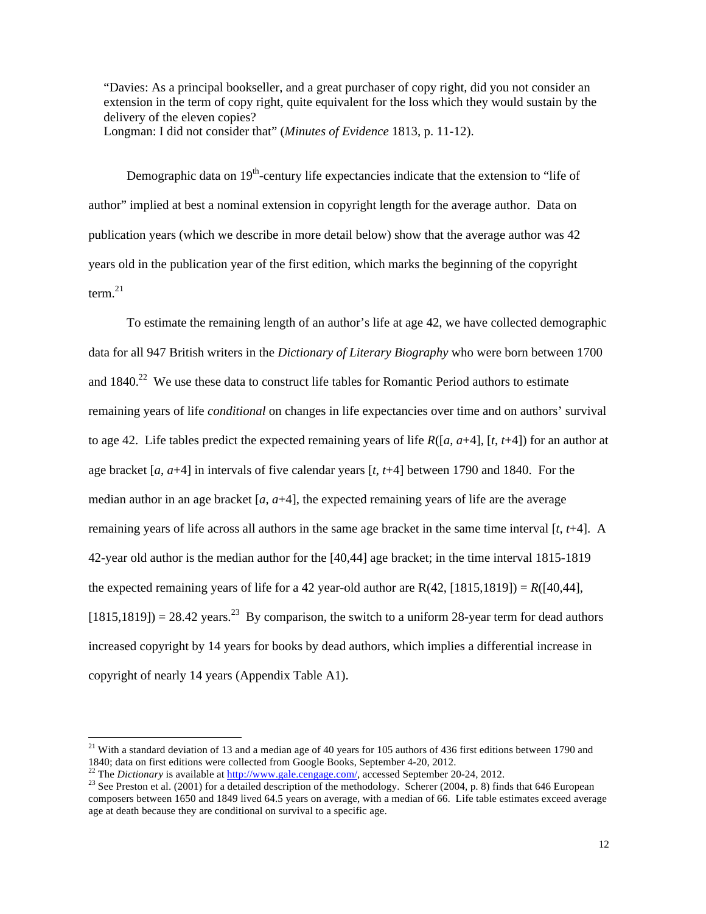> "Davies: As a principal bookseller, and a great purchaser of copy right, did you not consider an extension in the term of copy right, quite equivalent for the loss which they would sustain by the delivery of the eleven copies?
> Longman: I did not consider that" (*Minutes of Evidence* 1813, p. 11-12).

Demographic data on 19th-century life expectancies indicate that the extension to "life of author" implied at best a nominal extension in copyright length for the average author. Data on publication years (which we describe in more detail below) show that the average author was 42 years old in the publication year of the first edition, which marks the beginning of the copyright term.[21]

To estimate the remaining length of an author's life at age 42, we have collected demographic data for all 947 British writers in the *Dictionary of Literary Biography* who were born between 1700 and 1840.[22] We use these data to construct life tables for Romantic Period authors to estimate remaining years of life *conditional* on changes in life expectancies over time and on authors' survival to age 42. Life tables predict the expected remaining years of life $R([a, a+4], [t, t+4])$ for an author at age bracket $[a, a+4]$ in intervals of five calendar years $[t, t+4]$ between 1790 and 1840. For the median author in an age bracket $[a, a+4]$, the expected remaining years of life are the average remaining years of life across all authors in the same age bracket in the same time interval $[t, t+4]$. A 42-year old author is the median author for the [40,44] age bracket; in the time interval 1815-1819 the expected remaining years of life for a 42 year-old author are $R(42, [1815,1819]) = R([40,44], [1815,1819]) = 28.42$ years.[23] By comparison, the switch to a uniform 28-year term for dead authors increased copyright by 14 years for books by dead authors, which implies a differential increase in copyright of nearly 14 years (Appendix Table A1).

---

[21] With a standard deviation of 13 and a median age of 40 years for 105 authors of 436 first editions between 1790 and 1840; data on first editions were collected from Google Books, September 4-20, 2012.

[22] The *Dictionary* is available at http://www.gale.cengage.com/, accessed September 20-24, 2012.

[23] See Preston et al. (2001) for a detailed description of the methodology. Scherer (2004, p. 8) finds that 646 European composers between 1650 and 1849 lived 64.5 years on average, with a median of 66. Life table estimates exceed average age at death because they are conditional on survival to a specific age.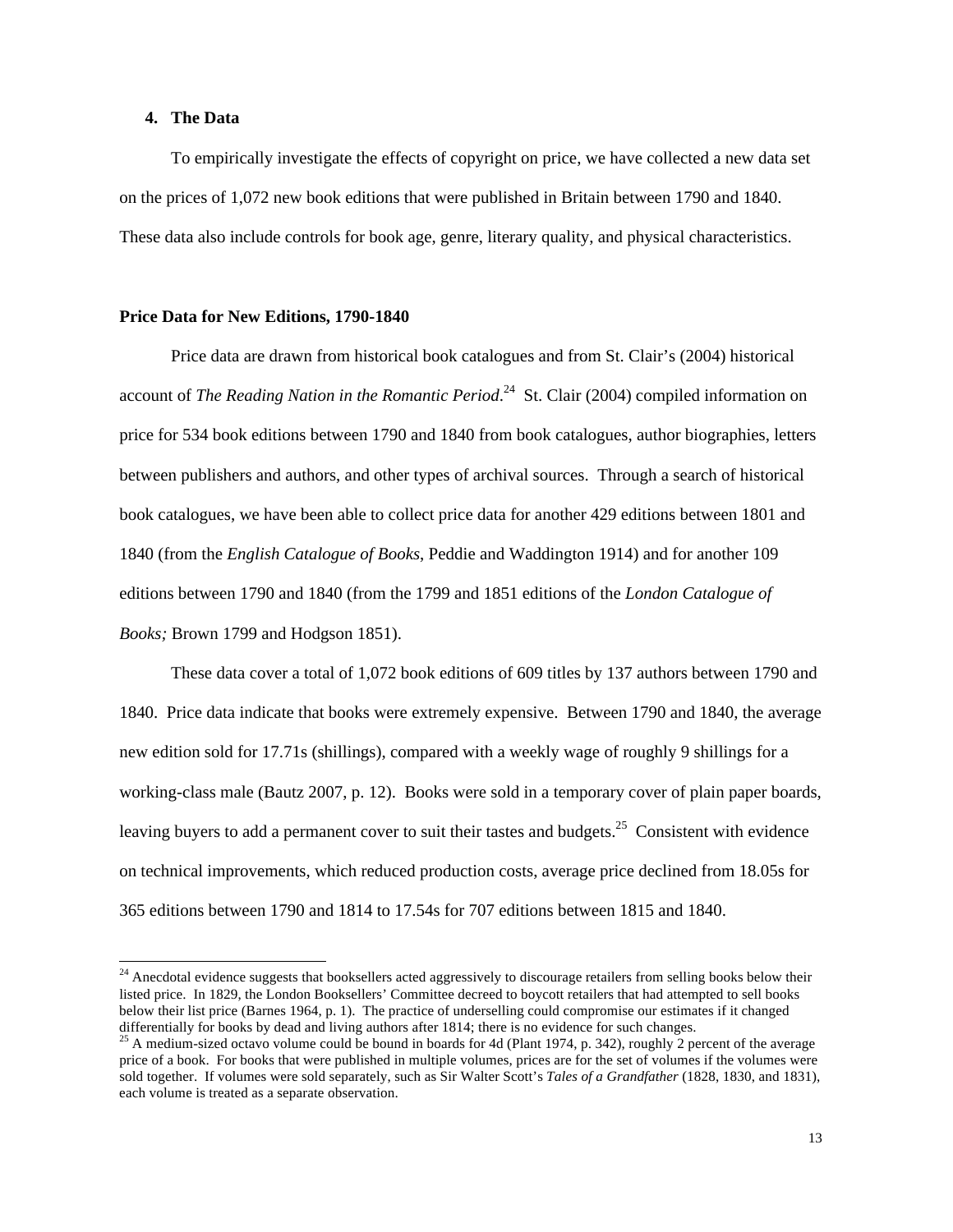## 4. The Data

To empirically investigate the effects of copyright on price, we have collected a new data set on the prices of 1,072 new book editions that were published in Britain between 1790 and 1840. These data also include controls for book age, genre, literary quality, and physical characteristics.

### Price Data for New Editions, 1790-1840

Price data are drawn from historical book catalogues and from St. Clair's (2004) historical account of *The Reading Nation in the Romantic Period*.[24] St. Clair (2004) compiled information on price for 534 book editions between 1790 and 1840 from book catalogues, author biographies, letters between publishers and authors, and other types of archival sources. Through a search of historical book catalogues, we have been able to collect price data for another 429 editions between 1801 and 1840 (from the *English Catalogue of Books*, Peddie and Waddington 1914) and for another 109 editions between 1790 and 1840 (from the 1799 and 1851 editions of the *London Catalogue of Books;* Brown 1799 and Hodgson 1851).

These data cover a total of 1,072 book editions of 609 titles by 137 authors between 1790 and 1840. Price data indicate that books were extremely expensive. Between 1790 and 1840, the average new edition sold for 17.71s (shillings), compared with a weekly wage of roughly 9 shillings for a working-class male (Bautz 2007, p. 12). Books were sold in a temporary cover of plain paper boards, leaving buyers to add a permanent cover to suit their tastes and budgets.[25] Consistent with evidence on technical improvements, which reduced production costs, average price declined from 18.05s for 365 editions between 1790 and 1814 to 17.54s for 707 editions between 1815 and 1840.

---

[24] Anecdotal evidence suggests that booksellers acted aggressively to discourage retailers from selling books below their listed price. In 1829, the London Booksellers' Committee decreed to boycott retailers that had attempted to sell books below their list price (Barnes 1964, p. 1). The practice of underselling could compromise our estimates if it changed differentially for books by dead and living authors after 1814; there is no evidence for such changes.

[25] A medium-sized octavo volume could be bound in boards for 4d (Plant 1974, p. 342), roughly 2 percent of the average price of a book. For books that were published in multiple volumes, prices are for the set of volumes if the volumes were sold together. If volumes were sold separately, such as Sir Walter Scott's *Tales of a Grandfather* (1828, 1830, and 1831), each volume is treated as a separate observation.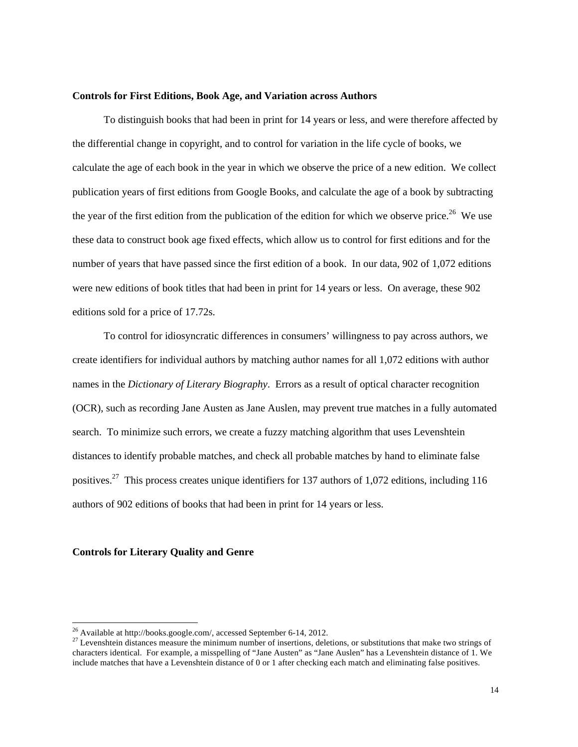**Controls for First Editions, Book Age, and Variation across Authors**

To distinguish books that had been in print for 14 years or less, and were therefore affected by the differential change in copyright, and to control for variation in the life cycle of books, we calculate the age of each book in the year in which we observe the price of a new edition. We collect publication years of first editions from Google Books, and calculate the age of a book by subtracting the year of the first edition from the publication of the edition for which we observe price.[26] We use these data to construct book age fixed effects, which allow us to control for first editions and for the number of years that have passed since the first edition of a book. In our data, 902 of 1,072 editions were new editions of book titles that had been in print for 14 years or less. On average, these 902 editions sold for a price of 17.72s.

To control for idiosyncratic differences in consumers' willingness to pay across authors, we create identifiers for individual authors by matching author names for all 1,072 editions with author names in the *Dictionary of Literary Biography*. Errors as a result of optical character recognition (OCR), such as recording Jane Austen as Jane Auslen, may prevent true matches in a fully automated search. To minimize such errors, we create a fuzzy matching algorithm that uses Levenshtein distances to identify probable matches, and check all probable matches by hand to eliminate false positives.[27] This process creates unique identifiers for 137 authors of 1,072 editions, including 116 authors of 902 editions of books that had been in print for 14 years or less.

**Controls for Literary Quality and Genre**

[26] Available at http://books.google.com/, accessed September 6-14, 2012.

[27] Levenshtein distances measure the minimum number of insertions, deletions, or substitutions that make two strings of characters identical. For example, a misspelling of "Jane Austen" as "Jane Auslen" has a Levenshtein distance of 1. We include matches that have a Levenshtein distance of 0 or 1 after checking each match and eliminating false positives.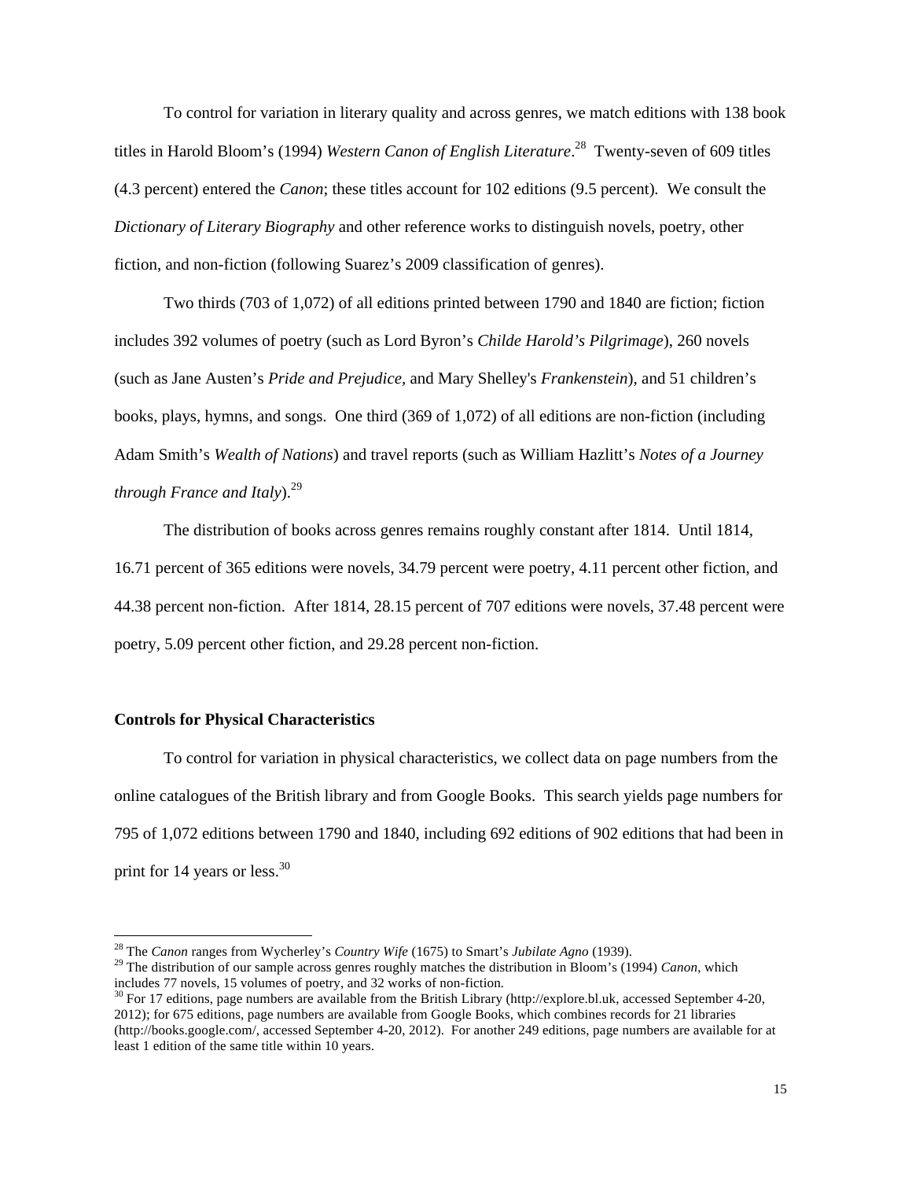To control for variation in literary quality and across genres, we match editions with 138 book titles in Harold Bloom's (1994) *Western Canon of English Literature*.[28] Twenty-seven of 609 titles (4.3 percent) entered the *Canon*; these titles account for 102 editions (9.5 percent). We consult the *Dictionary of Literary Biography* and other reference works to distinguish novels, poetry, other fiction, and non-fiction (following Suarez's 2009 classification of genres).

Two thirds (703 of 1,072) of all editions printed between 1790 and 1840 are fiction; fiction includes 392 volumes of poetry (such as Lord Byron's *Childe Harold's Pilgrimage*), 260 novels (such as Jane Austen's *Pride and Prejudice*, and Mary Shelley's *Frankenstein*), and 51 children's books, plays, hymns, and songs. One third (369 of 1,072) of all editions are non-fiction (including Adam Smith's *Wealth of Nations*) and travel reports (such as William Hazlitt's *Notes of a Journey through France and Italy*).[29]

The distribution of books across genres remains roughly constant after 1814. Until 1814, 16.71 percent of 365 editions were novels, 34.79 percent were poetry, 4.11 percent other fiction, and 44.38 percent non-fiction. After 1814, 28.15 percent of 707 editions were novels, 37.48 percent were poetry, 5.09 percent other fiction, and 29.28 percent non-fiction.

**Controls for Physical Characteristics**

To control for variation in physical characteristics, we collect data on page numbers from the online catalogues of the British library and from Google Books. This search yields page numbers for 795 of 1,072 editions between 1790 and 1840, including 692 editions of 902 editions that had been in print for 14 years or less.[30]

---

[28] The *Canon* ranges from Wycherley's *Country Wife* (1675) to Smart's *Jubilate Agno* (1939).

[29] The distribution of our sample across genres roughly matches the distribution in Bloom's (1994) *Canon*, which includes 77 novels, 15 volumes of poetry, and 32 works of non-fiction.

[30] For 17 editions, page numbers are available from the British Library (http://explore.bl.uk, accessed September 4-20, 2012); for 675 editions, page numbers are available from Google Books, which combines records for 21 libraries (http://books.google.com/, accessed September 4-20, 2012). For another 249 editions, page numbers are available for at least 1 edition of the same title within 10 years.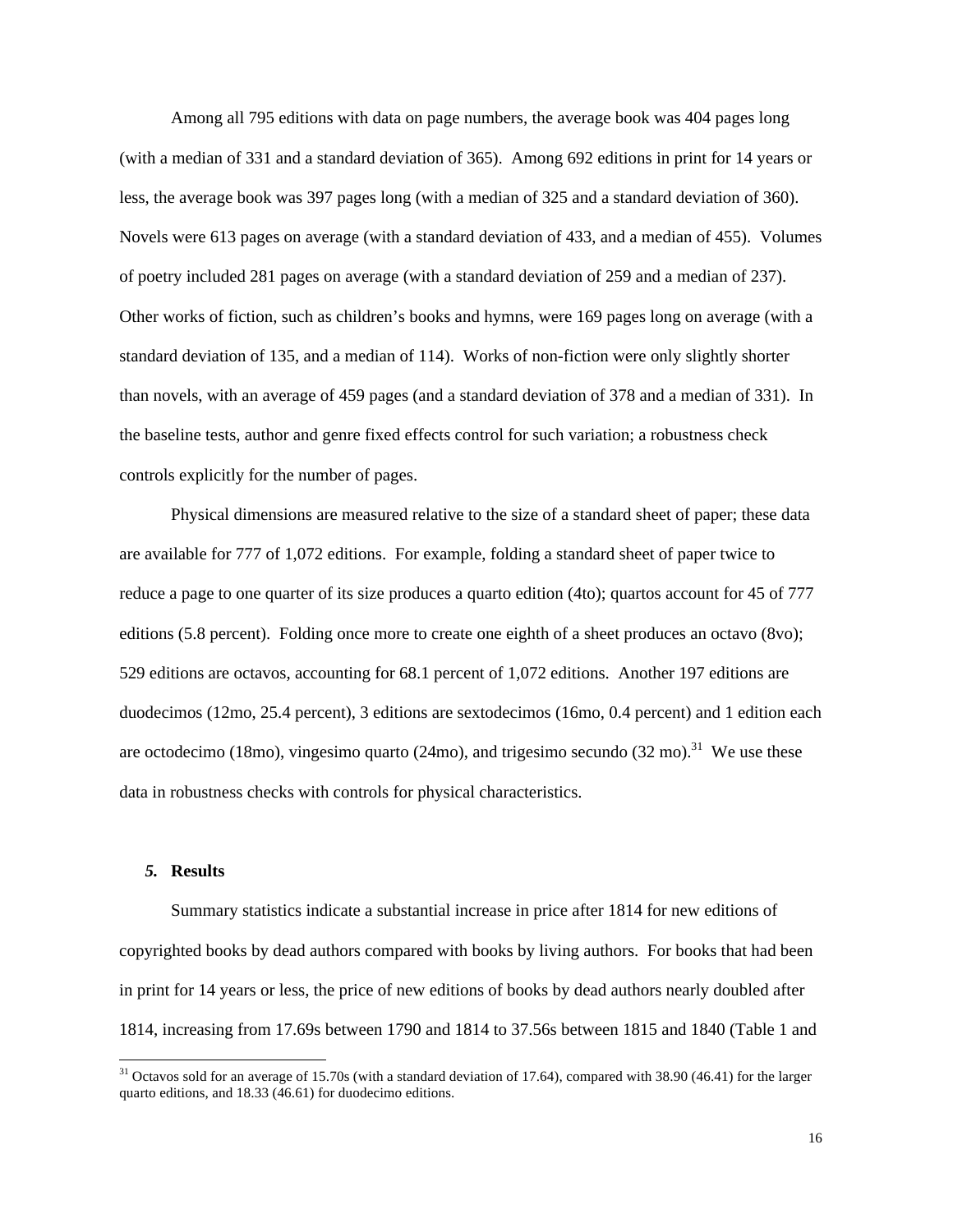Among all 795 editions with data on page numbers, the average book was 404 pages long (with a median of 331 and a standard deviation of 365). Among 692 editions in print for 14 years or less, the average book was 397 pages long (with a median of 325 and a standard deviation of 360). Novels were 613 pages on average (with a standard deviation of 433, and a median of 455). Volumes of poetry included 281 pages on average (with a standard deviation of 259 and a median of 237). Other works of fiction, such as children's books and hymns, were 169 pages long on average (with a standard deviation of 135, and a median of 114). Works of non-fiction were only slightly shorter than novels, with an average of 459 pages (and a standard deviation of 378 and a median of 331). In the baseline tests, author and genre fixed effects control for such variation; a robustness check controls explicitly for the number of pages.

Physical dimensions are measured relative to the size of a standard sheet of paper; these data are available for 777 of 1,072 editions. For example, folding a standard sheet of paper twice to reduce a page to one quarter of its size produces a quarto edition (4to); quartos account for 45 of 777 editions (5.8 percent). Folding once more to create one eighth of a sheet produces an octavo (8vo); 529 editions are octavos, accounting for 68.1 percent of 1,072 editions. Another 197 editions are duodecimos (12mo, 25.4 percent), 3 editions are sextodecimos (16mo, 0.4 percent) and 1 edition each are octodecimo (18mo), vingesimo quarto (24mo), and trigesimo secundo (32 mo).[31] We use these data in robustness checks with controls for physical characteristics.

## *5.* Results

Summary statistics indicate a substantial increase in price after 1814 for new editions of copyrighted books by dead authors compared with books by living authors. For books that had been in print for 14 years or less, the price of new editions of books by dead authors nearly doubled after 1814, increasing from 17.69s between 1790 and 1814 to 37.56s between 1815 and 1840 (Table 1 and

[31] Octavos sold for an average of 15.70s (with a standard deviation of 17.64), compared with 38.90 (46.41) for the larger quarto editions, and 18.33 (46.61) for duodecimo editions.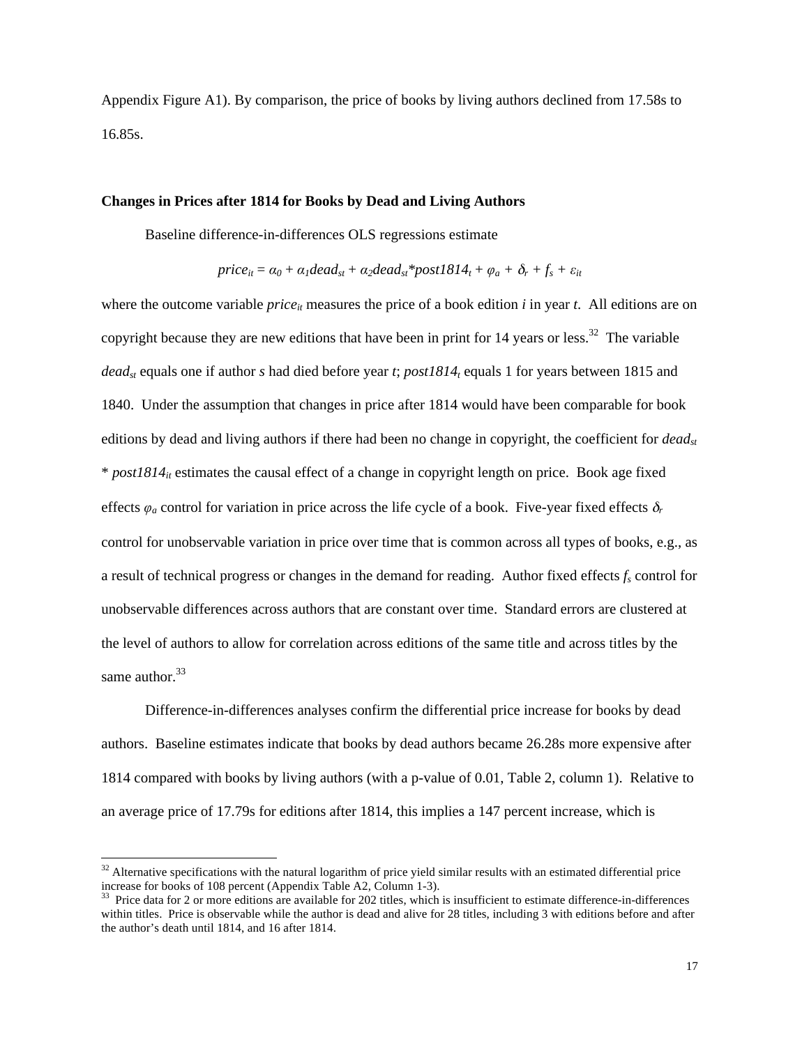Appendix Figure A1). By comparison, the price of books by living authors declined from 17.58s to 16.85s.

**Changes in Prices after 1814 for Books by Dead and Living Authors**

Baseline difference-in-differences OLS regressions estimate

$$price_{it} = \alpha_0 + \alpha_1 dead_{st} + \alpha_2 dead_{st} * post1814_t + \varphi_a + \delta_r + f_s + \varepsilon_{it}$$

where the outcome variable $price_{it}$ measures the price of a book edition $i$ in year $t$. All editions are on copyright because they are new editions that have been in print for 14 years or less.[32] The variable $dead_{st}$ equals one if author $s$ had died before year $t$; $post1814_t$ equals 1 for years between 1815 and 1840. Under the assumption that changes in price after 1814 would have been comparable for book editions by dead and living authors if there had been no change in copyright, the coefficient for $dead_{st} * post1814_{it}$ estimates the causal effect of a change in copyright length on price. Book age fixed effects $\varphi_a$ control for variation in price across the life cycle of a book. Five-year fixed effects $\delta_r$ control for unobservable variation in price over time that is common across all types of books, e.g., as a result of technical progress or changes in the demand for reading. Author fixed effects $f_s$ control for unobservable differences across authors that are constant over time. Standard errors are clustered at the level of authors to allow for correlation across editions of the same title and across titles by the same author.[33]

Difference-in-differences analyses confirm the differential price increase for books by dead authors. Baseline estimates indicate that books by dead authors became 26.28s more expensive after 1814 compared with books by living authors (with a p-value of 0.01, Table 2, column 1). Relative to an average price of 17.79s for editions after 1814, this implies a 147 percent increase, which is

---

[32] Alternative specifications with the natural logarithm of price yield similar results with an estimated differential price increase for books of 108 percent (Appendix Table A2, Column 1-3).

[33] Price data for 2 or more editions are available for 202 titles, which is insufficient to estimate difference-in-differences within titles. Price is observable while the author is dead and alive for 28 titles, including 3 with editions before and after the author's death until 1814, and 16 after 1814.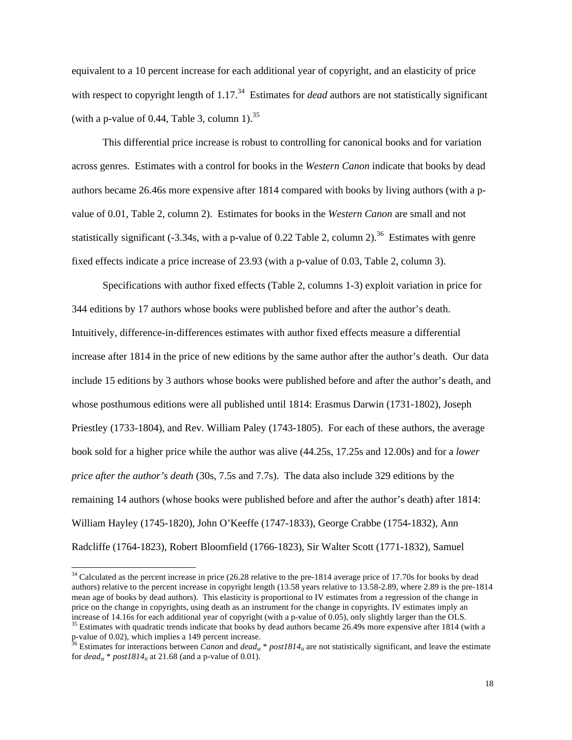equivalent to a 10 percent increase for each additional year of copyright, and an elasticity of price with respect to copyright length of 1.17.[34] Estimates for *dead* authors are not statistically significant (with a p-value of 0.44, Table 3, column 1).[35]

This differential price increase is robust to controlling for canonical books and for variation across genres. Estimates with a control for books in the *Western Canon* indicate that books by dead authors became 26.46s more expensive after 1814 compared with books by living authors (with a p-value of 0.01, Table 2, column 2). Estimates for books in the *Western Canon* are small and not statistically significant (-3.34s, with a p-value of 0.22 Table 2, column 2).[36] Estimates with genre fixed effects indicate a price increase of 23.93 (with a p-value of 0.03, Table 2, column 3).

Specifications with author fixed effects (Table 2, columns 1-3) exploit variation in price for 344 editions by 17 authors whose books were published before and after the author's death. Intuitively, difference-in-differences estimates with author fixed effects measure a differential increase after 1814 in the price of new editions by the same author after the author's death. Our data include 15 editions by 3 authors whose books were published before and after the author's death, and whose posthumous editions were all published until 1814: Erasmus Darwin (1731-1802), Joseph Priestley (1733-1804), and Rev. William Paley (1743-1805). For each of these authors, the average book sold for a higher price while the author was alive (44.25s, 17.25s and 12.00s) and for a *lower price after the author's death* (30s, 7.5s and 7.7s). The data also include 329 editions by the remaining 14 authors (whose books were published before and after the author's death) after 1814: William Hayley (1745-1820), John O'Keeffe (1747-1833), George Crabbe (1754-1832), Ann Radcliffe (1764-1823), Robert Bloomfield (1766-1823), Sir Walter Scott (1771-1832), Samuel

---

[34] Calculated as the percent increase in price (26.28 relative to the pre-1814 average price of 17.70s for books by dead authors) relative to the percent increase in copyright length (13.58 years relative to 13.58-2.89, where 2.89 is the pre-1814 mean age of books by dead authors). This elasticity is proportional to IV estimates from a regression of the change in price on the change in copyrights, using death as an instrument for the change in copyrights. IV estimates imply an increase of 14.16s for each additional year of copyright (with a p-value of 0.05), only slightly larger than the OLS.

[35] Estimates with quadratic trends indicate that books by dead authors became 26.49s more expensive after 1814 (with a p-value of 0.02), which implies a 149 percent increase.

[36] Estimates for interactions between *Canon* and $dead_{st} * post1814_{it}$ are not statistically significant, and leave the estimate for $dead_{st} * post1814_{it}$ at 21.68 (and a p-value of 0.01).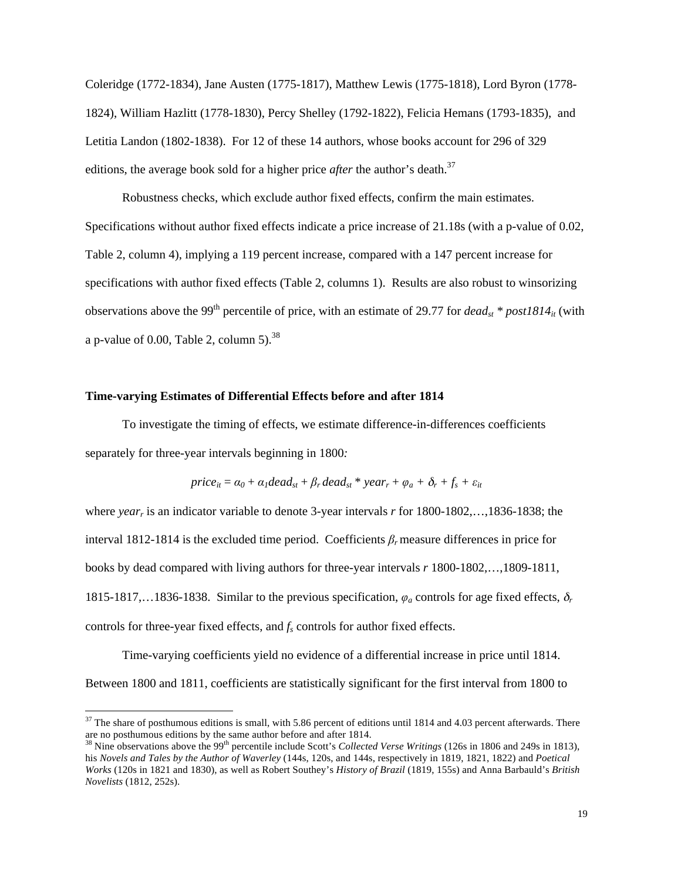Coleridge (1772-1834), Jane Austen (1775-1817), Matthew Lewis (1775-1818), Lord Byron (1778-1824), William Hazlitt (1778-1830), Percy Shelley (1792-1822), Felicia Hemans (1793-1835), and Letitia Landon (1802-1838). For 12 of these 14 authors, whose books account for 296 of 329 editions, the average book sold for a higher price *after* the author's death.[37]

Robustness checks, which exclude author fixed effects, confirm the main estimates. Specifications without author fixed effects indicate a price increase of 21.18s (with a p-value of 0.02, Table 2, column 4), implying a 119 percent increase, compared with a 147 percent increase for specifications with author fixed effects (Table 2, columns 1). Results are also robust to winsorizing observations above the 99th percentile of price, with an estimate of 29.77 for $dead_{st} * post1814_{it}$ (with a p-value of 0.00, Table 2, column 5).[38]

### Time-varying Estimates of Differential Effects before and after 1814

To investigate the timing of effects, we estimate difference-in-differences coefficients separately for three-year intervals beginning in 1800*:*

$$price_{it} = \alpha_0 + \alpha_1 dead_{st} + \beta_r\, dead_{st} * year_r + \varphi_a + \delta_r + f_s + \varepsilon_{it}$$

where $year_r$ is an indicator variable to denote 3-year intervals $r$ for 1800-1802,…,1836-1838; the interval 1812-1814 is the excluded time period. Coefficients $\beta_r$ measure differences in price for books by dead compared with living authors for three-year intervals $r$ 1800-1802,…,1809-1811, 1815-1817,…1836-1838. Similar to the previous specification, $\varphi_a$ controls for age fixed effects, $\delta_r$ controls for three-year fixed effects, and $f_s$ controls for author fixed effects.

Time-varying coefficients yield no evidence of a differential increase in price until 1814. Between 1800 and 1811, coefficients are statistically significant for the first interval from 1800 to

---

[37] The share of posthumous editions is small, with 5.86 percent of editions until 1814 and 4.03 percent afterwards. There are no posthumous editions by the same author before and after 1814.

[38] Nine observations above the 99th percentile include Scott's *Collected Verse Writings* (126s in 1806 and 249s in 1813), his *Novels and Tales by the Author of Waverley* (144s, 120s, and 144s, respectively in 1819, 1821, 1822) and *Poetical Works* (120s in 1821 and 1830), as well as Robert Southey's *History of Brazil* (1819, 155s) and Anna Barbauld's *British Novelists* (1812, 252s).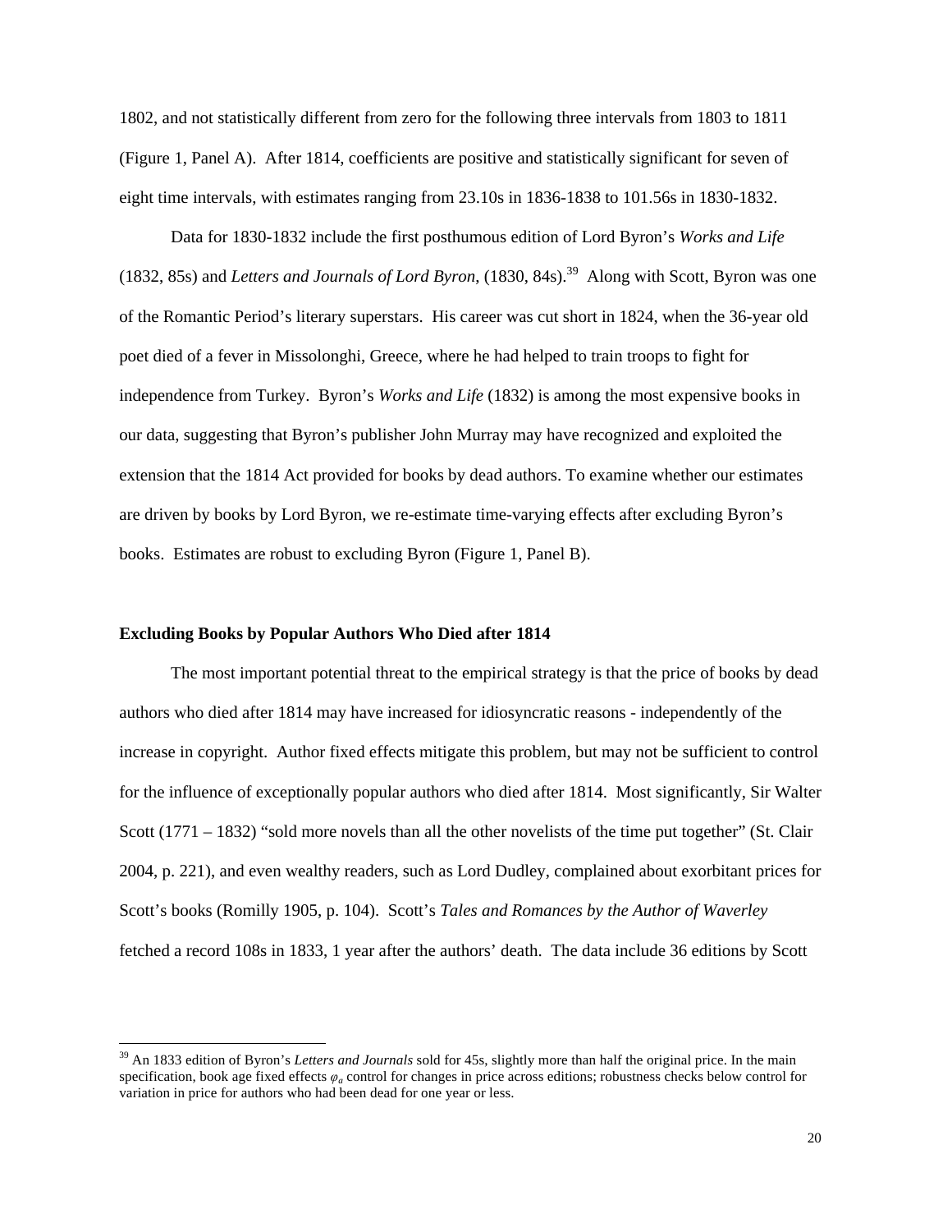1802, and not statistically different from zero for the following three intervals from 1803 to 1811 (Figure 1, Panel A). After 1814, coefficients are positive and statistically significant for seven of eight time intervals, with estimates ranging from 23.10s in 1836-1838 to 101.56s in 1830-1832.

Data for 1830-1832 include the first posthumous edition of Lord Byron's *Works and Life* (1832, 85s) and *Letters and Journals of Lord Byron*, (1830, 84s).[39] Along with Scott, Byron was one of the Romantic Period's literary superstars. His career was cut short in 1824, when the 36-year old poet died of a fever in Missolonghi, Greece, where he had helped to train troops to fight for independence from Turkey. Byron's *Works and Life* (1832) is among the most expensive books in our data, suggesting that Byron's publisher John Murray may have recognized and exploited the extension that the 1814 Act provided for books by dead authors. To examine whether our estimates are driven by books by Lord Byron, we re-estimate time-varying effects after excluding Byron's books. Estimates are robust to excluding Byron (Figure 1, Panel B).

### Excluding Books by Popular Authors Who Died after 1814

The most important potential threat to the empirical strategy is that the price of books by dead authors who died after 1814 may have increased for idiosyncratic reasons - independently of the increase in copyright. Author fixed effects mitigate this problem, but may not be sufficient to control for the influence of exceptionally popular authors who died after 1814. Most significantly, Sir Walter Scott (1771 – 1832) "sold more novels than all the other novelists of the time put together" (St. Clair 2004, p. 221), and even wealthy readers, such as Lord Dudley, complained about exorbitant prices for Scott's books (Romilly 1905, p. 104). Scott's *Tales and Romances by the Author of Waverley* fetched a record 108s in 1833, 1 year after the authors' death. The data include 36 editions by Scott

[39] An 1833 edition of Byron's *Letters and Journals* sold for 45s, slightly more than half the original price. In the main specification, book age fixed effects $\varphi_a$ control for changes in price across editions; robustness checks below control for variation in price for authors who had been dead for one year or less.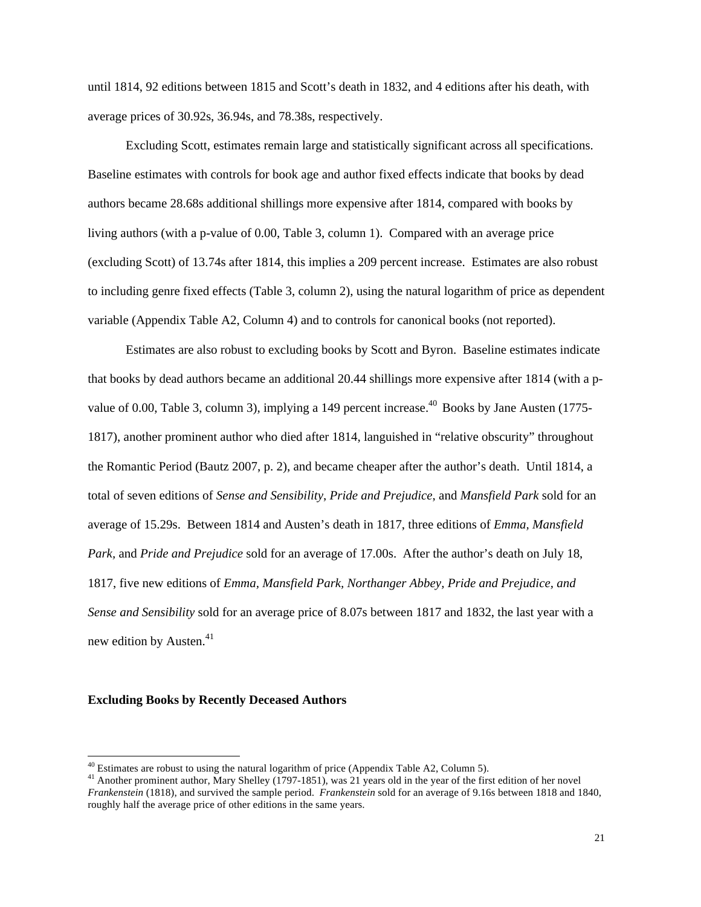until 1814, 92 editions between 1815 and Scott's death in 1832, and 4 editions after his death, with average prices of 30.92s, 36.94s, and 78.38s, respectively.

Excluding Scott, estimates remain large and statistically significant across all specifications. Baseline estimates with controls for book age and author fixed effects indicate that books by dead authors became 28.68s additional shillings more expensive after 1814, compared with books by living authors (with a p-value of 0.00, Table 3, column 1). Compared with an average price (excluding Scott) of 13.74s after 1814, this implies a 209 percent increase. Estimates are also robust to including genre fixed effects (Table 3, column 2), using the natural logarithm of price as dependent variable (Appendix Table A2, Column 4) and to controls for canonical books (not reported).

Estimates are also robust to excluding books by Scott and Byron. Baseline estimates indicate that books by dead authors became an additional 20.44 shillings more expensive after 1814 (with a p-value of 0.00, Table 3, column 3), implying a 149 percent increase.[40] Books by Jane Austen (1775-1817), another prominent author who died after 1814, languished in "relative obscurity" throughout the Romantic Period (Bautz 2007, p. 2), and became cheaper after the author's death. Until 1814, a total of seven editions of *Sense and Sensibility*, *Pride and Prejudice*, and *Mansfield Park* sold for an average of 15.29s. Between 1814 and Austen's death in 1817, three editions of *Emma, Mansfield Park,* and *Pride and Prejudice* sold for an average of 17.00s. After the author's death on July 18, 1817, five new editions of *Emma, Mansfield Park, Northanger Abbey, Pride and Prejudice, and Sense and Sensibility* sold for an average price of 8.07s between 1817 and 1832, the last year with a new edition by Austen.[41]

### Excluding Books by Recently Deceased Authors

[40] Estimates are robust to using the natural logarithm of price (Appendix Table A2, Column 5).

[41] Another prominent author, Mary Shelley (1797-1851), was 21 years old in the year of the first edition of her novel *Frankenstein* (1818), and survived the sample period. *Frankenstein* sold for an average of 9.16s between 1818 and 1840, roughly half the average price of other editions in the same years.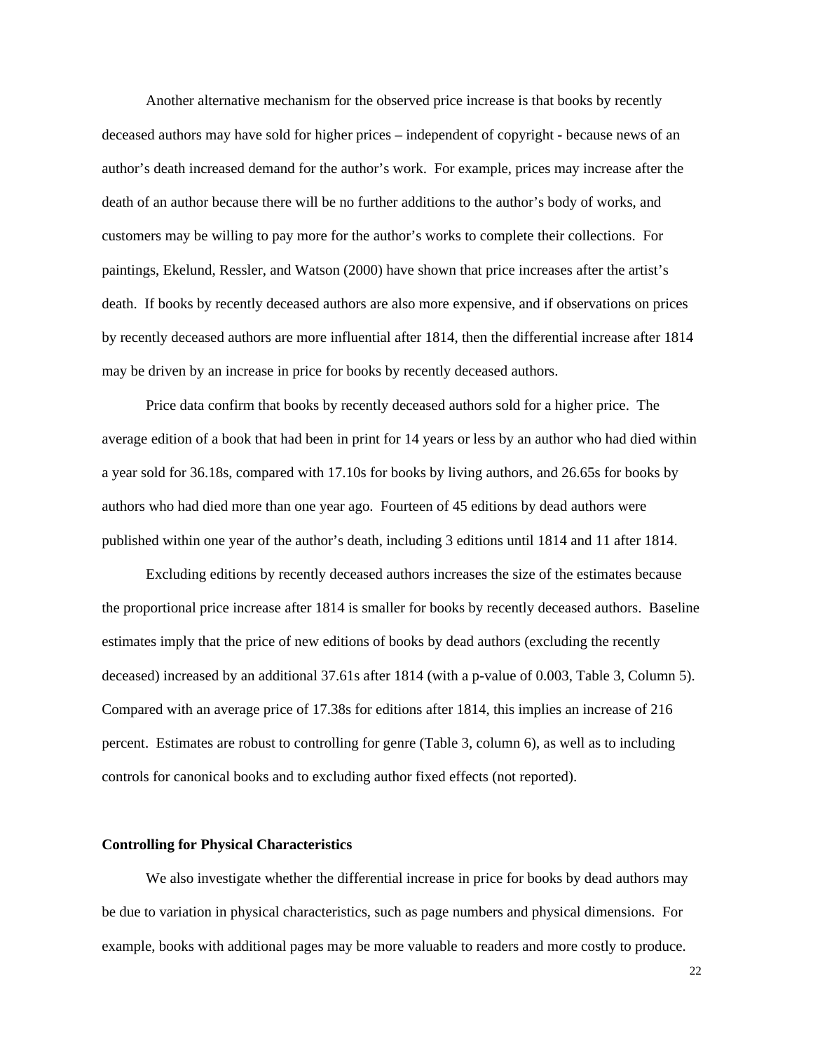Another alternative mechanism for the observed price increase is that books by recently deceased authors may have sold for higher prices – independent of copyright - because news of an author's death increased demand for the author's work. For example, prices may increase after the death of an author because there will be no further additions to the author's body of works, and customers may be willing to pay more for the author's works to complete their collections. For paintings, Ekelund, Ressler, and Watson (2000) have shown that price increases after the artist's death. If books by recently deceased authors are also more expensive, and if observations on prices by recently deceased authors are more influential after 1814, then the differential increase after 1814 may be driven by an increase in price for books by recently deceased authors.

Price data confirm that books by recently deceased authors sold for a higher price. The average edition of a book that had been in print for 14 years or less by an author who had died within a year sold for 36.18s, compared with 17.10s for books by living authors, and 26.65s for books by authors who had died more than one year ago. Fourteen of 45 editions by dead authors were published within one year of the author's death, including 3 editions until 1814 and 11 after 1814.

Excluding editions by recently deceased authors increases the size of the estimates because the proportional price increase after 1814 is smaller for books by recently deceased authors. Baseline estimates imply that the price of new editions of books by dead authors (excluding the recently deceased) increased by an additional 37.61s after 1814 (with a p-value of 0.003, Table 3, Column 5). Compared with an average price of 17.38s for editions after 1814, this implies an increase of 216 percent. Estimates are robust to controlling for genre (Table 3, column 6), as well as to including controls for canonical books and to excluding author fixed effects (not reported).

### Controlling for Physical Characteristics

We also investigate whether the differential increase in price for books by dead authors may be due to variation in physical characteristics, such as page numbers and physical dimensions. For example, books with additional pages may be more valuable to readers and more costly to produce.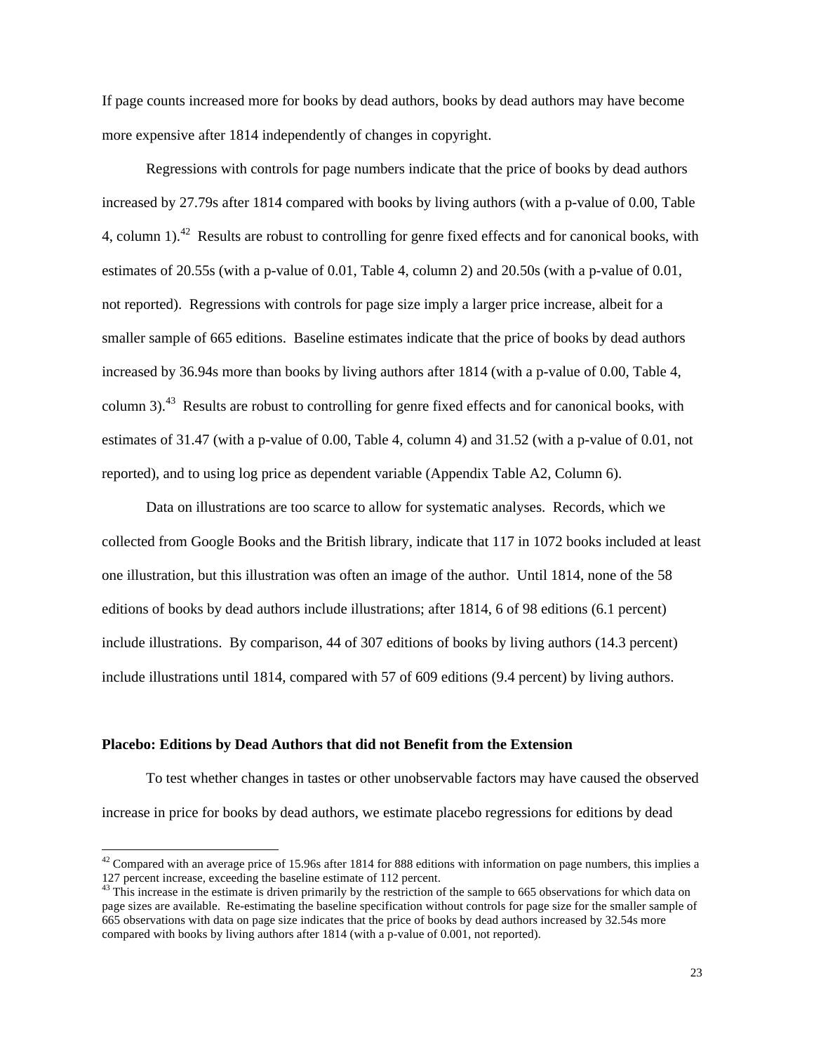If page counts increased more for books by dead authors, books by dead authors may have become more expensive after 1814 independently of changes in copyright.

Regressions with controls for page numbers indicate that the price of books by dead authors increased by 27.79s after 1814 compared with books by living authors (with a p-value of 0.00, Table 4, column 1).[42] Results are robust to controlling for genre fixed effects and for canonical books, with estimates of 20.55s (with a p-value of 0.01, Table 4, column 2) and 20.50s (with a p-value of 0.01, not reported). Regressions with controls for page size imply a larger price increase, albeit for a smaller sample of 665 editions. Baseline estimates indicate that the price of books by dead authors increased by 36.94s more than books by living authors after 1814 (with a p-value of 0.00, Table 4, column 3).[43] Results are robust to controlling for genre fixed effects and for canonical books, with estimates of 31.47 (with a p-value of 0.00, Table 4, column 4) and 31.52 (with a p-value of 0.01, not reported), and to using log price as dependent variable (Appendix Table A2, Column 6).

Data on illustrations are too scarce to allow for systematic analyses. Records, which we collected from Google Books and the British library, indicate that 117 in 1072 books included at least one illustration, but this illustration was often an image of the author. Until 1814, none of the 58 editions of books by dead authors include illustrations; after 1814, 6 of 98 editions (6.1 percent) include illustrations. By comparison, 44 of 307 editions of books by living authors (14.3 percent) include illustrations until 1814, compared with 57 of 609 editions (9.4 percent) by living authors.

**Placebo: Editions by Dead Authors that did not Benefit from the Extension**

To test whether changes in tastes or other unobservable factors may have caused the observed increase in price for books by dead authors, we estimate placebo regressions for editions by dead

[42] Compared with an average price of 15.96s after 1814 for 888 editions with information on page numbers, this implies a 127 percent increase, exceeding the baseline estimate of 112 percent.

[43] This increase in the estimate is driven primarily by the restriction of the sample to 665 observations for which data on page sizes are available. Re-estimating the baseline specification without controls for page size for the smaller sample of 665 observations with data on page size indicates that the price of books by dead authors increased by 32.54s more compared with books by living authors after 1814 (with a p-value of 0.001, not reported).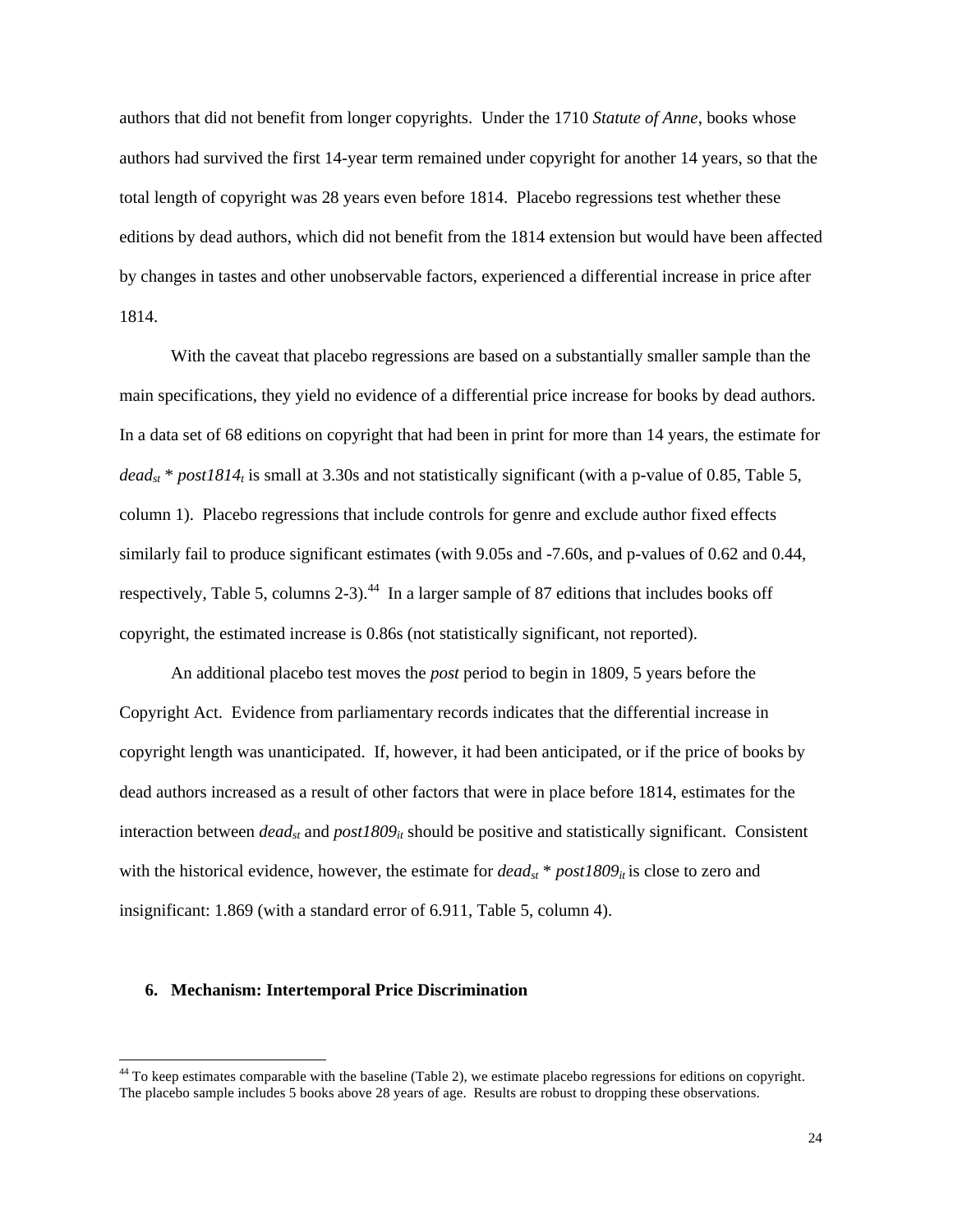authors that did not benefit from longer copyrights. Under the 1710 *Statute of Anne*, books whose authors had survived the first 14-year term remained under copyright for another 14 years, so that the total length of copyright was 28 years even before 1814. Placebo regressions test whether these editions by dead authors, which did not benefit from the 1814 extension but would have been affected by changes in tastes and other unobservable factors, experienced a differential increase in price after 1814.

With the caveat that placebo regressions are based on a substantially smaller sample than the main specifications, they yield no evidence of a differential price increase for books by dead authors. In a data set of 68 editions on copyright that had been in print for more than 14 years, the estimate for $dead_{st}$ * $post1814_t$ is small at 3.30s and not statistically significant (with a p-value of 0.85, Table 5, column 1). Placebo regressions that include controls for genre and exclude author fixed effects similarly fail to produce significant estimates (with 9.05s and -7.60s, and p-values of 0.62 and 0.44, respectively, Table 5, columns 2-3).[44] In a larger sample of 87 editions that includes books off copyright, the estimated increase is 0.86s (not statistically significant, not reported).

An additional placebo test moves the *post* period to begin in 1809, 5 years before the Copyright Act. Evidence from parliamentary records indicates that the differential increase in copyright length was unanticipated. If, however, it had been anticipated, or if the price of books by dead authors increased as a result of other factors that were in place before 1814, estimates for the interaction between $dead_{st}$ and $post1809_{it}$ should be positive and statistically significant. Consistent with the historical evidence, however, the estimate for $dead_{st}$ * $post1809_{it}$ is close to zero and insignificant: 1.869 (with a standard error of 6.911, Table 5, column 4).

## 6. Mechanism: Intertemporal Price Discrimination

[44] To keep estimates comparable with the baseline (Table 2), we estimate placebo regressions for editions on copyright. The placebo sample includes 5 books above 28 years of age. Results are robust to dropping these observations.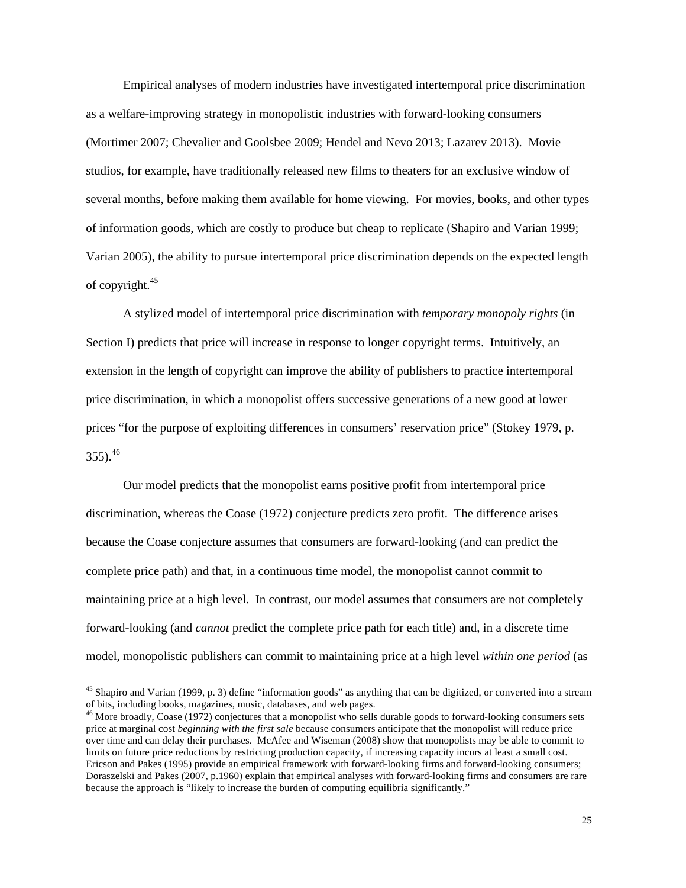Empirical analyses of modern industries have investigated intertemporal price discrimination as a welfare-improving strategy in monopolistic industries with forward-looking consumers (Mortimer 2007; Chevalier and Goolsbee 2009; Hendel and Nevo 2013; Lazarev 2013). Movie studios, for example, have traditionally released new films to theaters for an exclusive window of several months, before making them available for home viewing. For movies, books, and other types of information goods, which are costly to produce but cheap to replicate (Shapiro and Varian 1999; Varian 2005), the ability to pursue intertemporal price discrimination depends on the expected length of copyright.[45]

A stylized model of intertemporal price discrimination with *temporary monopoly rights* (in Section I) predicts that price will increase in response to longer copyright terms. Intuitively, an extension in the length of copyright can improve the ability of publishers to practice intertemporal price discrimination, in which a monopolist offers successive generations of a new good at lower prices "for the purpose of exploiting differences in consumers' reservation price" (Stokey 1979, p. 355).[46]

Our model predicts that the monopolist earns positive profit from intertemporal price discrimination, whereas the Coase (1972) conjecture predicts zero profit. The difference arises because the Coase conjecture assumes that consumers are forward-looking (and can predict the complete price path) and that, in a continuous time model, the monopolist cannot commit to maintaining price at a high level. In contrast, our model assumes that consumers are not completely forward-looking (and *cannot* predict the complete price path for each title) and, in a discrete time model, monopolistic publishers can commit to maintaining price at a high level *within one period* (as

[45] Shapiro and Varian (1999, p. 3) define "information goods" as anything that can be digitized, or converted into a stream of bits, including books, magazines, music, databases, and web pages.

[46] More broadly, Coase (1972) conjectures that a monopolist who sells durable goods to forward-looking consumers sets price at marginal cost *beginning with the first sale* because consumers anticipate that the monopolist will reduce price over time and can delay their purchases. McAfee and Wiseman (2008) show that monopolists may be able to commit to limits on future price reductions by restricting production capacity, if increasing capacity incurs at least a small cost. Ericson and Pakes (1995) provide an empirical framework with forward-looking firms and forward-looking consumers; Doraszelski and Pakes (2007, p.1960) explain that empirical analyses with forward-looking firms and consumers are rare because the approach is "likely to increase the burden of computing equilibria significantly."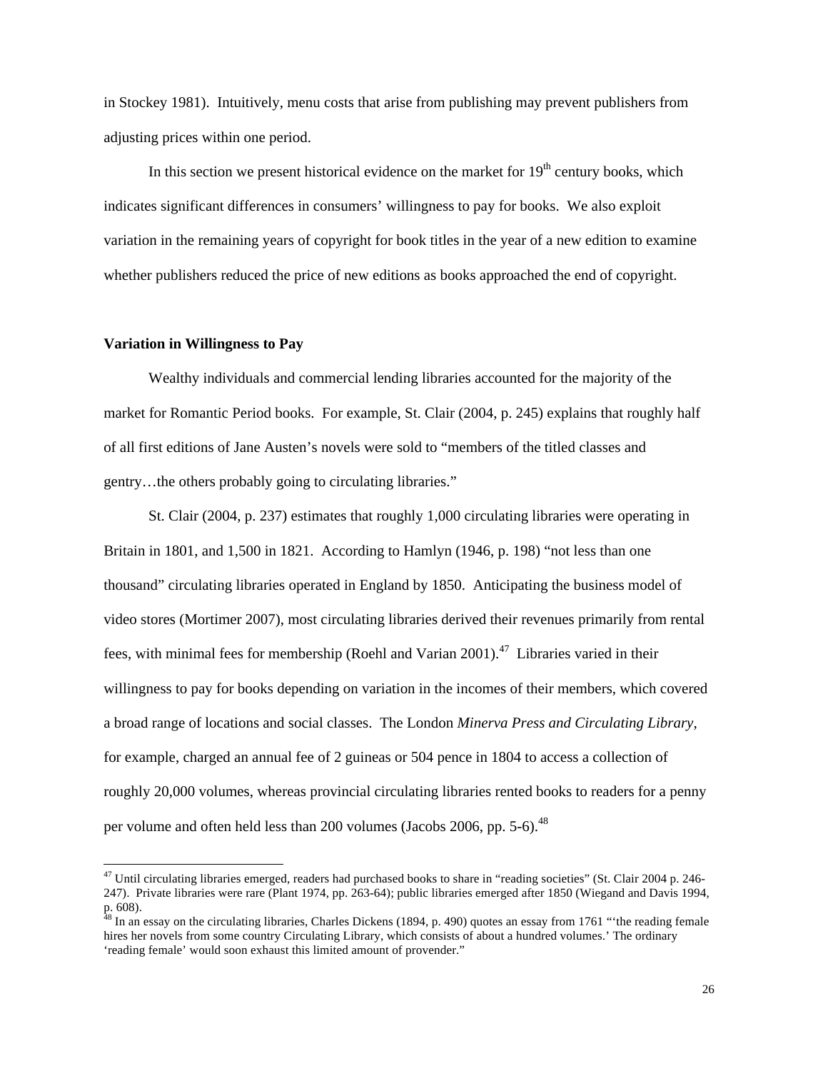in Stockey 1981). Intuitively, menu costs that arise from publishing may prevent publishers from adjusting prices within one period.

In this section we present historical evidence on the market for 19th century books, which indicates significant differences in consumers' willingness to pay for books. We also exploit variation in the remaining years of copyright for book titles in the year of a new edition to examine whether publishers reduced the price of new editions as books approached the end of copyright.

**Variation in Willingness to Pay**

Wealthy individuals and commercial lending libraries accounted for the majority of the market for Romantic Period books. For example, St. Clair (2004, p. 245) explains that roughly half of all first editions of Jane Austen's novels were sold to "members of the titled classes and gentry…the others probably going to circulating libraries."

St. Clair (2004, p. 237) estimates that roughly 1,000 circulating libraries were operating in Britain in 1801, and 1,500 in 1821. According to Hamlyn (1946, p. 198) "not less than one thousand" circulating libraries operated in England by 1850. Anticipating the business model of video stores (Mortimer 2007), most circulating libraries derived their revenues primarily from rental fees, with minimal fees for membership (Roehl and Varian 2001).[47] Libraries varied in their willingness to pay for books depending on variation in the incomes of their members, which covered a broad range of locations and social classes. The London *Minerva Press and Circulating Library*, for example, charged an annual fee of 2 guineas or 504 pence in 1804 to access a collection of roughly 20,000 volumes, whereas provincial circulating libraries rented books to readers for a penny per volume and often held less than 200 volumes (Jacobs 2006, pp. 5-6).[48]

[47] Until circulating libraries emerged, readers had purchased books to share in "reading societies" (St. Clair 2004 p. 246-247). Private libraries were rare (Plant 1974, pp. 263-64); public libraries emerged after 1850 (Wiegand and Davis 1994, p. 608).

[48] In an essay on the circulating libraries, Charles Dickens (1894, p. 490) quotes an essay from 1761 "'the reading female hires her novels from some country Circulating Library, which consists of about a hundred volumes.' The ordinary 'reading female' would soon exhaust this limited amount of provender."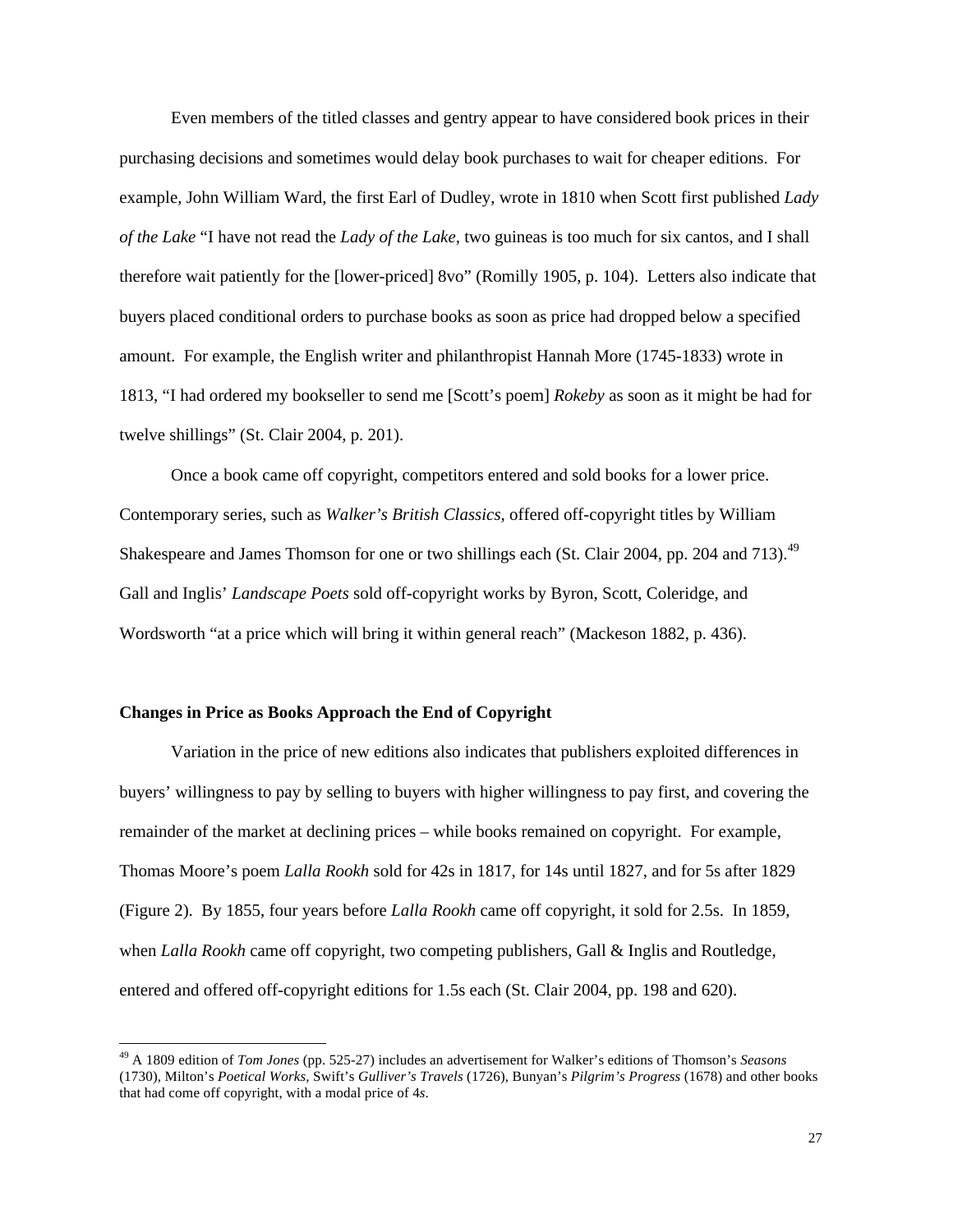Even members of the titled classes and gentry appear to have considered book prices in their purchasing decisions and sometimes would delay book purchases to wait for cheaper editions. For example, John William Ward, the first Earl of Dudley, wrote in 1810 when Scott first published *Lady of the Lake* "I have not read the *Lady of the Lake*, two guineas is too much for six cantos, and I shall therefore wait patiently for the [lower-priced] 8vo" (Romilly 1905, p. 104). Letters also indicate that buyers placed conditional orders to purchase books as soon as price had dropped below a specified amount. For example, the English writer and philanthropist Hannah More (1745-1833) wrote in 1813, "I had ordered my bookseller to send me [Scott's poem] *Rokeby* as soon as it might be had for twelve shillings" (St. Clair 2004, p. 201).

Once a book came off copyright, competitors entered and sold books for a lower price. Contemporary series, such as *Walker's British Classics*, offered off-copyright titles by William Shakespeare and James Thomson for one or two shillings each (St. Clair 2004, pp. 204 and 713).[49] Gall and Inglis' *Landscape Poets* sold off-copyright works by Byron, Scott, Coleridge, and Wordsworth "at a price which will bring it within general reach" (Mackeson 1882, p. 436).

### Changes in Price as Books Approach the End of Copyright

Variation in the price of new editions also indicates that publishers exploited differences in buyers' willingness to pay by selling to buyers with higher willingness to pay first, and covering the remainder of the market at declining prices – while books remained on copyright. For example, Thomas Moore's poem *Lalla Rookh* sold for 42s in 1817, for 14s until 1827, and for 5s after 1829 (Figure 2). By 1855, four years before *Lalla Rookh* came off copyright, it sold for 2.5s. In 1859, when *Lalla Rookh* came off copyright, two competing publishers, Gall & Inglis and Routledge, entered and offered off-copyright editions for 1.5s each (St. Clair 2004, pp. 198 and 620).

[49] A 1809 edition of *Tom Jones* (pp. 525-27) includes an advertisement for Walker's editions of Thomson's *Seasons* (1730), Milton's *Poetical Works*, Swift's *Gulliver's Travels* (1726), Bunyan's *Pilgrim's Progress* (1678) and other books that had come off copyright, with a modal price of 4*s*.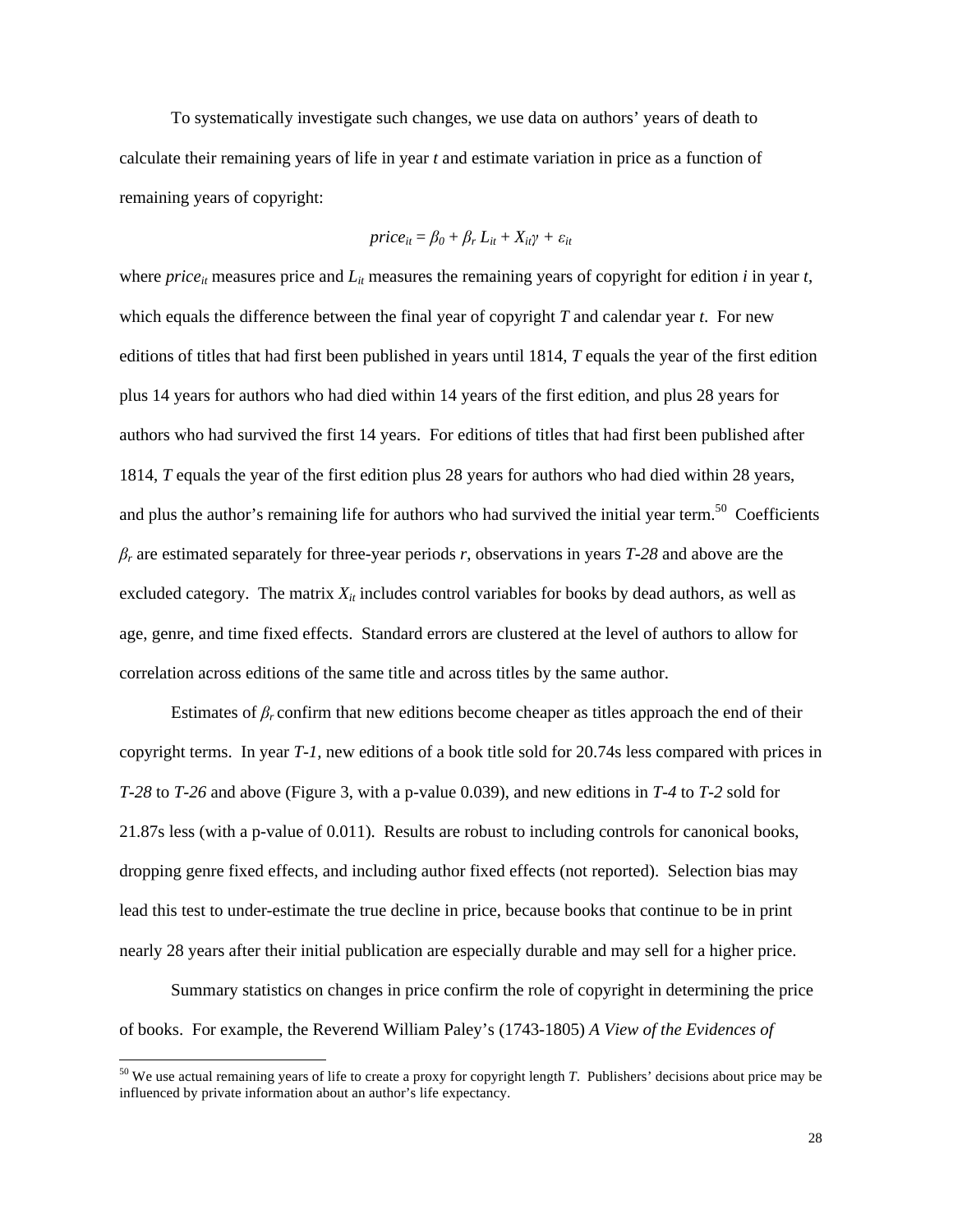To systematically investigate such changes, we use data on authors' years of death to calculate their remaining years of life in year *t* and estimate variation in price as a function of remaining years of copyright:

$$price_{it} = \beta_0 + \beta_r L_{it} + X_{it}\gamma + \varepsilon_{it}$$

where $price_{it}$ measures price and $L_{it}$ measures the remaining years of copyright for edition *i* in year *t*, which equals the difference between the final year of copyright *T* and calendar year *t*. For new editions of titles that had first been published in years until 1814, *T* equals the year of the first edition plus 14 years for authors who had died within 14 years of the first edition, and plus 28 years for authors who had survived the first 14 years. For editions of titles that had first been published after 1814, *T* equals the year of the first edition plus 28 years for authors who had died within 28 years, and plus the author's remaining life for authors who had survived the initial year term.[50] Coefficients $\beta_r$ are estimated separately for three-year periods *r*, observations in years *T-28* and above are the excluded category. The matrix $X_{it}$ includes control variables for books by dead authors, as well as age, genre, and time fixed effects. Standard errors are clustered at the level of authors to allow for correlation across editions of the same title and across titles by the same author.

Estimates of $\beta_r$ confirm that new editions become cheaper as titles approach the end of their copyright terms. In year *T-1*, new editions of a book title sold for 20.74s less compared with prices in *T-28* to *T-26* and above (Figure 3, with a p-value 0.039), and new editions in *T-4* to *T-2* sold for 21.87s less (with a p-value of 0.011). Results are robust to including controls for canonical books, dropping genre fixed effects, and including author fixed effects (not reported). Selection bias may lead this test to under-estimate the true decline in price, because books that continue to be in print nearly 28 years after their initial publication are especially durable and may sell for a higher price.

Summary statistics on changes in price confirm the role of copyright in determining the price of books. For example, the Reverend William Paley's (1743-1805) *A View of the Evidences of*

[50] We use actual remaining years of life to create a proxy for copyright length *T*. Publishers' decisions about price may be influenced by private information about an author's life expectancy.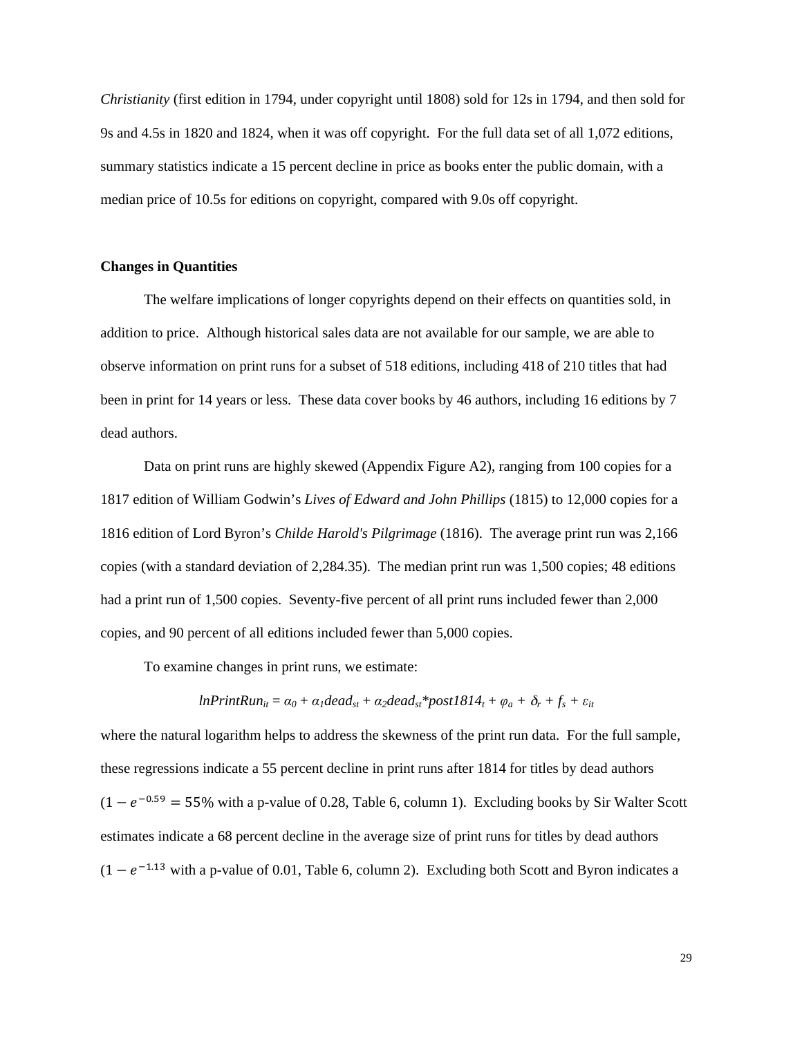*Christianity* (first edition in 1794, under copyright until 1808) sold for 12s in 1794, and then sold for 9s and 4.5s in 1820 and 1824, when it was off copyright. For the full data set of all 1,072 editions, summary statistics indicate a 15 percent decline in price as books enter the public domain, with a median price of 10.5s for editions on copyright, compared with 9.0s off copyright.

**Changes in Quantities**

The welfare implications of longer copyrights depend on their effects on quantities sold, in addition to price. Although historical sales data are not available for our sample, we are able to observe information on print runs for a subset of 518 editions, including 418 of 210 titles that had been in print for 14 years or less. These data cover books by 46 authors, including 16 editions by 7 dead authors.

Data on print runs are highly skewed (Appendix Figure A2), ranging from 100 copies for a 1817 edition of William Godwin's *Lives of Edward and John Phillips* (1815) to 12,000 copies for a 1816 edition of Lord Byron's *Childe Harold's Pilgrimage* (1816). The average print run was 2,166 copies (with a standard deviation of 2,284.35). The median print run was 1,500 copies; 48 editions had a print run of 1,500 copies. Seventy-five percent of all print runs included fewer than 2,000 copies, and 90 percent of all editions included fewer than 5,000 copies.

To examine changes in print runs, we estimate:

$$lnPrintRun_{it} = \alpha_0 + \alpha_1 dead_{st} + \alpha_2 dead_{st}{*}post1814_t + \varphi_a + \delta_r + f_s + \varepsilon_{it}$$

where the natural logarithm helps to address the skewness of the print run data. For the full sample, these regressions indicate a 55 percent decline in print runs after 1814 for titles by dead authors ($1 - e^{-0.59} = 55\%$ with a p-value of 0.28, Table 6, column 1). Excluding books by Sir Walter Scott estimates indicate a 68 percent decline in the average size of print runs for titles by dead authors ($1 - e^{-1.13}$ with a p-value of 0.01, Table 6, column 2). Excluding both Scott and Byron indicates a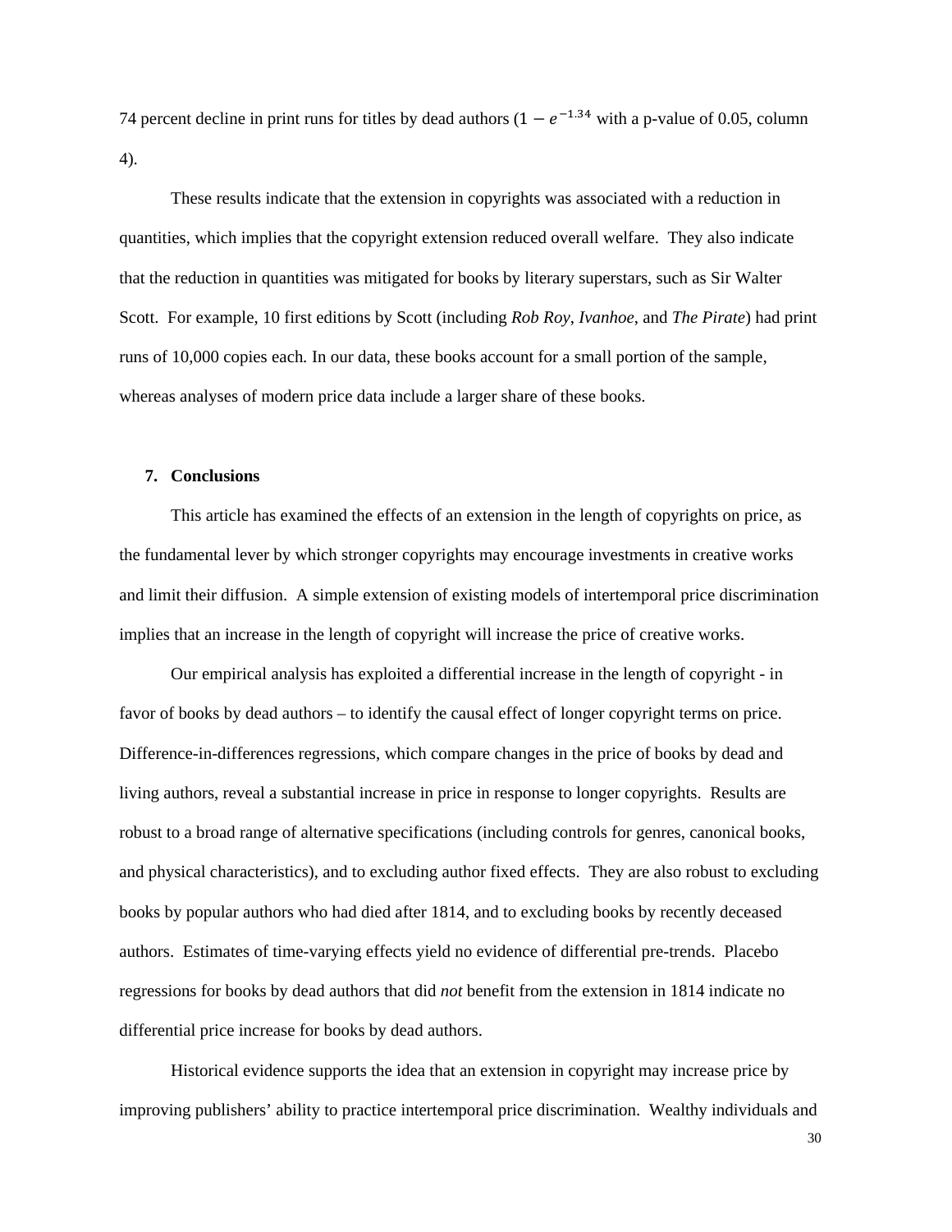74 percent decline in print runs for titles by dead authors ($1 - e^{-1.34}$ with a p-value of 0.05, column 4).

These results indicate that the extension in copyrights was associated with a reduction in quantities, which implies that the copyright extension reduced overall welfare. They also indicate that the reduction in quantities was mitigated for books by literary superstars, such as Sir Walter Scott. For example, 10 first editions by Scott (including *Rob Roy*, *Ivanhoe*, and *The Pirate*) had print runs of 10,000 copies each. In our data, these books account for a small portion of the sample, whereas analyses of modern price data include a larger share of these books.

## 7. Conclusions

This article has examined the effects of an extension in the length of copyrights on price, as the fundamental lever by which stronger copyrights may encourage investments in creative works and limit their diffusion. A simple extension of existing models of intertemporal price discrimination implies that an increase in the length of copyright will increase the price of creative works.

Our empirical analysis has exploited a differential increase in the length of copyright - in favor of books by dead authors – to identify the causal effect of longer copyright terms on price. Difference-in-differences regressions, which compare changes in the price of books by dead and living authors, reveal a substantial increase in price in response to longer copyrights. Results are robust to a broad range of alternative specifications (including controls for genres, canonical books, and physical characteristics), and to excluding author fixed effects. They are also robust to excluding books by popular authors who had died after 1814, and to excluding books by recently deceased authors. Estimates of time-varying effects yield no evidence of differential pre-trends. Placebo regressions for books by dead authors that did *not* benefit from the extension in 1814 indicate no differential price increase for books by dead authors.

Historical evidence supports the idea that an extension in copyright may increase price by improving publishers' ability to practice intertemporal price discrimination. Wealthy individuals and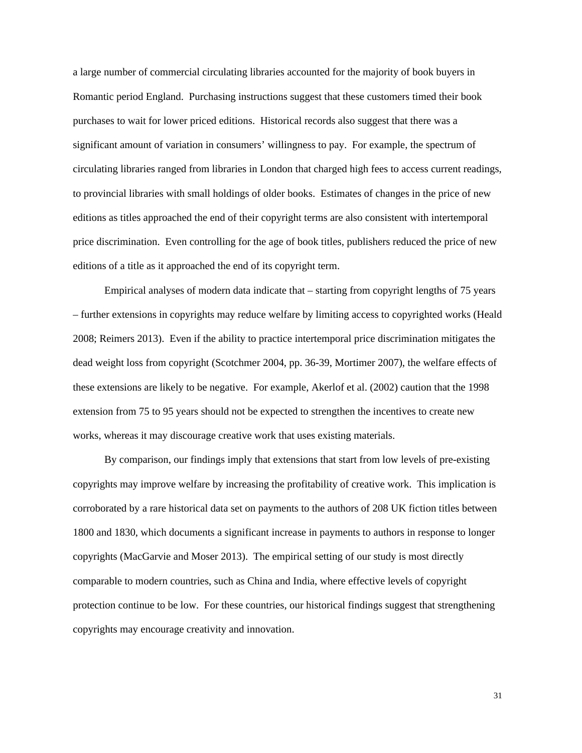a large number of commercial circulating libraries accounted for the majority of book buyers in Romantic period England. Purchasing instructions suggest that these customers timed their book purchases to wait for lower priced editions. Historical records also suggest that there was a significant amount of variation in consumers' willingness to pay. For example, the spectrum of circulating libraries ranged from libraries in London that charged high fees to access current readings, to provincial libraries with small holdings of older books. Estimates of changes in the price of new editions as titles approached the end of their copyright terms are also consistent with intertemporal price discrimination. Even controlling for the age of book titles, publishers reduced the price of new editions of a title as it approached the end of its copyright term.

Empirical analyses of modern data indicate that – starting from copyright lengths of 75 years – further extensions in copyrights may reduce welfare by limiting access to copyrighted works (Heald 2008; Reimers 2013). Even if the ability to practice intertemporal price discrimination mitigates the dead weight loss from copyright (Scotchmer 2004, pp. 36-39, Mortimer 2007), the welfare effects of these extensions are likely to be negative. For example, Akerlof et al. (2002) caution that the 1998 extension from 75 to 95 years should not be expected to strengthen the incentives to create new works, whereas it may discourage creative work that uses existing materials.

By comparison, our findings imply that extensions that start from low levels of pre-existing copyrights may improve welfare by increasing the profitability of creative work. This implication is corroborated by a rare historical data set on payments to the authors of 208 UK fiction titles between 1800 and 1830, which documents a significant increase in payments to authors in response to longer copyrights (MacGarvie and Moser 2013). The empirical setting of our study is most directly comparable to modern countries, such as China and India, where effective levels of copyright protection continue to be low. For these countries, our historical findings suggest that strengthening copyrights may encourage creativity and innovation.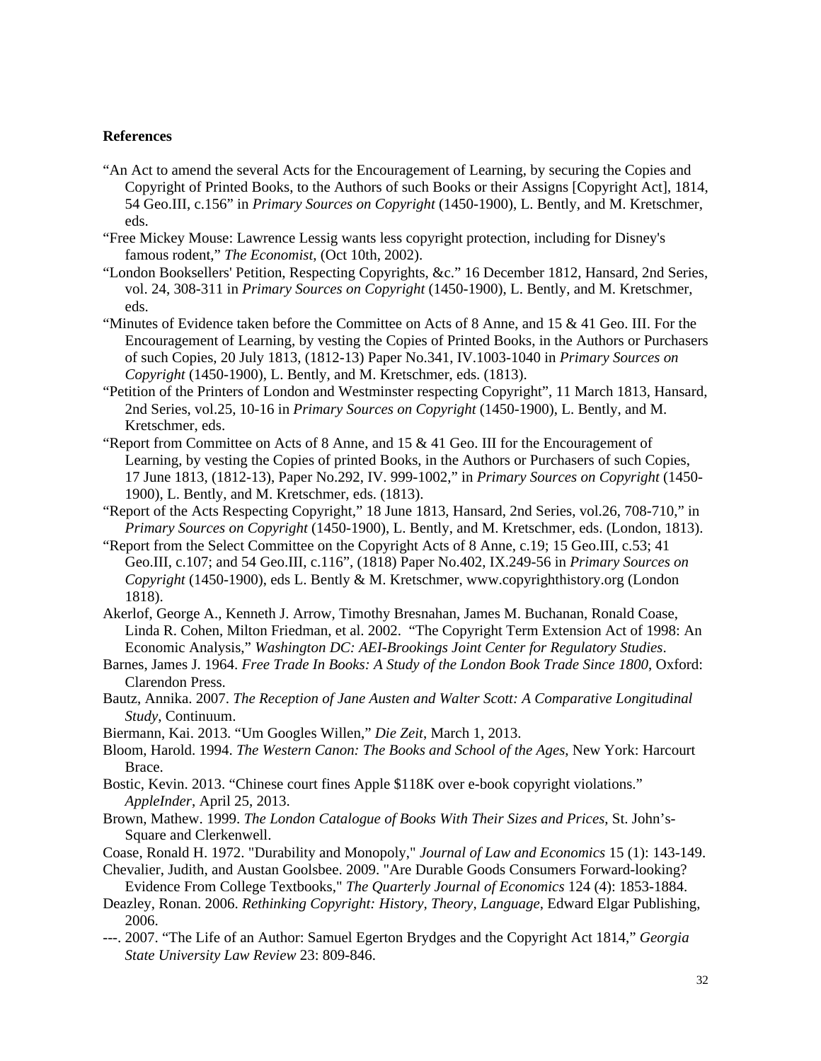**References**

"An Act to amend the several Acts for the Encouragement of Learning, by securing the Copies and Copyright of Printed Books, to the Authors of such Books or their Assigns [Copyright Act], 1814, 54 Geo.III, c.156" in *Primary Sources on Copyright* (1450-1900), L. Bently, and M. Kretschmer, eds.

"Free Mickey Mouse: Lawrence Lessig wants less copyright protection, including for Disney's famous rodent," *The Economist*, (Oct 10th, 2002).

"London Booksellers' Petition, Respecting Copyrights, &c." 16 December 1812, Hansard, 2nd Series, vol. 24, 308-311 in *Primary Sources on Copyright* (1450-1900), L. Bently, and M. Kretschmer, eds.

"Minutes of Evidence taken before the Committee on Acts of 8 Anne, and 15 & 41 Geo. III. For the Encouragement of Learning, by vesting the Copies of Printed Books, in the Authors or Purchasers of such Copies, 20 July 1813, (1812-13) Paper No.341, IV.1003-1040 in *Primary Sources on Copyright* (1450-1900), L. Bently, and M. Kretschmer, eds. (1813).

"Petition of the Printers of London and Westminster respecting Copyright", 11 March 1813, Hansard, 2nd Series, vol.25, 10-16 in *Primary Sources on Copyright* (1450-1900), L. Bently, and M. Kretschmer, eds.

"Report from Committee on Acts of 8 Anne, and 15 & 41 Geo. III for the Encouragement of Learning, by vesting the Copies of printed Books, in the Authors or Purchasers of such Copies, 17 June 1813, (1812-13), Paper No.292, IV. 999-1002," in *Primary Sources on Copyright* (1450-1900), L. Bently, and M. Kretschmer, eds. (1813).

"Report of the Acts Respecting Copyright," 18 June 1813, Hansard, 2nd Series, vol.26, 708-710," in *Primary Sources on Copyright* (1450-1900), L. Bently, and M. Kretschmer, eds. (London, 1813).

"Report from the Select Committee on the Copyright Acts of 8 Anne, c.19; 15 Geo.III, c.53; 41 Geo.III, c.107; and 54 Geo.III, c.116", (1818) Paper No.402, IX.249-56 in *Primary Sources on Copyright* (1450-1900), eds L. Bently & M. Kretschmer, www.copyrighthistory.org (London 1818).

Akerlof, George A., Kenneth J. Arrow, Timothy Bresnahan, James M. Buchanan, Ronald Coase, Linda R. Cohen, Milton Friedman, et al. 2002. "The Copyright Term Extension Act of 1998: An Economic Analysis," *Washington DC: AEI-Brookings Joint Center for Regulatory Studies*.

Barnes, James J. 1964. *Free Trade In Books: A Study of the London Book Trade Since 1800*, Oxford: Clarendon Press.

Bautz, Annika. 2007. *The Reception of Jane Austen and Walter Scott: A Comparative Longitudinal Study*, Continuum.

Biermann, Kai. 2013. "Um Googles Willen," *Die Zeit*, March 1, 2013.

Bloom, Harold. 1994. *The Western Canon: The Books and School of the Ages*, New York: Harcourt Brace.

Bostic, Kevin. 2013. "Chinese court fines Apple $118K over e-book copyright violations." *AppleInder*, April 25, 2013.

Brown, Mathew. 1999. *The London Catalogue of Books With Their Sizes and Prices*, St. John's-Square and Clerkenwell.

Coase, Ronald H. 1972. "Durability and Monopoly," *Journal of Law and Economics* 15 (1): 143-149.

Chevalier, Judith, and Austan Goolsbee. 2009. "Are Durable Goods Consumers Forward-looking? Evidence From College Textbooks," *The Quarterly Journal of Economics* 124 (4): 1853-1884.

Deazley, Ronan. 2006. *Rethinking Copyright: History, Theory, Language*, Edward Elgar Publishing, 2006.

---. 2007. "The Life of an Author: Samuel Egerton Brydges and the Copyright Act 1814," *Georgia State University Law Review* 23: 809-846.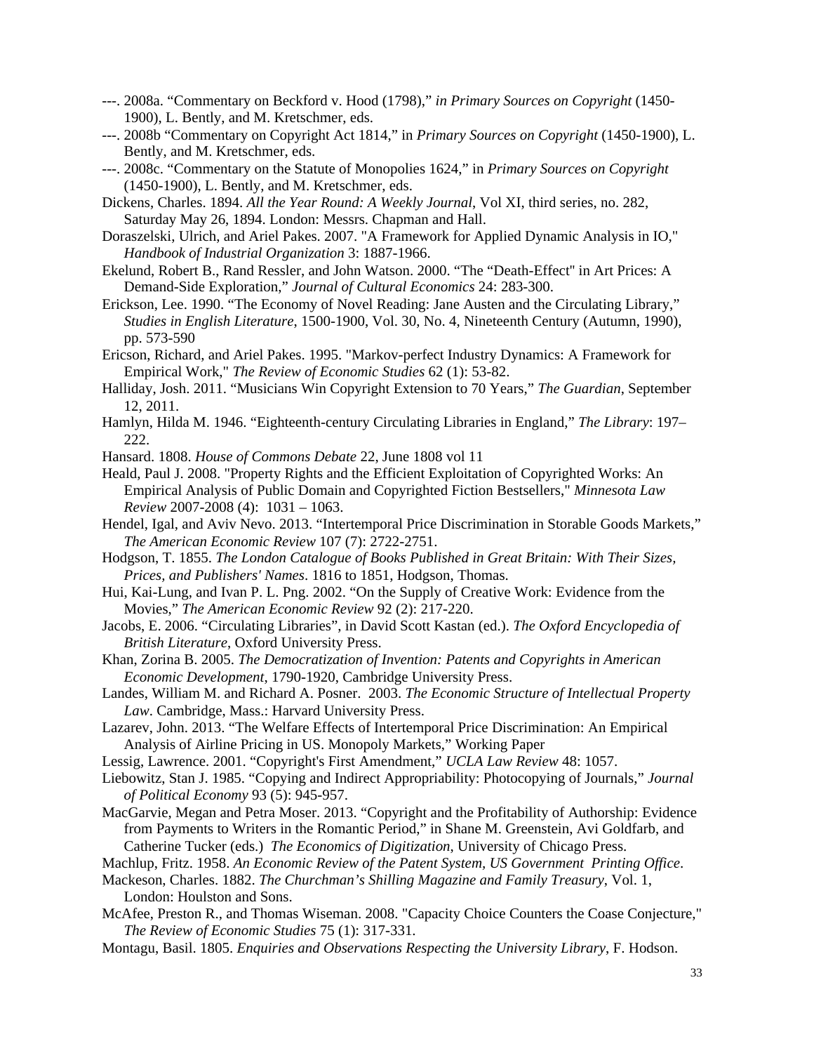---. 2008a. "Commentary on Beckford v. Hood (1798)," *in Primary Sources on Copyright* (1450-1900), L. Bently, and M. Kretschmer, eds.

---. 2008b "Commentary on Copyright Act 1814," in *Primary Sources on Copyright* (1450-1900), L. Bently, and M. Kretschmer, eds.

---. 2008c. "Commentary on the Statute of Monopolies 1624," in *Primary Sources on Copyright* (1450-1900), L. Bently, and M. Kretschmer, eds.

Dickens, Charles. 1894. *All the Year Round: A Weekly Journal*, Vol XI, third series, no. 282, Saturday May 26, 1894. London: Messrs. Chapman and Hall.

Doraszelski, Ulrich, and Ariel Pakes. 2007. "A Framework for Applied Dynamic Analysis in IO," *Handbook of Industrial Organization* 3: 1887-1966.

Ekelund, Robert B., Rand Ressler, and John Watson. 2000. "The "Death-Effect" in Art Prices: A Demand-Side Exploration," *Journal of Cultural Economics* 24: 283-300.

Erickson, Lee. 1990. "The Economy of Novel Reading: Jane Austen and the Circulating Library," *Studies in English Literature*, 1500-1900, Vol. 30, No. 4, Nineteenth Century (Autumn, 1990), pp. 573-590

Ericson, Richard, and Ariel Pakes. 1995. "Markov-perfect Industry Dynamics: A Framework for Empirical Work," *The Review of Economic Studies* 62 (1): 53-82.

Halliday, Josh. 2011. "Musicians Win Copyright Extension to 70 Years," *The Guardian*, September 12, 2011.

Hamlyn, Hilda M. 1946. "Eighteenth-century Circulating Libraries in England," *The Library*: 197–222.

Hansard. 1808. *House of Commons Debate* 22, June 1808 vol 11

Heald, Paul J. 2008. "Property Rights and the Efficient Exploitation of Copyrighted Works: An Empirical Analysis of Public Domain and Copyrighted Fiction Bestsellers," *Minnesota Law Review* 2007-2008 (4): 1031 – 1063.

Hendel, Igal, and Aviv Nevo. 2013. "Intertemporal Price Discrimination in Storable Goods Markets," *The American Economic Review* 107 (7): 2722-2751.

Hodgson, T. 1855. *The London Catalogue of Books Published in Great Britain: With Their Sizes, Prices, and Publishers' Names*. 1816 to 1851, Hodgson, Thomas.

Hui, Kai-Lung, and Ivan P. L. Png. 2002. "On the Supply of Creative Work: Evidence from the Movies," *The American Economic Review* 92 (2): 217-220.

Jacobs, E. 2006. "Circulating Libraries", in David Scott Kastan (ed.). *The Oxford Encyclopedia of British Literature*, Oxford University Press.

Khan, Zorina B. 2005. *The Democratization of Invention: Patents and Copyrights in American Economic Development*, 1790-1920, Cambridge University Press.

Landes, William M. and Richard A. Posner. 2003. *The Economic Structure of Intellectual Property Law*. Cambridge, Mass.: Harvard University Press.

Lazarev, John. 2013. "The Welfare Effects of Intertemporal Price Discrimination: An Empirical Analysis of Airline Pricing in US. Monopoly Markets," Working Paper

Lessig, Lawrence. 2001. "Copyright's First Amendment," *UCLA Law Review* 48: 1057.

Liebowitz, Stan J. 1985. "Copying and Indirect Appropriability: Photocopying of Journals," *Journal of Political Economy* 93 (5): 945-957.

MacGarvie, Megan and Petra Moser. 2013. "Copyright and the Profitability of Authorship: Evidence from Payments to Writers in the Romantic Period," in Shane M. Greenstein, Avi Goldfarb, and Catherine Tucker (eds.) *The Economics of Digitization*, University of Chicago Press.

Machlup, Fritz. 1958. *An Economic Review of the Patent System, US Government Printing Office*.

Mackeson, Charles. 1882. *The Churchman's Shilling Magazine and Family Treasury*, Vol. 1, London: Houlston and Sons.

McAfee, Preston R., and Thomas Wiseman. 2008. "Capacity Choice Counters the Coase Conjecture," *The Review of Economic Studies* 75 (1): 317-331.

Montagu, Basil. 1805. *Enquiries and Observations Respecting the University Library*, F. Hodson.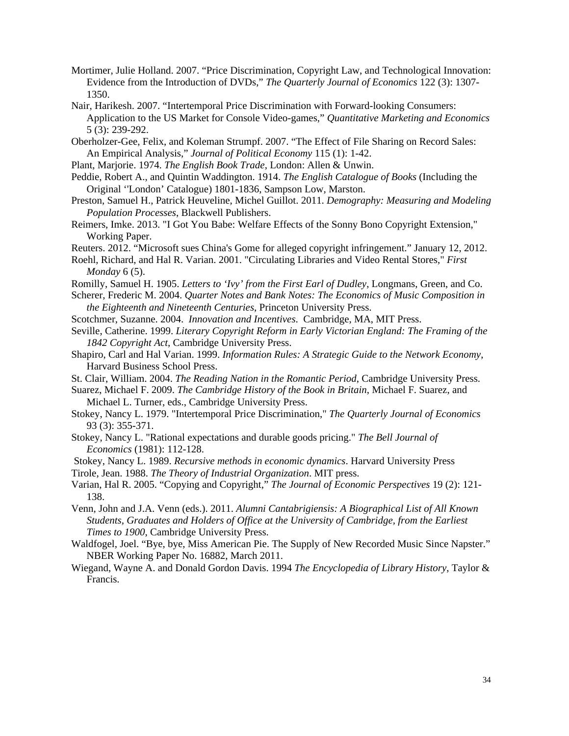Mortimer, Julie Holland. 2007. "Price Discrimination, Copyright Law, and Technological Innovation: Evidence from the Introduction of DVDs," *The Quarterly Journal of Economics* 122 (3): 1307-1350.

Nair, Harikesh. 2007. "Intertemporal Price Discrimination with Forward-looking Consumers: Application to the US Market for Console Video-games," *Quantitative Marketing and Economics* 5 (3): 239-292.

Oberholzer-Gee, Felix, and Koleman Strumpf. 2007. "The Effect of File Sharing on Record Sales: An Empirical Analysis," *Journal of Political Economy* 115 (1): 1-42.

Plant, Marjorie. 1974. *The English Book Trade*, London: Allen & Unwin.

Peddie, Robert A., and Quintin Waddington. 1914. *The English Catalogue of Books* (Including the Original ''London' Catalogue) 1801-1836, Sampson Low, Marston.

Preston, Samuel H., Patrick Heuveline, Michel Guillot. 2011. *Demography: Measuring and Modeling Population Processes*, Blackwell Publishers.

Reimers, Imke. 2013. "I Got You Babe: Welfare Effects of the Sonny Bono Copyright Extension," Working Paper.

Reuters. 2012. "Microsoft sues China's Gome for alleged copyright infringement." January 12, 2012.

Roehl, Richard, and Hal R. Varian. 2001. "Circulating Libraries and Video Rental Stores," *First Monday* 6 (5).

Romilly, Samuel H. 1905. *Letters to 'Ivy' from the First Earl of Dudley*, Longmans, Green, and Co.

Scherer, Frederic M. 2004. *Quarter Notes and Bank Notes: The Economics of Music Composition in the Eighteenth and Nineteenth Centuries*, Princeton University Press.

Scotchmer, Suzanne. 2004. *Innovation and Incentives*. Cambridge, MA, MIT Press.

Seville, Catherine. 1999. *Literary Copyright Reform in Early Victorian England: The Framing of the 1842 Copyright Act*, Cambridge University Press.

Shapiro, Carl and Hal Varian. 1999. *Information Rules: A Strategic Guide to the Network Economy*, Harvard Business School Press.

St. Clair, William. 2004. *The Reading Nation in the Romantic Period*, Cambridge University Press.

Suarez, Michael F. 2009. *The Cambridge History of the Book in Britain*, Michael F. Suarez, and Michael L. Turner, eds., Cambridge University Press.

Stokey, Nancy L. 1979. "Intertemporal Price Discrimination," *The Quarterly Journal of Economics* 93 (3): 355-371.

Stokey, Nancy L. "Rational expectations and durable goods pricing." *The Bell Journal of Economics* (1981): 112-128.

Stokey, Nancy L. 1989. *Recursive methods in economic dynamics*. Harvard University Press

Tirole, Jean. 1988. *The Theory of Industrial Organization*. MIT press.

Varian, Hal R. 2005. "Copying and Copyright," *The Journal of Economic Perspectives* 19 (2): 121-138.

Venn, John and J.A. Venn (eds.). 2011. *Alumni Cantabrigiensis: A Biographical List of All Known Students, Graduates and Holders of Office at the University of Cambridge, from the Earliest Times to 1900*, Cambridge University Press.

Waldfogel, Joel. "Bye, bye, Miss American Pie. The Supply of New Recorded Music Since Napster." NBER Working Paper No. 16882, March 2011.

Wiegand, Wayne A. and Donald Gordon Davis. 1994 *The Encyclopedia of Library History*, Taylor & Francis.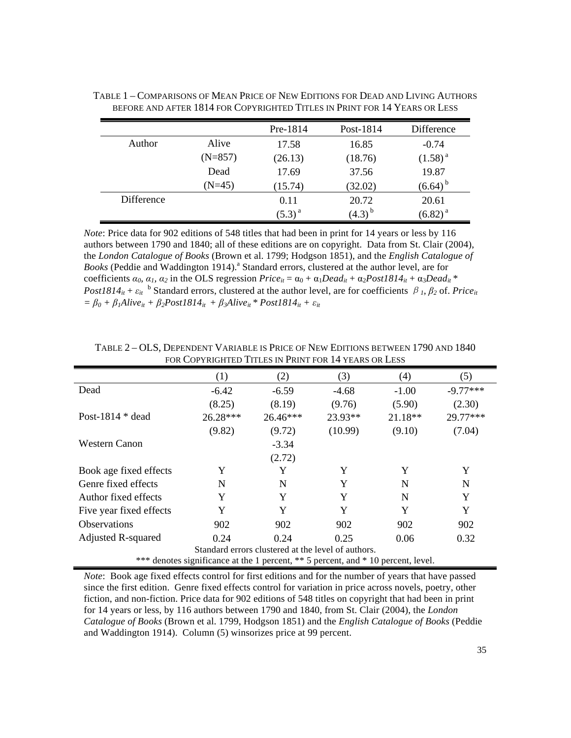TABLE 1 – COMPARISONS OF MEAN PRICE OF NEW EDITIONS FOR DEAD AND LIVING AUTHORS BEFORE AND AFTER 1814 FOR COPYRIGHTED TITLES IN PRINT FOR 14 YEARS OR LESS

| | | Pre-1814 | Post-1814 | Difference |
|---|---|---|---|---|
| Author | Alive | 17.58 | 16.85 | -0.74 |
| | (N=857) | (26.13) | (18.76) | (1.58) [a] |
| | Dead | 17.69 | 37.56 | 19.87 |
| | (N=45) | (15.74) | (32.02) | (6.64) [b] |
| Difference | | 0.11 | 20.72 | 20.61 |
| | | (5.3) [a] | (4.3) [b] | (6.82) [a] |

*Note*: Price data for 902 editions of 548 titles that had been in print for 14 years or less by 116 authors between 1790 and 1840; all of these editions are on copyright. Data from St. Clair (2004), the *London Catalogue of Books* (Brown et al. 1799; Hodgson 1851), and the *English Catalogue of Books* (Peddie and Waddington 1914).[a] Standard errors, clustered at the author level, are for coefficients $\alpha_0$, $\alpha_1$, $\alpha_2$ in the OLS regression $Price_{it} = \alpha_0 + \alpha_1 Dead_{it} + \alpha_2 Post1814_{it} + \alpha_3 Dead_{it} * Post1814_{it} + \varepsilon_{it}$ [b] Standard errors, clustered at the author level, are for coefficients $\beta_1$, $\beta_2$ of. $Price_{it} = \beta_0 + \beta_1 Alive_{it} + \beta_2 Post1814_{it} + \beta_3 Alive_{it} * Post1814_{it} + \varepsilon_{it}$

TABLE 2 – OLS, DEPENDENT VARIABLE IS PRICE OF NEW EDITIONS BETWEEN 1790 AND 1840 FOR COPYRIGHTED TITLES IN PRINT FOR 14 YEARS OR LESS

| | (1) | (2) | (3) | (4) | (5) |
|---|---|---|---|---|---|
| Dead | -6.42 | -6.59 | -4.68 | -1.00 | -9.77*** |
| | (8.25) | (8.19) | (9.76) | (5.90) | (2.30) |
| Post-1814 * dead | 26.28*** | 26.46*** | 23.93** | 21.18** | 29.77*** |
| | (9.82) | (9.72) | (10.99) | (9.10) | (7.04) |
| Western Canon | | -3.34 | | | |
| | | (2.72) | | | |
| Book age fixed effects | Y | Y | Y | Y | Y |
| Genre fixed effects | N | N | Y | N | N |
| Author fixed effects | Y | Y | Y | N | Y |
| Five year fixed effects | Y | Y | Y | Y | Y |
| Observations | 902 | 902 | 902 | 902 | 902 |
| Adjusted R-squared | 0.24 | 0.24 | 0.25 | 0.06 | 0.32 |

Standard errors clustered at the level of authors.
*** denotes significance at the 1 percent, ** 5 percent, and * 10 percent, level.

*Note*: Book age fixed effects control for first editions and for the number of years that have passed since the first edition. Genre fixed effects control for variation in price across novels, poetry, other fiction, and non-fiction. Price data for 902 editions of 548 titles on copyright that had been in print for 14 years or less, by 116 authors between 1790 and 1840, from St. Clair (2004), the *London Catalogue of Books* (Brown et al. 1799, Hodgson 1851) and the *English Catalogue of Books* (Peddie and Waddington 1914). Column (5) winsorizes price at 99 percent.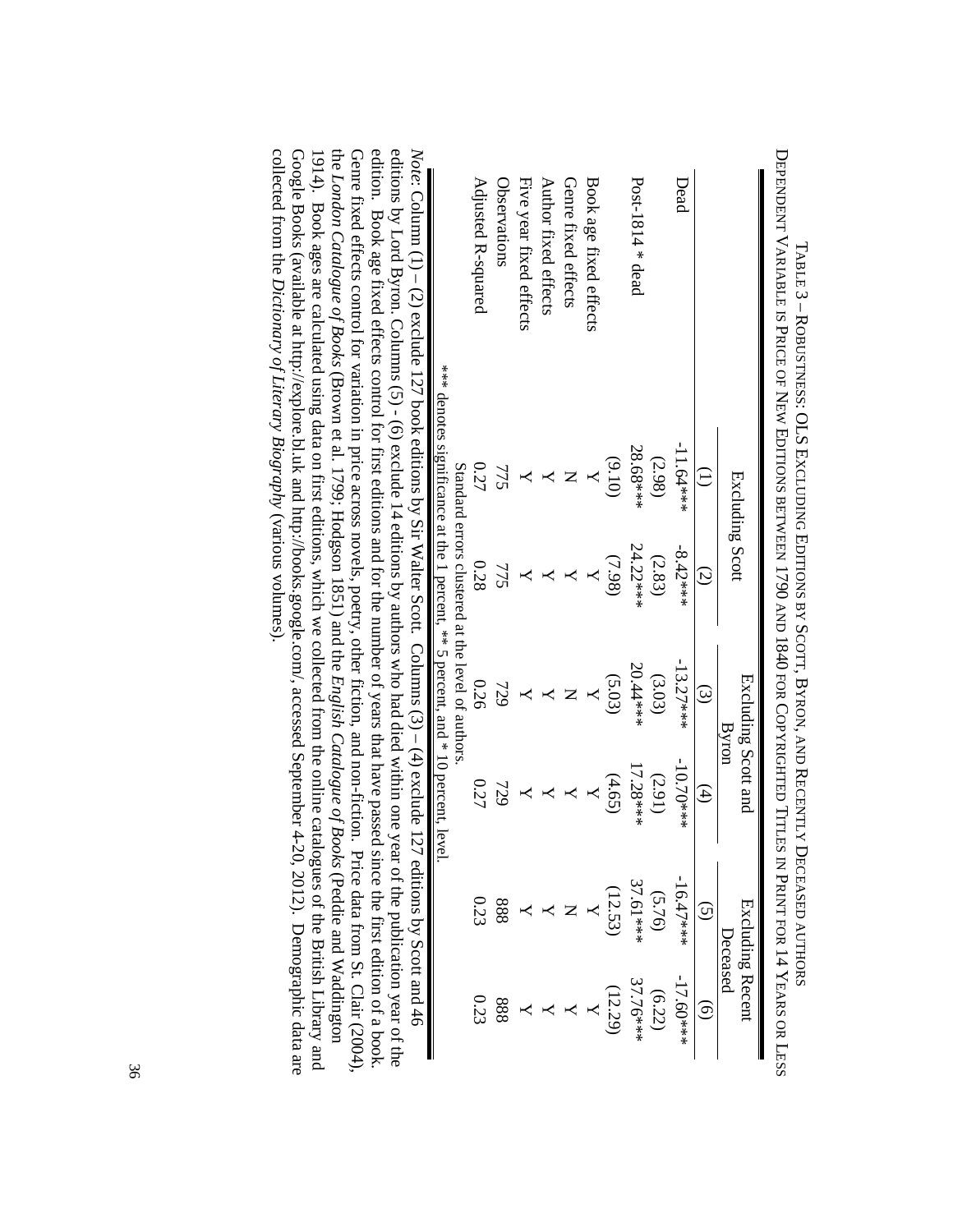TABLE 3 – ROBUSTNESS: OLS EXCLUDING EDITIONS BY SCOTT, BYRON, AND RECENTLY DECEASED AUTHORS

DEPENDENT VARIABLE IS PRICE OF NEW EDITIONS BETWEEN 1790 AND 1840 FOR COPYRIGHTED TITLES IN PRINT FOR 14 YEARS OR LESS

| | Excluding Scott | | Excluding Scott and Byron | | Excluding Recent Deceased | |
|---|---|---|---|---|---|---|
| | (1) | (2) | (3) | (4) | (5) | (6) |
| Dead | -11.64*** | -8.42*** | -13.27*** | -10.70*** | -16.47*** | -17.60*** |
| | (2.98) | (2.83) | (3.03) | (2.91) | (5.76) | (6.22) |
| Post-1814 * dead | 28.68*** | 24.22*** | 20.44*** | 17.28*** | 37.61*** | 37.76*** |
| | (9.10) | (7.98) | (5.03) | (4.65) | (12.53) | (12.29) |
| Book age fixed effects | Y | Y | Y | Y | Y | Y |
| Genre fixed effects | N | Y | N | Y | N | Y |
| Author fixed effects | Y | Y | Y | Y | Y | Y |
| Five year fixed effects | Y | Y | Y | Y | Y | Y |
| Observations | 775 | 775 | 729 | 729 | 888 | 888 |
| Adjusted R-squared | 0.27 | 0.28 | 0.26 | 0.27 | 0.23 | 0.23 |

Standard errors clustered at the level of authors.

*** denotes significance at the 1 percent, ** 5 percent, and * 10 percent, level.

*Note:* Column (1) – (2) exclude 127 book editions by Sir Walter Scott. Columns (3) – (4) exclude 127 editions by Scott and 46 editions by Lord Byron. Columns (5) - (6) exclude 14 editions by authors who had died within one year of the publication year of the edition. Book age fixed effects control for first editions and for the number of years that have passed since the first edition of a book. Genre fixed effects control for variation in price across novels, poetry, other fiction, and non-fiction. Price data from St. Clair (2004), the *London Catalogue of Books* (Brown et al. 1799; Hodgson 1851) and the *English Catalogue of Books* (Peddie and Waddington 1914). Book ages are calculated using data on first editions, which we collected from the online catalogues of the British Library and Google Books (available at http://explore.bl.uk and http://books.google.com/, accessed September 4-20, 2012). Demographic data are collected from the *Dictionary of Literary Biography* (various volumes).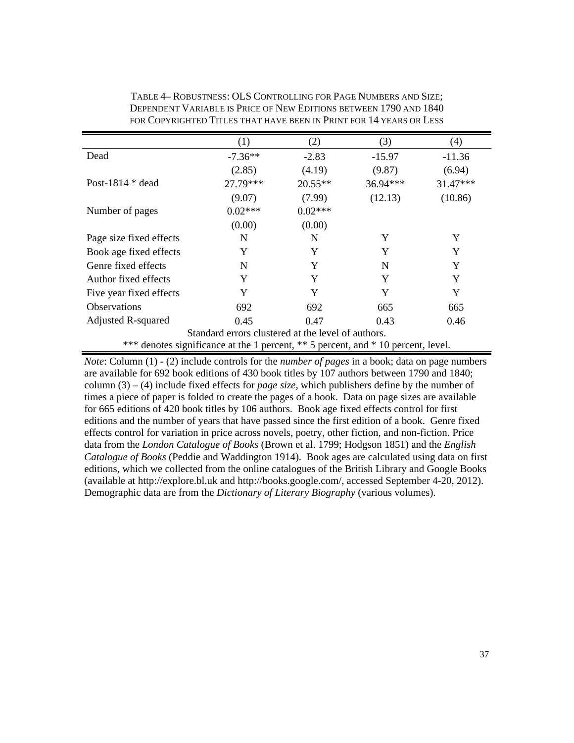TABLE 4– ROBUSTNESS: OLS CONTROLLING FOR PAGE NUMBERS AND SIZE; DEPENDENT VARIABLE IS PRICE OF NEW EDITIONS BETWEEN 1790 AND 1840 FOR COPYRIGHTED TITLES THAT HAVE BEEN IN PRINT FOR 14 YEARS OR LESS

| | (1) | (2) | (3) | (4) |
|---|---|---|---|---|
| Dead | -7.36** | -2.83 | -15.97 | -11.36 |
| | (2.85) | (4.19) | (9.87) | (6.94) |
| Post-1814 * dead | 27.79*** | 20.55** | 36.94*** | 31.47*** |
| | (9.07) | (7.99) | (12.13) | (10.86) |
| Number of pages | 0.02*** | 0.02*** | | |
| | (0.00) | (0.00) | | |
| Page size fixed effects | N | N | Y | Y |
| Book age fixed effects | Y | Y | Y | Y |
| Genre fixed effects | N | Y | N | Y |
| Author fixed effects | Y | Y | Y | Y |
| Five year fixed effects | Y | Y | Y | Y |
| Observations | 692 | 692 | 665 | 665 |
| Adjusted R-squared | 0.45 | 0.47 | 0.43 | 0.46 |

Standard errors clustered at the level of authors.

*** denotes significance at the 1 percent, ** 5 percent, and * 10 percent, level.

*Note*: Column (1) - (2) include controls for the *number of pages* in a book; data on page numbers are available for 692 book editions of 430 book titles by 107 authors between 1790 and 1840; column (3) – (4) include fixed effects for *page size*, which publishers define by the number of times a piece of paper is folded to create the pages of a book. Data on page sizes are available for 665 editions of 420 book titles by 106 authors. Book age fixed effects control for first editions and the number of years that have passed since the first edition of a book. Genre fixed effects control for variation in price across novels, poetry, other fiction, and non-fiction. Price data from the *London Catalogue of Books* (Brown et al. 1799; Hodgson 1851) and the *English Catalogue of Books* (Peddie and Waddington 1914). Book ages are calculated using data on first editions, which we collected from the online catalogues of the British Library and Google Books (available at http://explore.bl.uk and http://books.google.com/, accessed September 4-20, 2012). Demographic data are from the *Dictionary of Literary Biography* (various volumes).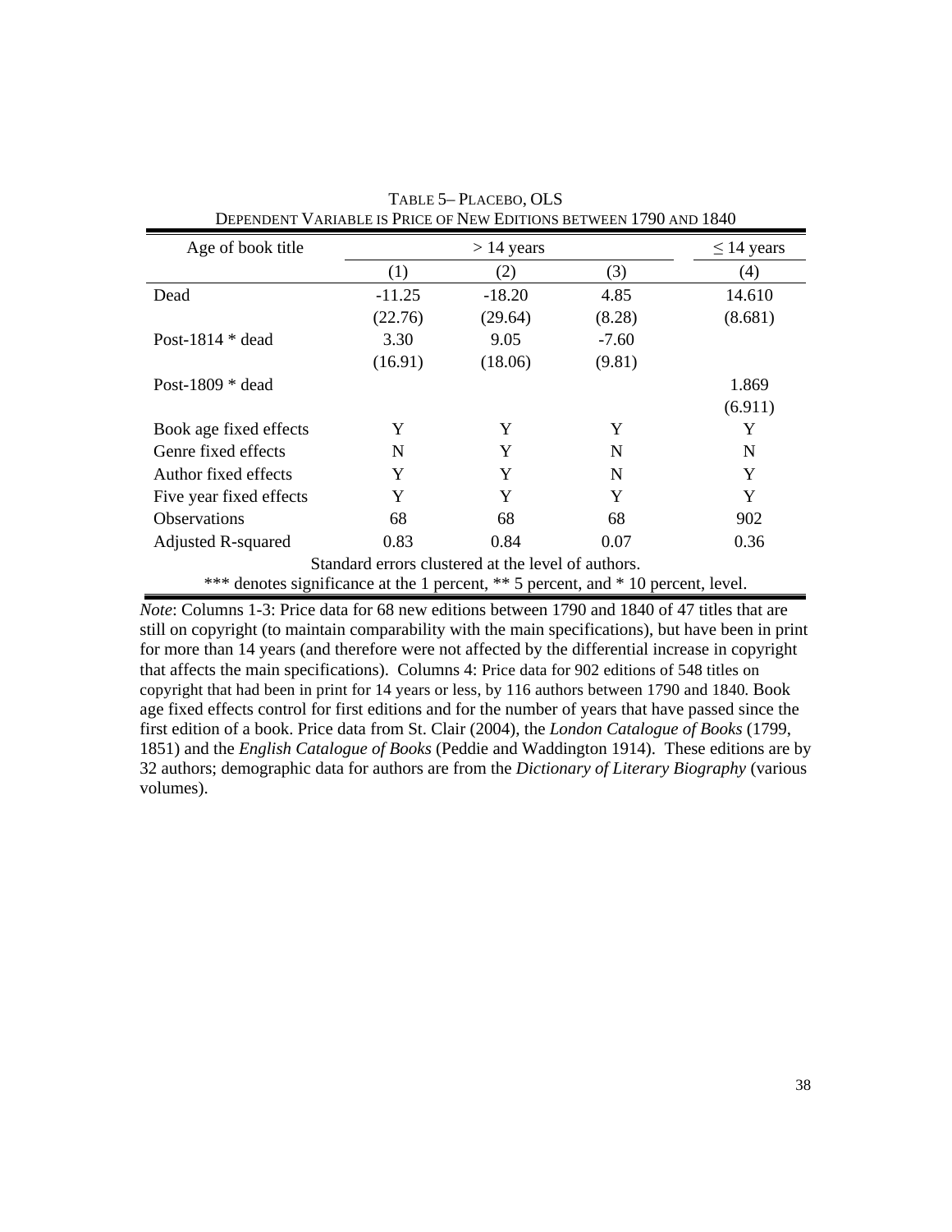TABLE 5– PLACEBO, OLS
DEPENDENT VARIABLE IS PRICE OF NEW EDITIONS BETWEEN 1790 AND 1840

| Age of book title | > 14 years | | | ≤ 14 years |
|---|---|---|---|---|
| | (1) | (2) | (3) | (4) |
| Dead | -11.25 | -18.20 | 4.85 | 14.610 |
| | (22.76) | (29.64) | (8.28) | (8.681) |
| Post-1814 * dead | 3.30 | 9.05 | -7.60 | |
| | (16.91) | (18.06) | (9.81) | |
| Post-1809 * dead | | | | 1.869 |
| | | | | (6.911) |
| Book age fixed effects | Y | Y | Y | Y |
| Genre fixed effects | N | Y | N | N |
| Author fixed effects | Y | Y | N | Y |
| Five year fixed effects | Y | Y | Y | Y |
| Observations | 68 | 68 | 68 | 902 |
| Adjusted R-squared | 0.83 | 0.84 | 0.07 | 0.36 |

Standard errors clustered at the level of authors.
*** denotes significance at the 1 percent, ** 5 percent, and * 10 percent, level.

*Note*: Columns 1-3: Price data for 68 new editions between 1790 and 1840 of 47 titles that are still on copyright (to maintain comparability with the main specifications), but have been in print for more than 14 years (and therefore were not affected by the differential increase in copyright that affects the main specifications). Columns 4: Price data for 902 editions of 548 titles on copyright that had been in print for 14 years or less, by 116 authors between 1790 and 1840. Book age fixed effects control for first editions and for the number of years that have passed since the first edition of a book. Price data from St. Clair (2004), the *London Catalogue of Books* (1799, 1851) and the *English Catalogue of Books* (Peddie and Waddington 1914). These editions are by 32 authors; demographic data for authors are from the *Dictionary of Literary Biography* (various volumes).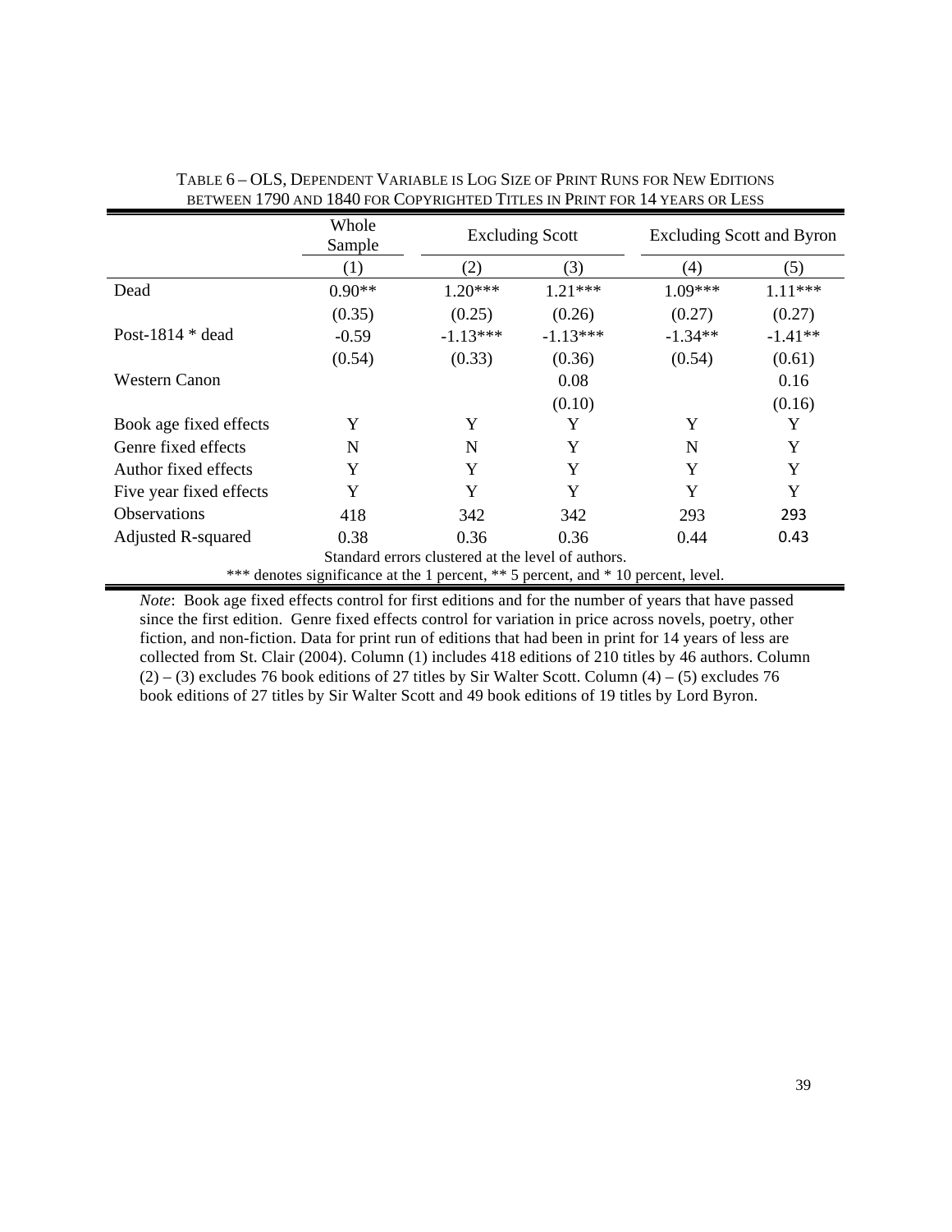TABLE 6 – OLS, DEPENDENT VARIABLE IS LOG SIZE OF PRINT RUNS FOR NEW EDITIONS BETWEEN 1790 AND 1840 FOR COPYRIGHTED TITLES IN PRINT FOR 14 YEARS OR LESS

| | Whole Sample | Excluding Scott | | Excluding Scott and Byron | |
|---|---|---|---|---|---|
| | (1) | (2) | (3) | (4) | (5) |
| Dead | 0.90** | 1.20*** | 1.21*** | 1.09*** | 1.11*** |
| | (0.35) | (0.25) | (0.26) | (0.27) | (0.27) |
| Post-1814 * dead | -0.59 | -1.13*** | -1.13*** | -1.34** | -1.41** |
| | (0.54) | (0.33) | (0.36) | (0.54) | (0.61) |
| Western Canon | | | 0.08 | | 0.16 |
| | | | (0.10) | | (0.16) |
| Book age fixed effects | Y | Y | Y | Y | Y |
| Genre fixed effects | N | N | Y | N | Y |
| Author fixed effects | Y | Y | Y | Y | Y |
| Five year fixed effects | Y | Y | Y | Y | Y |
| Observations | 418 | 342 | 342 | 293 | 293 |
| Adjusted R-squared | 0.38 | 0.36 | 0.36 | 0.44 | 0.43 |

Standard errors clustered at the level of authors.
*** denotes significance at the 1 percent, ** 5 percent, and * 10 percent, level.

*Note*: Book age fixed effects control for first editions and for the number of years that have passed since the first edition. Genre fixed effects control for variation in price across novels, poetry, other fiction, and non-fiction. Data for print run of editions that had been in print for 14 years of less are collected from St. Clair (2004). Column (1) includes 418 editions of 210 titles by 46 authors. Column (2) – (3) excludes 76 book editions of 27 titles by Sir Walter Scott. Column (4) – (5) excludes 76 book editions of 27 titles by Sir Walter Scott and 49 book editions of 19 titles by Lord Byron.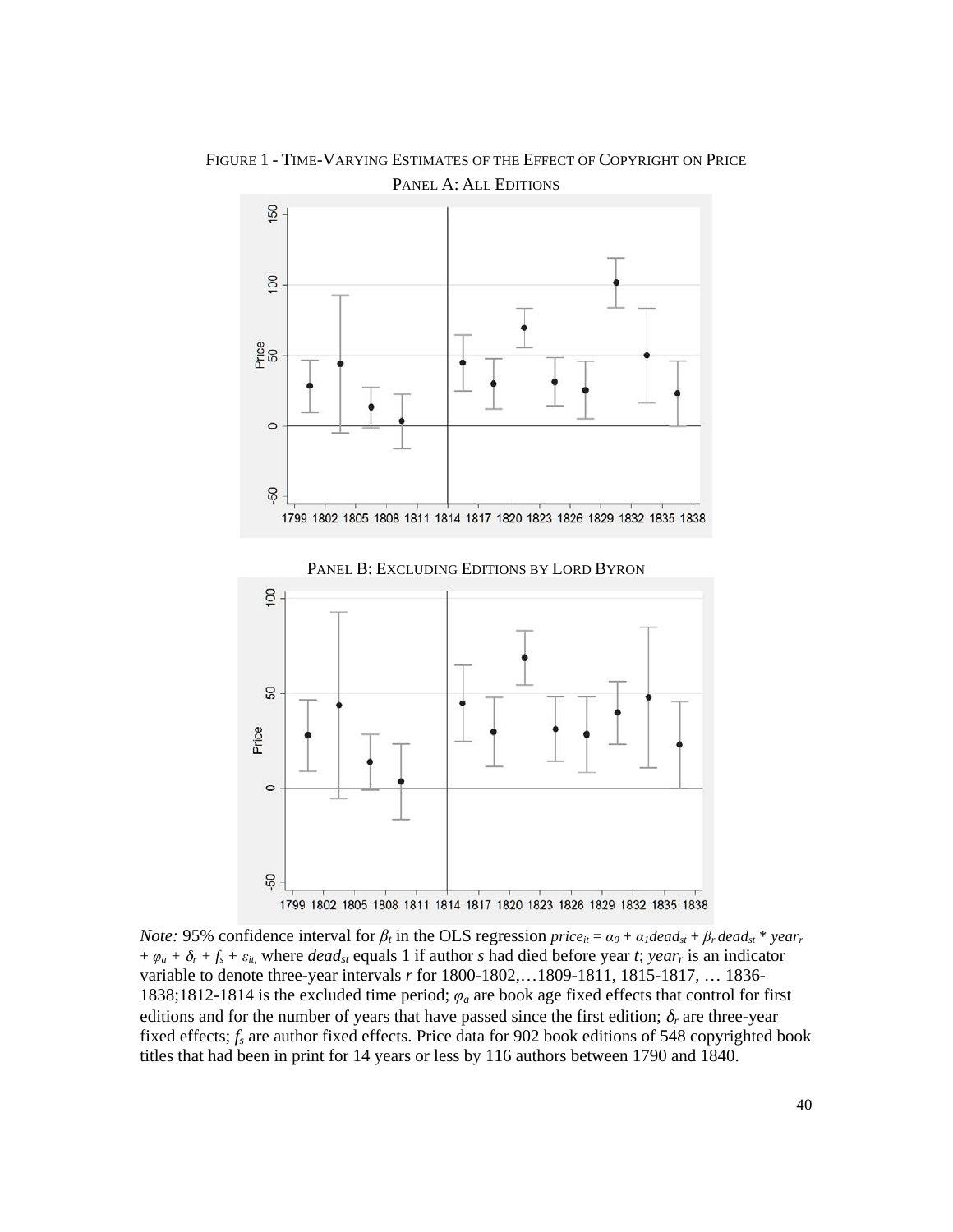FIGURE 1 - TIME-VARYING ESTIMATES OF THE EFFECT OF COPYRIGHT ON PRICE

PANEL A: ALL EDITIONS

PANEL B: EXCLUDING EDITIONS BY LORD BYRON

*Note:* 95% confidence interval for $\beta_t$ in the OLS regression $price_{it} = \alpha_0 + \alpha_1 dead_{st} + \beta_r\, dead_{st} * year_r + \varphi_a + \delta_r + f_s + \varepsilon_{it},$ where $dead_{st}$ equals 1 if author $s$ had died before year $t$; $year_r$ is an indicator variable to denote three-year intervals $r$ for 1800-1802,…1809-1811, 1815-1817, … 1836-1838;1812-1814 is the excluded time period; $\varphi_a$ are book age fixed effects that control for first editions and for the number of years that have passed since the first edition; $\delta_r$ are three-year fixed effects; $f_s$ are author fixed effects. Price data for 902 book editions of 548 copyrighted book titles that had been in print for 14 years or less by 116 authors between 1790 and 1840.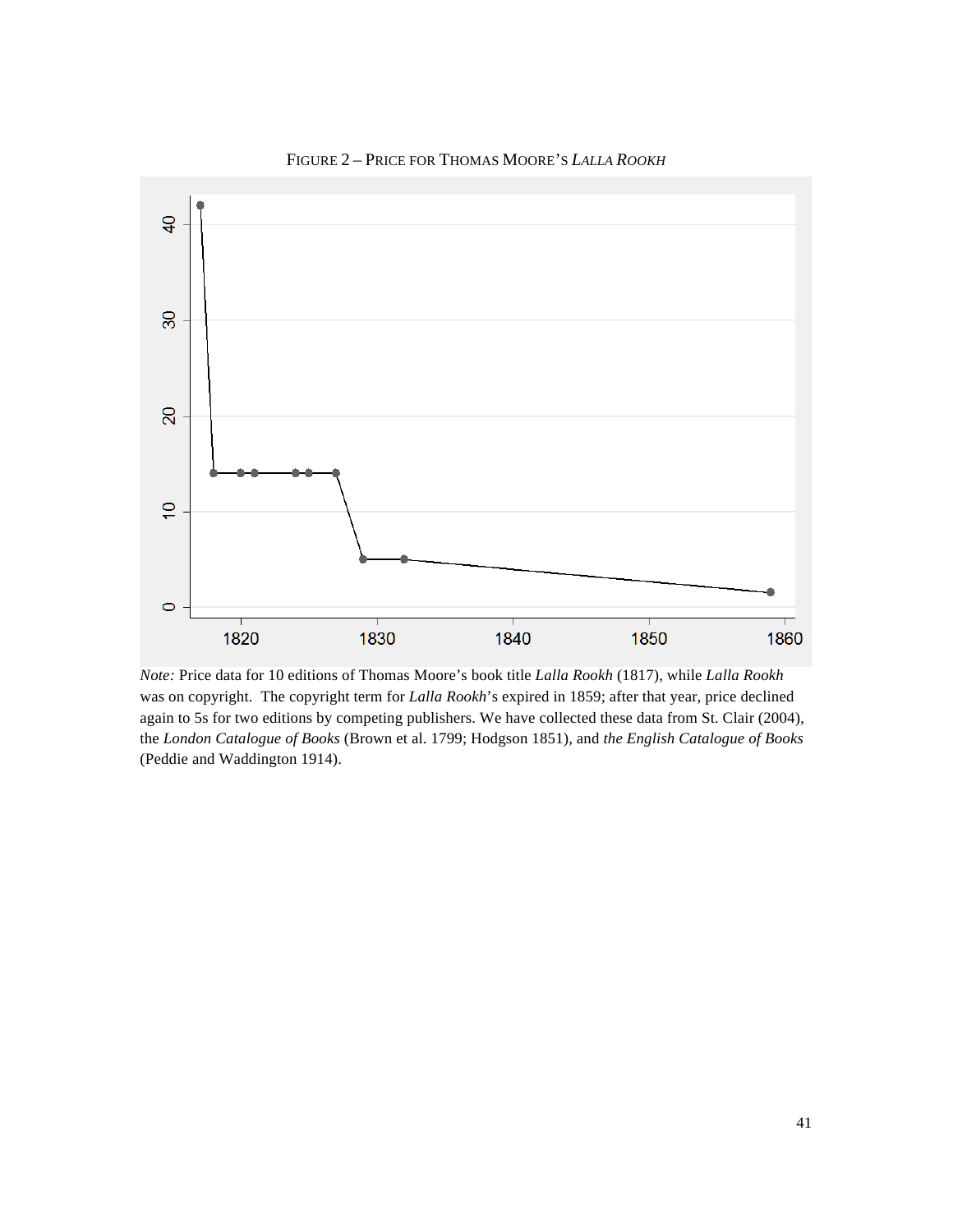FIGURE 2 – PRICE FOR THOMAS MOORE'S *LALLA ROOKH*

*Note:* Price data for 10 editions of Thomas Moore's book title *Lalla Rookh* (1817), while *Lalla Rookh* was on copyright. The copyright term for *Lalla Rookh*'s expired in 1859; after that year, price declined again to 5s for two editions by competing publishers. We have collected these data from St. Clair (2004), the *London Catalogue of Books* (Brown et al. 1799; Hodgson 1851), and *the English Catalogue of Books* (Peddie and Waddington 1914).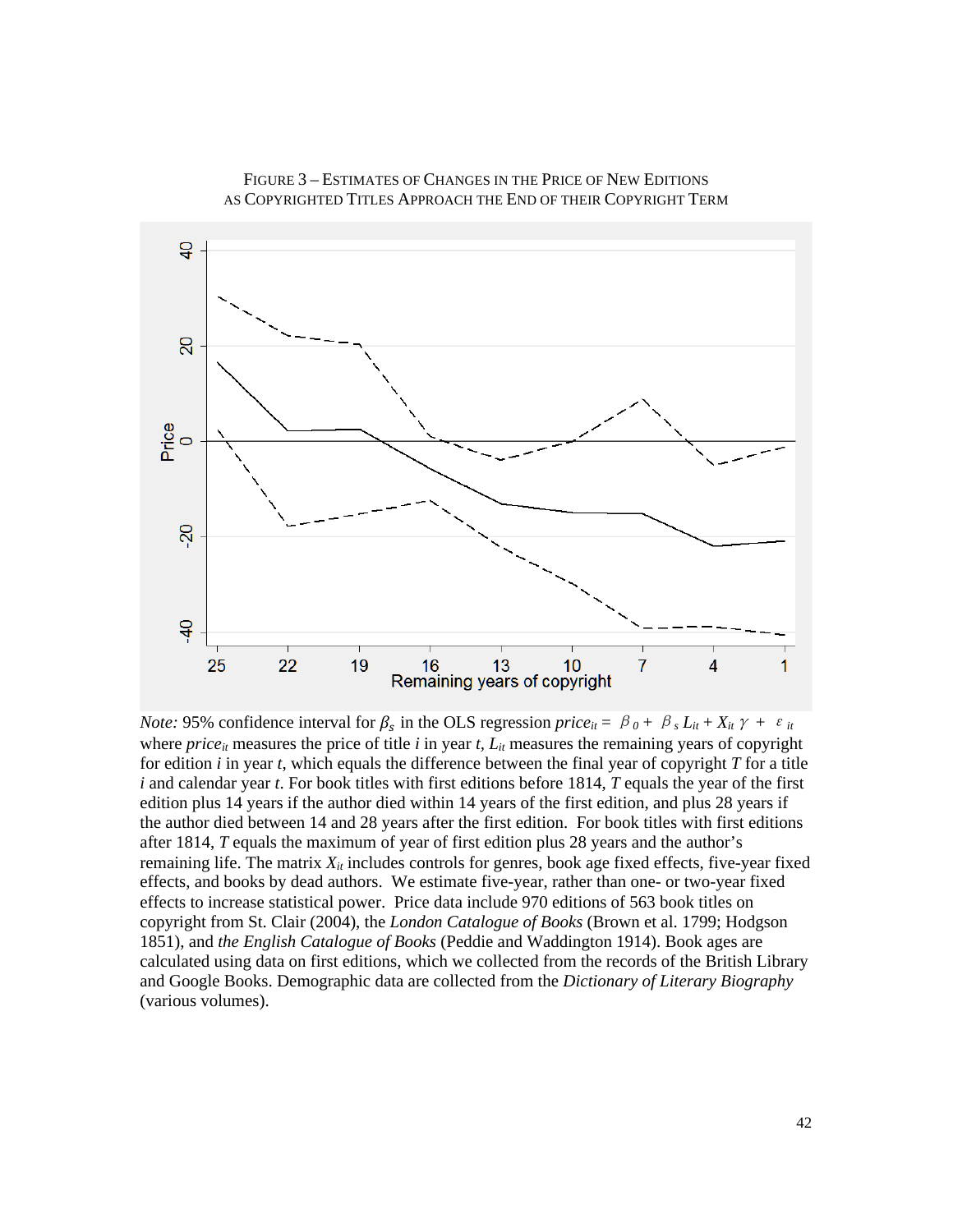FIGURE 3 – ESTIMATES OF CHANGES IN THE PRICE OF NEW EDITIONS AS COPYRIGHTED TITLES APPROACH THE END OF THEIR COPYRIGHT TERM

*Note:* 95% confidence interval for $\beta_s$ in the OLS regression $price_{it} = \beta_0 + \beta_s L_{it} + X_{it}\gamma + \varepsilon_{it}$ where $price_{it}$ measures the price of title $i$ in year $t$, $L_{it}$ measures the remaining years of copyright for edition $i$ in year $t$, which equals the difference between the final year of copyright $T$ for a title $i$ and calendar year $t$. For book titles with first editions before 1814, $T$ equals the year of the first edition plus 14 years if the author died within 14 years of the first edition, and plus 28 years if the author died between 14 and 28 years after the first edition. For book titles with first editions after 1814, $T$ equals the maximum of year of first edition plus 28 years and the author's remaining life. The matrix $X_{it}$ includes controls for genres, book age fixed effects, five-year fixed effects, and books by dead authors. We estimate five-year, rather than one- or two-year fixed effects to increase statistical power. Price data include 970 editions of 563 book titles on copyright from St. Clair (2004), the *London Catalogue of Books* (Brown et al. 1799; Hodgson 1851), and *the English Catalogue of Books* (Peddie and Waddington 1914). Book ages are calculated using data on first editions, which we collected from the records of the British Library and Google Books. Demographic data are collected from the *Dictionary of Literary Biography* (various volumes).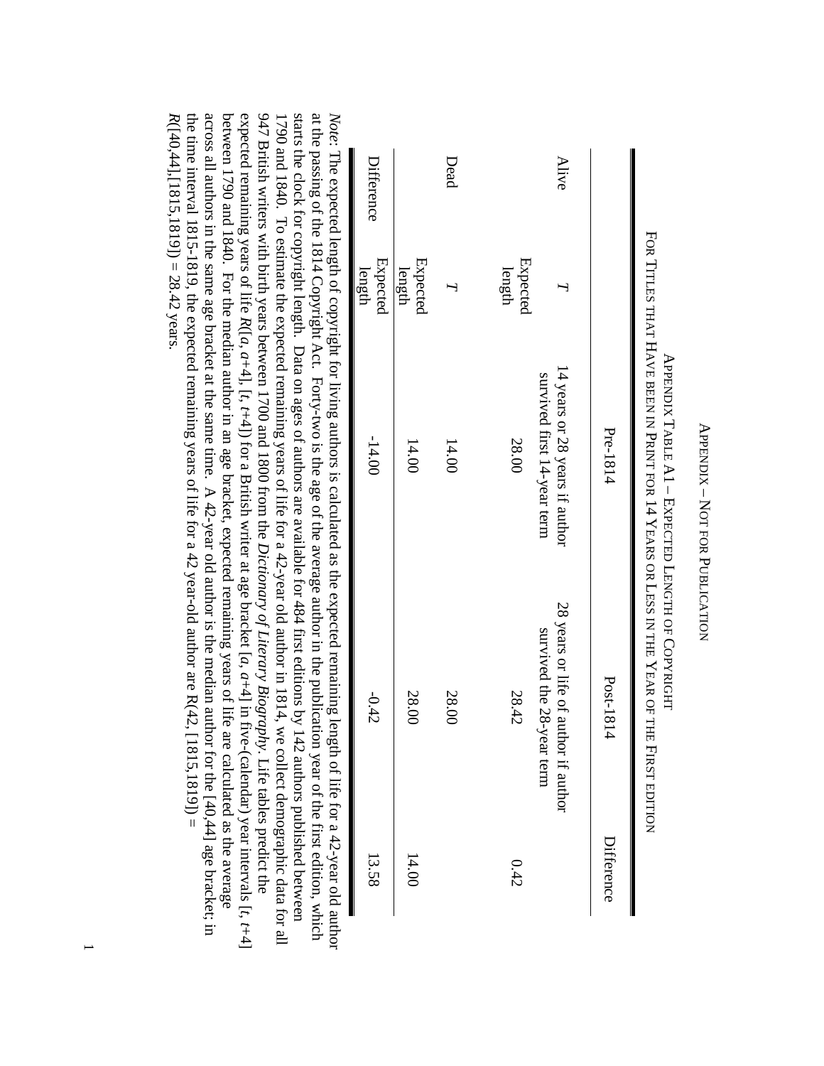APPENDIX – NOT FOR PUBLICATION

APPENDIX TABLE A1 – EXPECTED LENGTH OF COPYRIGHT
FOR TITLES THAT HAVE BEEN IN PRINT FOR 14 YEARS OR LESS IN THE YEAR OF THE FIRST EDITION

| | | Pre-1814 | Post-1814 | Difference |
|---|---|---|---|---|
| Alive | *T* | 14 years or 28 years if author survived first 14-year term | 28 years or life of author if author survived the 28-year term | |
| | Expected length | 28.00 | 28.42 | 0.42 |
| Dead | *T* | 14.00 | 28.00 | 14.00 |
| | Expected length | | | |
| Difference | Expected length | -14.00 | -0.42 | 13.58 |

*Note*: The expected length of copyright for living authors is calculated as the expected remaining length of life for a 42-year old author at the passing of the 1814 Copyright Act. Forty-two is the age of the average author in the publication year of the first edition, which starts the clock for copyright length. Data on ages of authors are available for 484 first editions by 142 authors published between 1790 and 1840. To estimate the expected remaining years of life for a 42-year old author in 1814, we collect demographic data for all 947 British writers with birth years between 1700 and 1800 from the *Dictionary of Literary Biography*. Life tables predict the expected remaining years of life $R([a, a+4], [t, t+4])$ for a British writer at age bracket $[a, a+4]$ in five-(calendar) year intervals $[t, t+4]$ between 1790 and 1840. For the median author in an age bracket, expected remaining years of life are calculated as the average across all authors in the same age bracket at the same time. A 42-year old author is the median author for the [40,44] age bracket; in the time interval 1815-1819, the expected remaining years of life for a 42 year-old author are $R(42, [1815,1819]) = R([40,44],[1815,1819]) = 28.42$ years.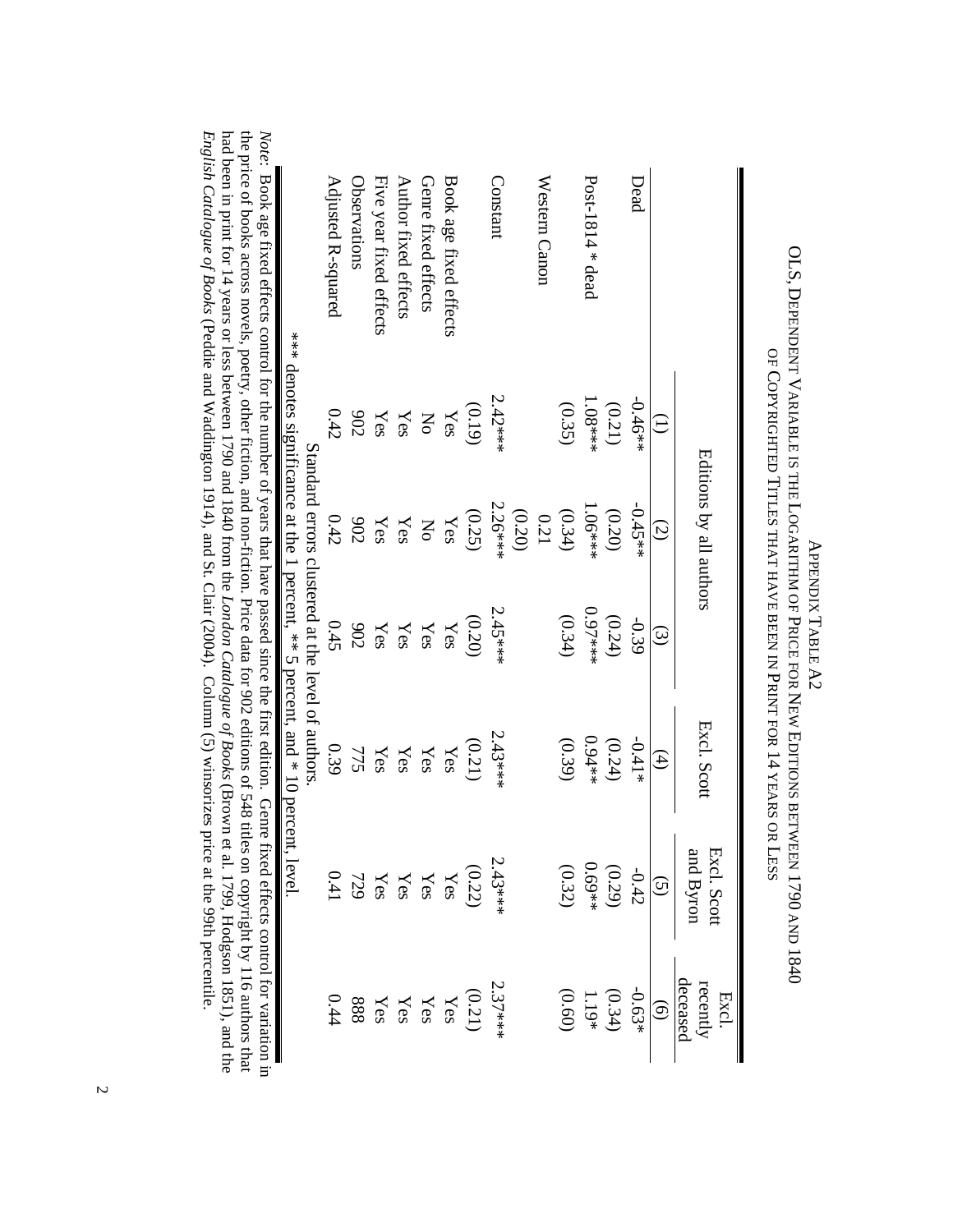## Appendix Table A2

### OLS, Dependent Variable is the Logarithm of Price for New Editions between 1790 and 1840 of Copyrighted Titles that have been in Print for 14 years or Less

| | Editions by all authors | | | Excl. Scott | Excl. Scott and Byron | Excl. recently deceased |
|---|---|---|---|---|---|---|
| | (1) | (2) | (3) | (4) | (5) | (6) |
| Dead | -0.46** | -0.45** | -0.39 | -0.41* | -0.42 | -0.63* |
| | (0.21) | (0.20) | (0.24) | (0.24) | (0.29) | (0.34) |
| Post-1814 * dead | 1.08*** | 1.06*** | 0.97*** | 0.94** | 0.69** | 1.19* |
| | (0.35) | (0.34) | (0.34) | (0.39) | (0.32) | (0.60) |
| Western Canon | | 0.21 | | | | |
| | | (0.20) | | | | |
| Constant | 2.42*** | 2.26*** | 2.45*** | 2.43*** | 2.43*** | 2.37*** |
| | (0.19) | (0.25) | (0.20) | (0.21) | (0.22) | (0.21) |
| Book age fixed effects | Yes | Yes | Yes | Yes | Yes | Yes |
| Genre fixed effects | No | No | Yes | Yes | Yes | Yes |
| Author fixed effects | Yes | Yes | Yes | Yes | Yes | Yes |
| Five year fixed effects | Yes | Yes | Yes | Yes | Yes | Yes |
| Observations | 902 | 902 | 902 | 775 | 729 | 888 |
| Adjusted R-squared | 0.42 | 0.42 | 0.45 | 0.39 | 0.41 | 0.44 |

Standard errors clustered at the level of authors.

*** denotes significance at the 1 percent, ** 5 percent, and * 10 percent, level.

*Note:* Book age fixed effects control for the number of years that have passed since the first edition. Genre fixed effects control for variation in the price of books across novels, poetry, other fiction, and non-fiction. Price data for 902 editions of 548 titles on copyright by 116 authors that had been in print for 14 years or less between 1790 and 1840 from the *London Catalogue of Books* (Brown et al. 1799, Hodgson 1851), and the *English Catalogue of Books* (Peddie and Waddington 1914), and St. Clair (2004). Column (5) winsorizes price at the 99th percentile.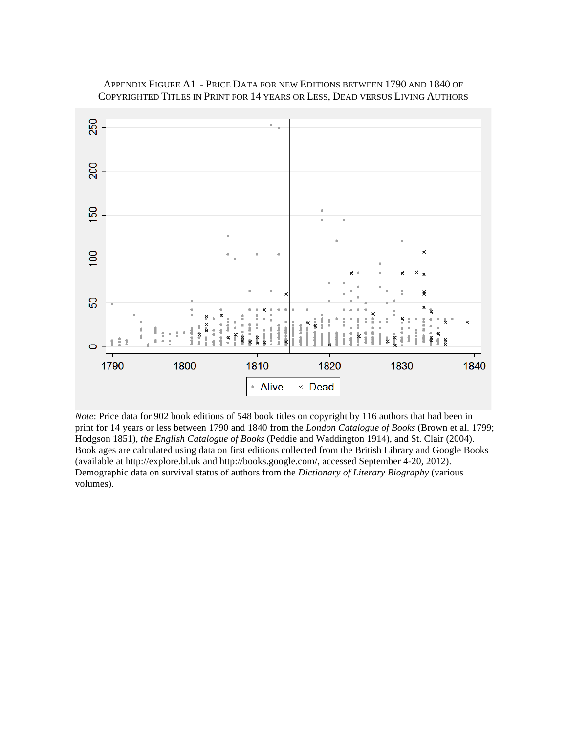APPENDIX FIGURE A1 - PRICE DATA FOR NEW EDITIONS BETWEEN 1790 AND 1840 OF COPYRIGHTED TITLES IN PRINT FOR 14 YEARS OR LESS, DEAD VERSUS LIVING AUTHORS

*Note*: Price data for 902 book editions of 548 book titles on copyright by 116 authors that had been in print for 14 years or less between 1790 and 1840 from the *London Catalogue of Books* (Brown et al. 1799; Hodgson 1851), *the English Catalogue of Books* (Peddie and Waddington 1914), and St. Clair (2004). Book ages are calculated using data on first editions collected from the British Library and Google Books (available at http://explore.bl.uk and http://books.google.com/, accessed September 4-20, 2012). Demographic data on survival status of authors from the *Dictionary of Literary Biography* (various volumes).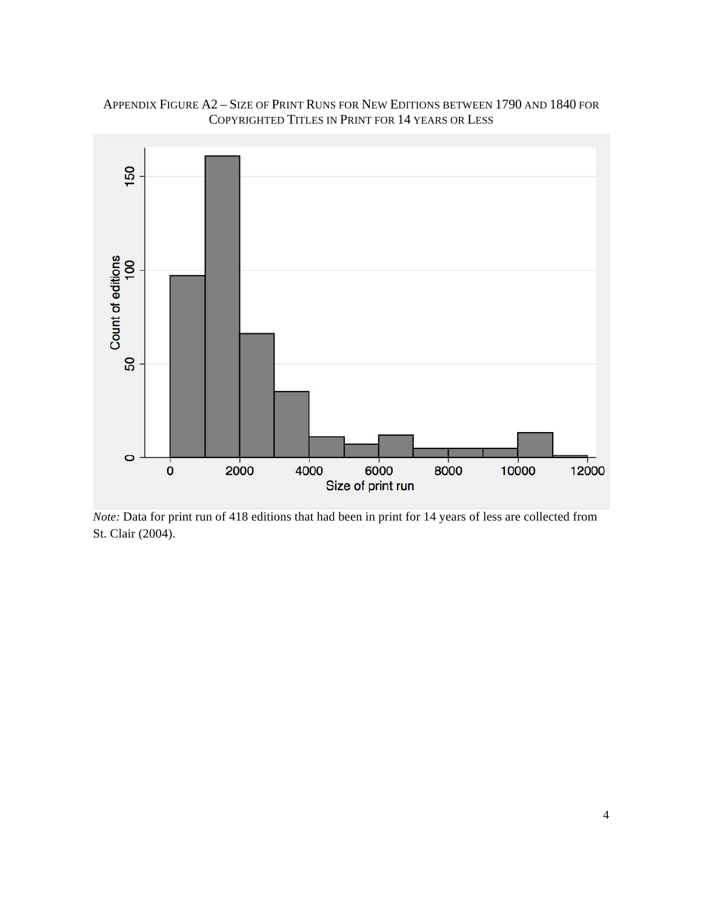Appendix Figure A2 – Size of Print Runs for New Editions between 1790 and 1840 for Copyrighted Titles in Print for 14 years or Less

Count of editions

0
50
100
150

0
2000
4000
6000
8000
10000
12000

Size of print run

*Note:* Data for print run of 418 editions that had been in print for 14 years of less are collected from St. Clair (2004).